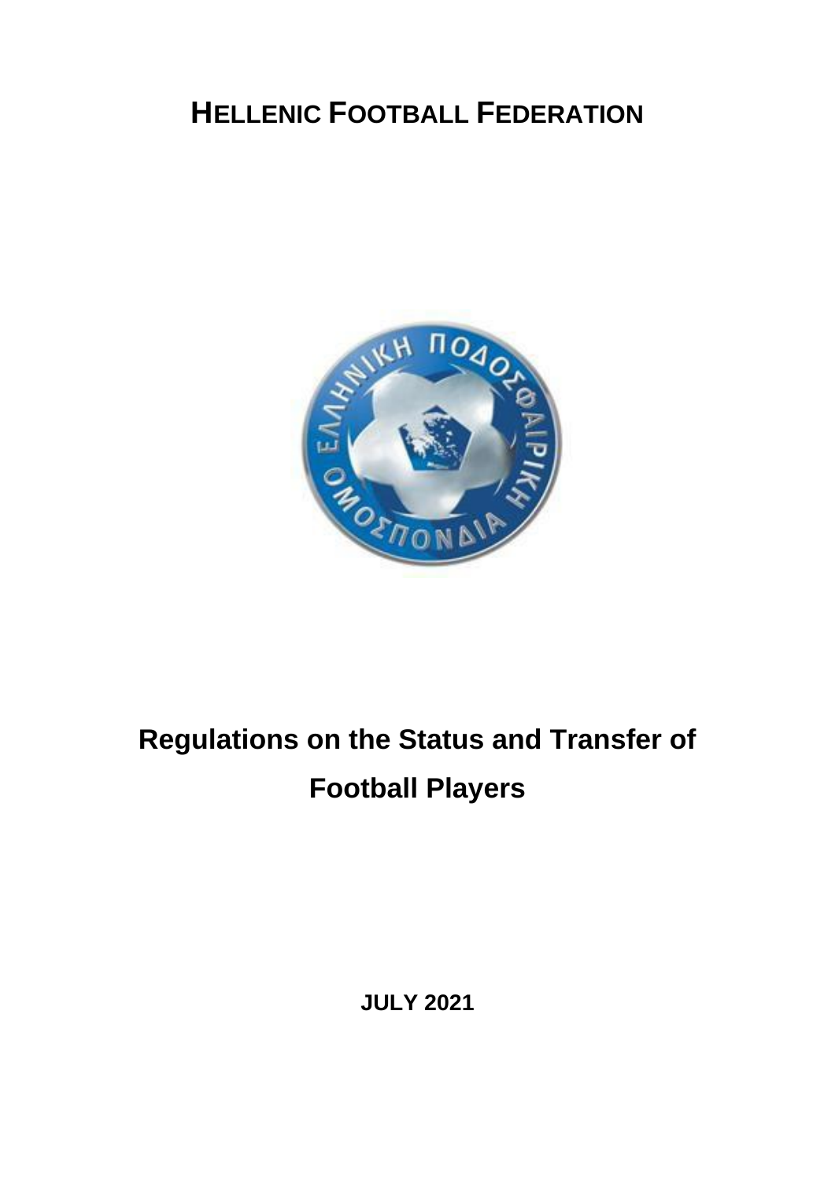# HELLENIC FOOTBALL FEDERATION

# Regulations on the Status and Transfer of Football Players

**JULY 2021**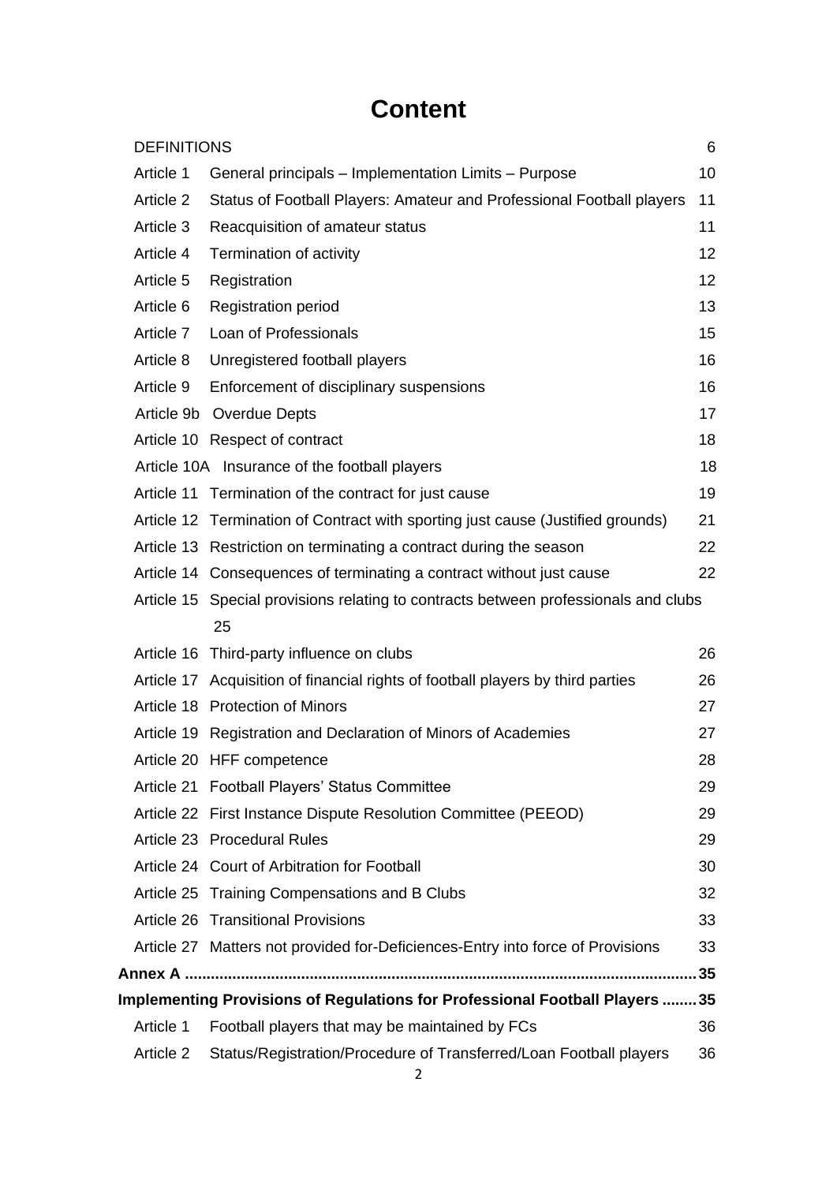# Content

| | | |
|---|---|---|
| DEFINITIONS | | 6 |
| Article 1 | General principals – Implementation Limits – Purpose | 10 |
| Article 2 | Status of Football Players: Amateur and Professional Football players | 11 |
| Article 3 | Reacquisition of amateur status | 11 |
| Article 4 | Termination of activity | 12 |
| Article 5 | Registration | 12 |
| Article 6 | Registration period | 13 |
| Article 7 | Loan of Professionals | 15 |
| Article 8 | Unregistered football players | 16 |
| Article 9 | Enforcement of disciplinary suspensions | 16 |
| Article 9b | Overdue Depts | 17 |
| Article 10 | Respect of contract | 18 |
| Article 10A | Insurance of the football players | 18 |
| Article 11 | Termination of the contract for just cause | 19 |
| Article 12 | Termination of Contract with sporting just cause (Justified grounds) | 21 |
| Article 13 | Restriction on terminating a contract during the season | 22 |
| Article 14 | Consequences of terminating a contract without just cause | 22 |
| Article 15 | Special provisions relating to contracts between professionals and clubs | 25 |
| Article 16 | Third-party influence on clubs | 26 |
| Article 17 | Acquisition of financial rights of football players by third parties | 26 |
| Article 18 | Protection of Minors | 27 |
| Article 19 | Registration and Declaration of Minors of Academies | 27 |
| Article 20 | HFF competence | 28 |
| Article 21 | Football Players' Status Committee | 29 |
| Article 22 | First Instance Dispute Resolution Committee (PEEOD) | 29 |
| Article 23 | Procedural Rules | 29 |
| Article 24 | Court of Arbitration for Football | 30 |
| Article 25 | Training Compensations and B Clubs | 32 |
| Article 26 | Transitional Provisions | 33 |
| Article 27 | Matters not provided for-Deficiences-Entry into force of Provisions | 33 |

**Annex A** .......... **35**

**Implementing Provisions of Regulations for Professional Football Players** .......... **35**

| | | |
|---|---|---|
| Article 1 | Football players that may be maintained by FCs | 36 |
| Article 2 | Status/Registration/Procedure of Transferred/Loan Football players | 36 |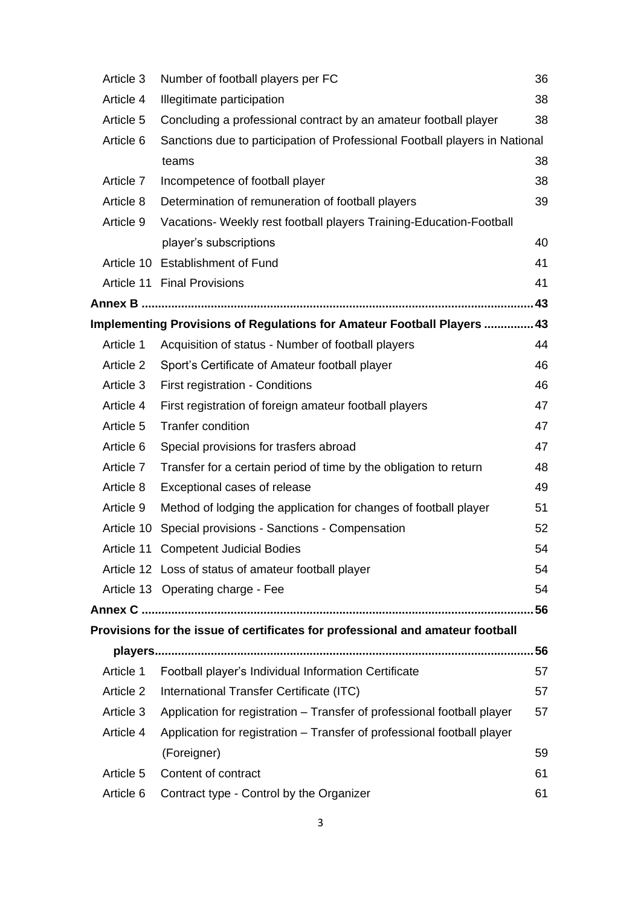| | | |
|---|---|---|
| Article 3 | Number of football players per FC | 36 |
| Article 4 | Illegitimate participation | 38 |
| Article 5 | Concluding a professional contract by an amateur football player | 38 |
| Article 6 | Sanctions due to participation of Professional Football players in National teams | 38 |
| Article 7 | Incompetence of football player | 38 |
| Article 8 | Determination of remuneration of football players | 39 |
| Article 9 | Vacations- Weekly rest football players Training-Education-Football player's subscriptions | 40 |
| Article 10 | Establishment of Fund | 41 |
| Article 11 | Final Provisions | 41 |

**Annex B .................................................................................................................... 43**

**Implementing Provisions of Regulations for Amateur Football Players ............... 43**

| | | |
|---|---|---|
| Article 1 | Acquisition of status - Number of football players | 44 |
| Article 2 | Sport's Certificate of Amateur football player | 46 |
| Article 3 | First registration - Conditions | 46 |
| Article 4 | First registration of foreign amateur football players | 47 |
| Article 5 | Tranfer condition | 47 |
| Article 6 | Special provisions for trasfers abroad | 47 |
| Article 7 | Transfer for a certain period of time by the obligation to return | 48 |
| Article 8 | Exceptional cases of release | 49 |
| Article 9 | Method of lodging the application for changes of football player | 51 |
| Article 10 | Special provisions - Sanctions - Compensation | 52 |
| Article 11 | Competent Judicial Bodies | 54 |
| Article 12 | Loss of status of amateur football player | 54 |
| Article 13 | Operating charge - Fee | 54 |

**Annex C .................................................................................................................... 56**

**Provisions for the issue of certificates for professional and amateur football players................................................................................................................ 56**

| | | |
|---|---|---|
| Article 1 | Football player's Individual Information Certificate | 57 |
| Article 2 | International Transfer Certificate (ITC) | 57 |
| Article 3 | Application for registration – Transfer of professional football player | 57 |
| Article 4 | Application for registration – Transfer of professional football player (Foreigner) | 59 |
| Article 5 | Content of contract | 61 |
| Article 6 | Contract type - Control by the Organizer | 61 |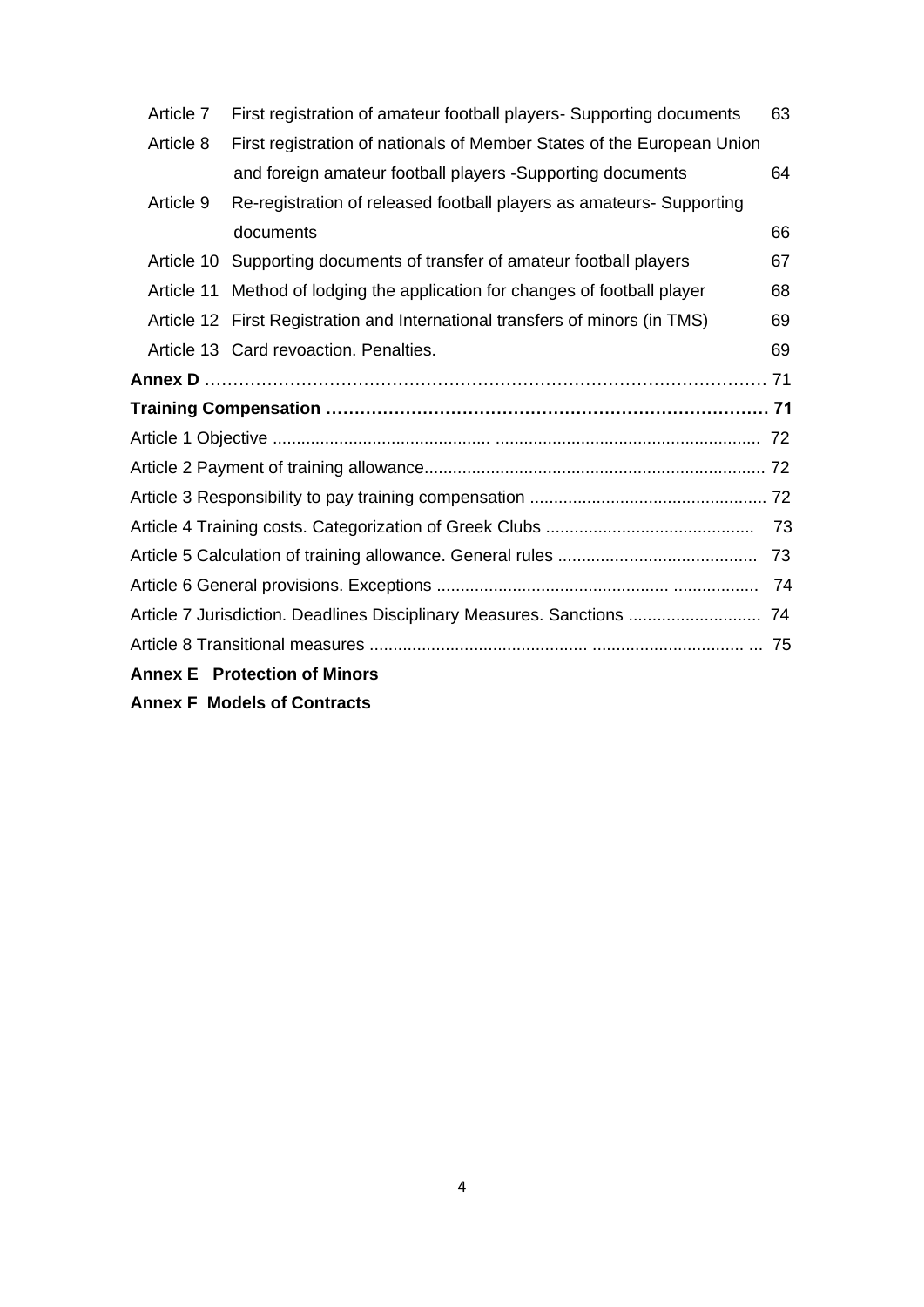| | | |
|---|---|---|
| Article 7 | First registration of amateur football players- Supporting documents | 63 |
| Article 8 | First registration of nationals of Member States of the European Union and foreign amateur football players -Supporting documents | 64 |
| Article 9 | Re-registration of released football players as amateurs- Supporting documents | 66 |
| Article 10 | Supporting documents of transfer of amateur football players | 67 |
| Article 11 | Method of lodging the application for changes of football player | 68 |
| Article 12 | First Registration and International transfers of minors (in TMS) | 69 |
| Article 13 | Card revoaction. Penalties. | 69 |

**Annex D** ………………………………………………………………………………… 71

**Training Compensation ……………………………………………………………………… 71**

Article 1 Objective ............................................. ....................................................... 72

Article 2 Payment of training allowance........................................................................ 72

Article 3 Responsibility to pay training compensation .................................................. 72

Article 4 Training costs. Categorization of Greek Clubs ............................................ 73

Article 5 Calculation of training allowance. General rules .......................................... 73

Article 6 General provisions. Exceptions .................................................. .................. 74

Article 7 Jurisdiction. Deadlines Disciplinary Measures. Sanctions ............................ 74

Article 8 Transitional measures .............................................. ................................ ... 75

**Annex E Protection of Minors**

**Annex F Models of Contracts**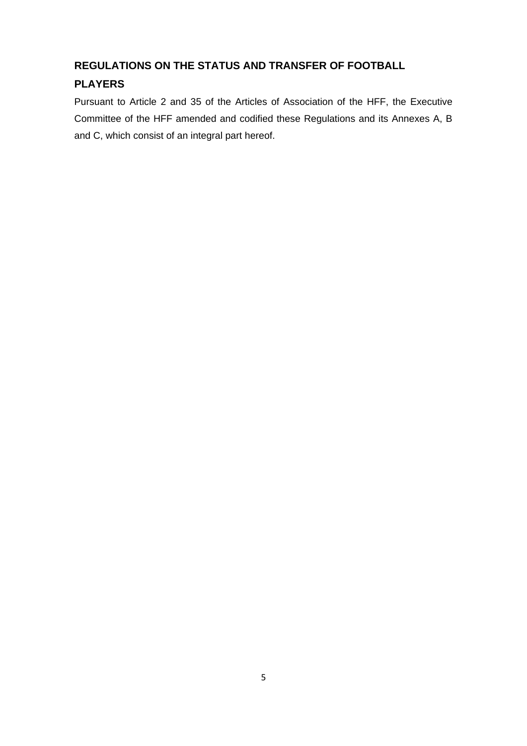# REGULATIONS ON THE STATUS AND TRANSFER OF FOOTBALL PLAYERS

Pursuant to Article 2 and 35 of the Articles of Association of the HFF, the Executive Committee of the HFF amended and codified these Regulations and its Annexes A, B and C, which consist of an integral part hereof.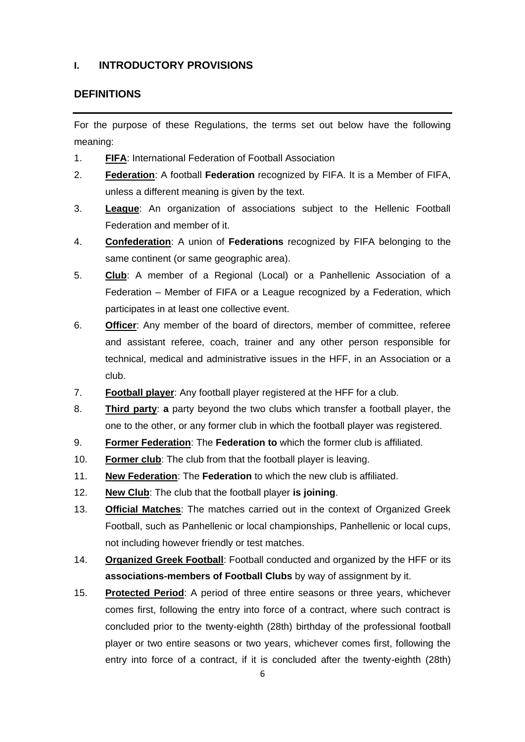## I. INTRODUCTORY PROVISIONS

## DEFINITIONS

For the purpose of these Regulations, the terms set out below have the following meaning:

1. **FIFA**: International Federation of Football Association
2. **Federation**: A football **Federation** recognized by FIFA. It is a Member of FIFA, unless a different meaning is given by the text.
3. **League**: An organization of associations subject to the Hellenic Football Federation and member of it.
4. **Confederation**: A union of **Federations** recognized by FIFA belonging to the same continent (or same geographic area).
5. **Club**: A member of a Regional (Local) or a Panhellenic Association of a Federation – Member of FIFA or a League recognized by a Federation, which participates in at least one collective event.
6. **Officer**: Any member of the board of directors, member of committee, referee and assistant referee, coach, trainer and any other person responsible for technical, medical and administrative issues in the HFF, in an Association or a club.
7. **Football player**: Any football player registered at the HFF for a club.
8. **Third party**: **a** party beyond the two clubs which transfer a football player, the one to the other, or any former club in which the football player was registered.
9. **Former Federation**: The **Federation to** which the former club is affiliated.
10. **Former club**: The club from that the football player is leaving.
11. **New Federation**: The **Federation** to which the new club is affiliated.
12. **New Club**: The club that the football player **is joining**.
13. **Official Matches**: The matches carried out in the context of Organized Greek Football, such as Panhellenic or local championships, Panhellenic or local cups, not including however friendly or test matches.
14. **Organized Greek Football**: Football conducted and organized by the HFF or its **associations-members of Football Clubs** by way of assignment by it.
15. **Protected Period**: A period of three entire seasons or three years, whichever comes first, following the entry into force of a contract, where such contract is concluded prior to the twenty-eighth (28th) birthday of the professional football player or two entire seasons or two years, whichever comes first, following the entry into force of a contract, if it is concluded after the twenty-eighth (28th)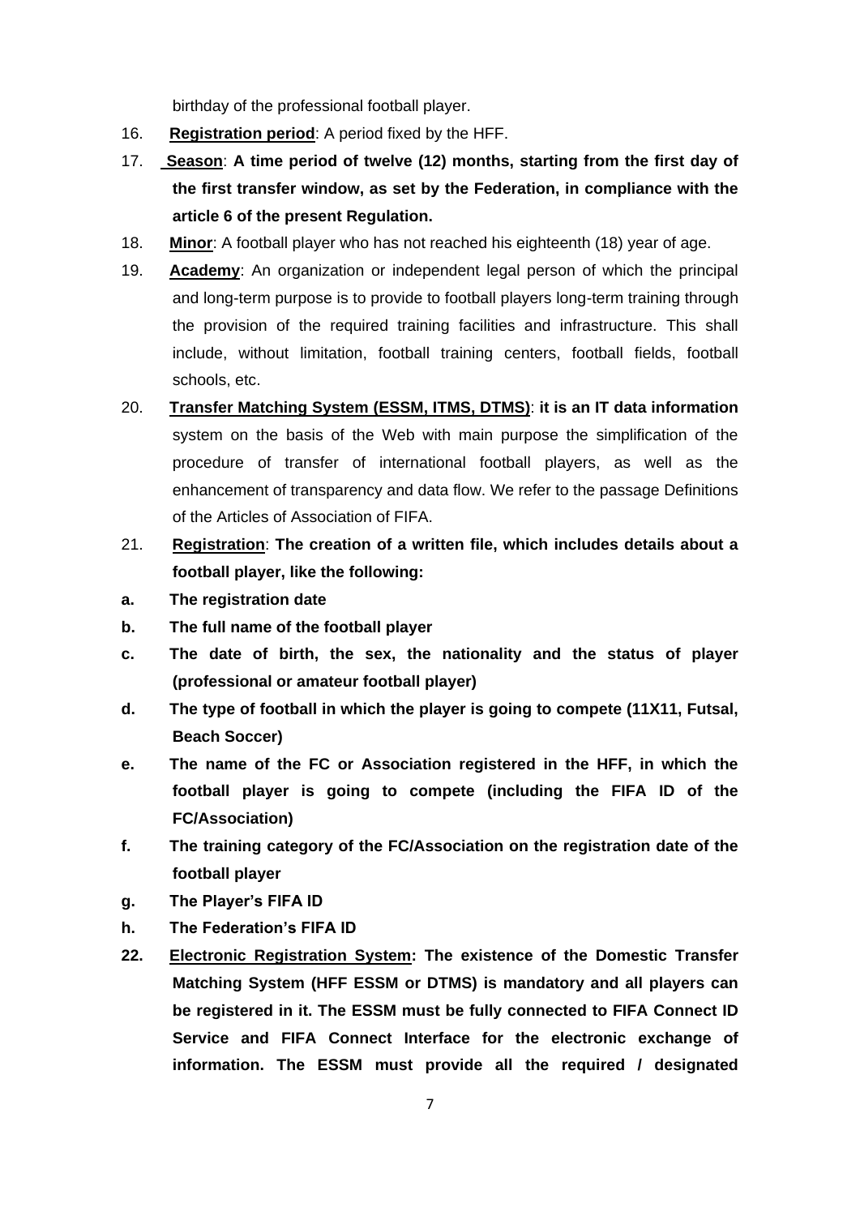birthday of the professional football player.

16. **Registration period**: A period fixed by the HFF.

17. **Season**: **A time period of twelve (12) months, starting from the first day of the first transfer window, as set by the Federation, in compliance with the article 6 of the present Regulation.**

18. **Minor**: A football player who has not reached his eighteenth (18) year of age.

19. **Academy**: An organization or independent legal person of which the principal and long-term purpose is to provide to football players long-term training through the provision of the required training facilities and infrastructure. This shall include, without limitation, football training centers, football fields, football schools, etc.

20. **Transfer Matching System (ESSM, ITMS, DTMS)**: **it is an IT data information** system on the basis of the Web with main purpose the simplification of the procedure of transfer of international football players, as well as the enhancement of transparency and data flow. We refer to the passage Definitions of the Articles of Association of FIFA.

21. **Registration**: **The creation of a written file, which includes details about a football player, like the following:**

**a. The registration date**

**b. The full name of the football player**

**c. The date of birth, the sex, the nationality and the status of player (professional or amateur football player)**

**d. The type of football in which the player is going to compete (11X11, Futsal, Beach Soccer)**

**e. The name of the FC or Association registered in the HFF, in which the football player is going to compete (including the FIFA ID of the FC/Association)**

**f. The training category of the FC/Association on the registration date of the football player**

**g. The Player's FIFA ID**

**h. The Federation's FIFA ID**

**22. Electronic Registration System: The existence of the Domestic Transfer Matching System (HFF ESSM or DTMS) is mandatory and all players can be registered in it. The ESSM must be fully connected to FIFA Connect ID Service and FIFA Connect Interface for the electronic exchange of information. The ESSM must provide all the required / designated**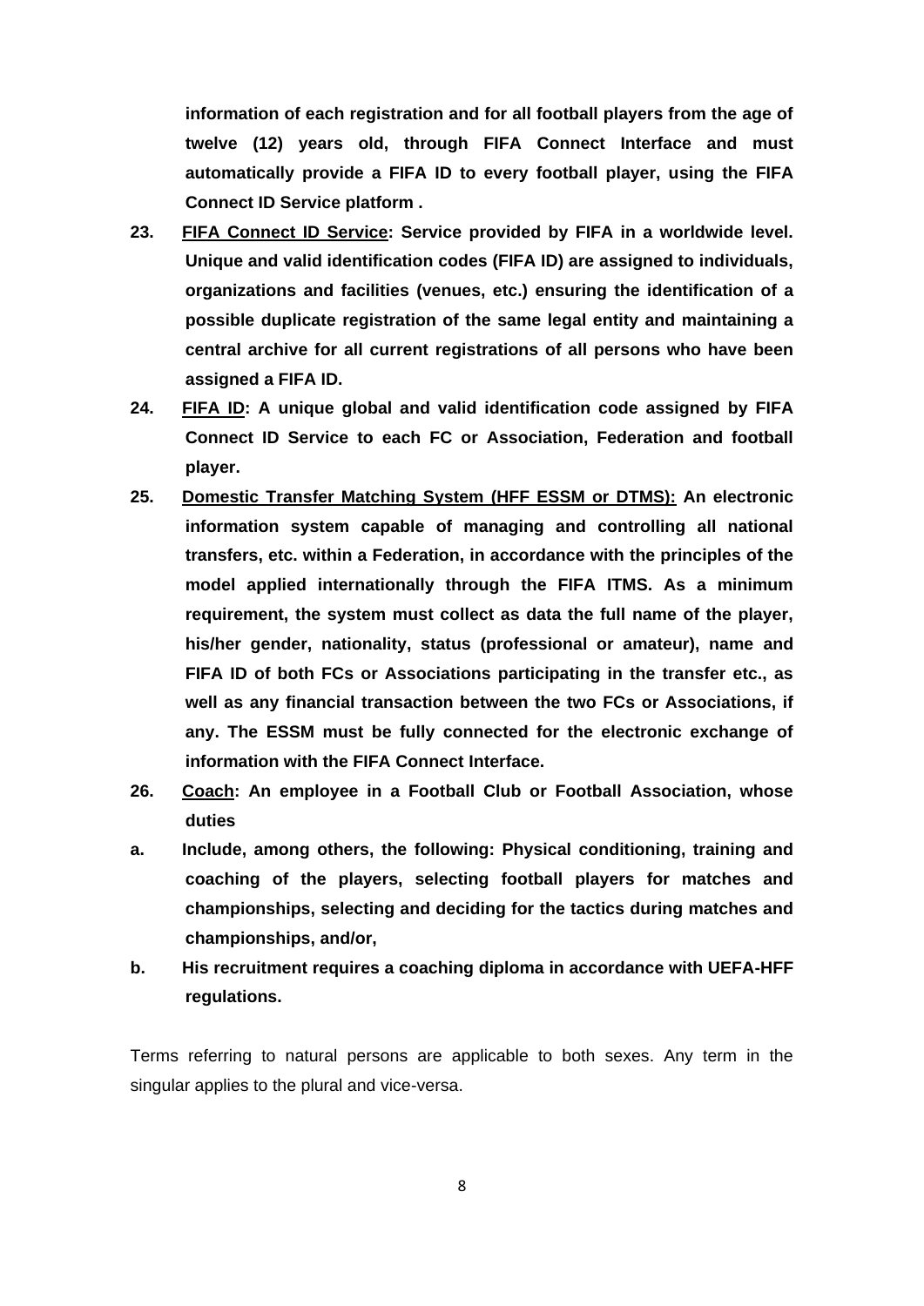**information of each registration and for all football players from the age of twelve (12) years old, through FIFA Connect Interface and must automatically provide a FIFA ID to every football player, using the FIFA Connect ID Service platform .**

**23. <u>FIFA Connect ID Service</u>: Service provided by FIFA in a worldwide level. Unique and valid identification codes (FIFA ID) are assigned to individuals, organizations and facilities (venues, etc.) ensuring the identification of a possible duplicate registration of the same legal entity and maintaining a central archive for all current registrations of all persons who have been assigned a FIFA ID.**

**24. <u>FIFA ID</u>: A unique global and valid identification code assigned by FIFA Connect ID Service to each FC or Association, Federation and football player.**

**25. <u>Domestic Transfer Matching System (HFF ESSM or DTMS):</u> An electronic information system capable of managing and controlling all national transfers, etc. within a Federation, in accordance with the principles of the model applied internationally through the FIFA ITMS. As a minimum requirement, the system must collect as data the full name of the player, his/her gender, nationality, status (professional or amateur), name and FIFA ID of both FCs or Associations participating in the transfer etc., as well as any financial transaction between the two FCs or Associations, if any. The ESSM must be fully connected for the electronic exchange of information with the FIFA Connect Interface.**

**26. <u>Coach</u>: An employee in a Football Club or Football Association, whose duties**

**a. Include, among others, the following: Physical conditioning, training and coaching of the players, selecting football players for matches and championships, selecting and deciding for the tactics during matches and championships, and/or,**

**b. His recruitment requires a coaching diploma in accordance with UEFA-HFF regulations.**

Terms referring to natural persons are applicable to both sexes. Any term in the singular applies to the plural and vice-versa.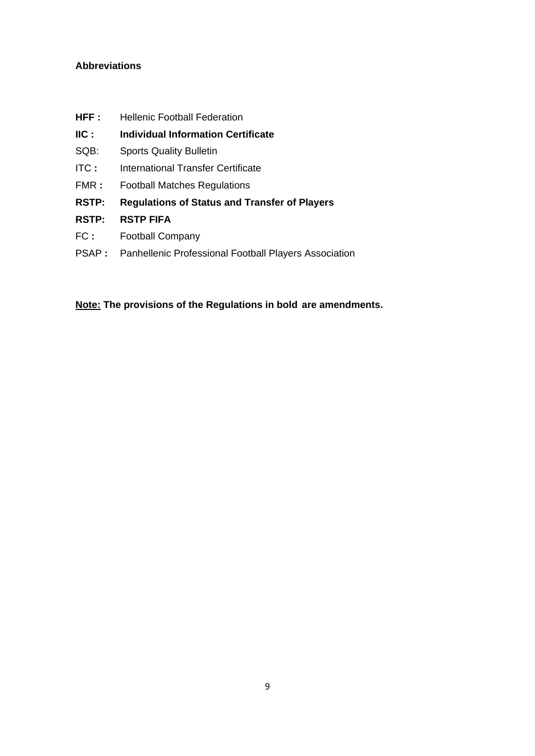**Abbreviations**

**HFF :** Hellenic Football Federation

**IIC : Individual Information Certificate**

SQB: Sports Quality Bulletin

ITC **:** International Transfer Certificate

FMR **:** Football Matches Regulations

**RSTP: Regulations of Status and Transfer of Players**

**RSTP: RSTP FIFA**

FC **:** Football Company

PSAP **:** Panhellenic Professional Football Players Association

**<u>Note:</u> The provisions of the Regulations in bold are amendments.**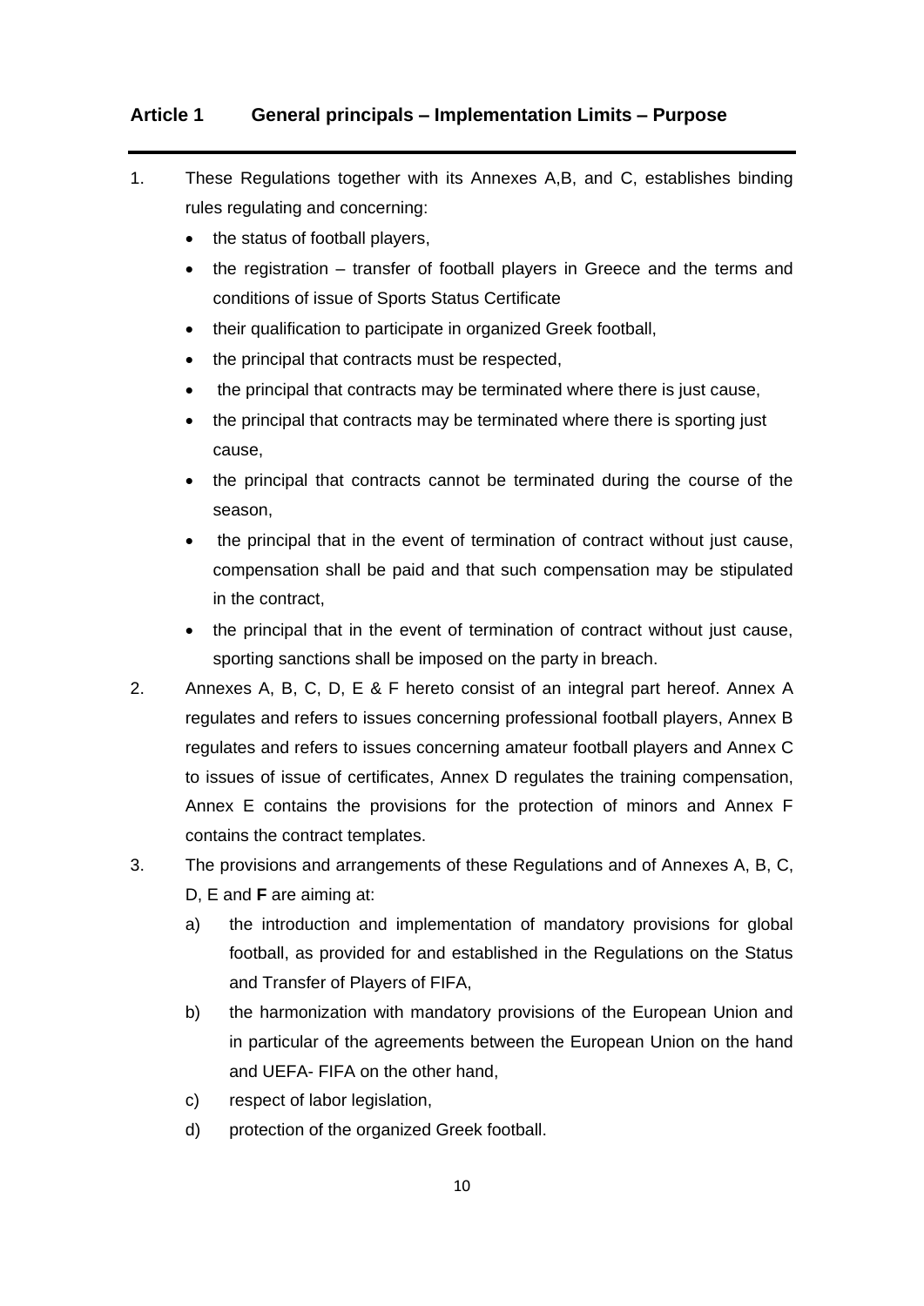## Article 1 General principals – Implementation Limits – Purpose

1. These Regulations together with its Annexes A,B, and C, establishes binding rules regulating and concerning:
   - the status of football players,
   - the registration – transfer of football players in Greece and the terms and conditions of issue of Sports Status Certificate
   - their qualification to participate in organized Greek football,
   - the principal that contracts must be respected,
   - the principal that contracts may be terminated where there is just cause,
   - the principal that contracts may be terminated where there is sporting just cause,
   - the principal that contracts cannot be terminated during the course of the season,
   - the principal that in the event of termination of contract without just cause, compensation shall be paid and that such compensation may be stipulated in the contract,
   - the principal that in the event of termination of contract without just cause, sporting sanctions shall be imposed on the party in breach.
2. Annexes A, B, C, D, E & F hereto consist of an integral part hereof. Annex A regulates and refers to issues concerning professional football players, Annex B regulates and refers to issues concerning amateur football players and Annex C to issues of issue of certificates, Annex D regulates the training compensation, Annex E contains the provisions for the protection of minors and Annex F contains the contract templates.
3. The provisions and arrangements of these Regulations and of Annexes A, B, C, D, E and **F** are aiming at:
   a) the introduction and implementation of mandatory provisions for global football, as provided for and established in the Regulations on the Status and Transfer of Players of FIFA,
   b) the harmonization with mandatory provisions of the European Union and in particular of the agreements between the European Union on the hand and UEFA- FIFA on the other hand,
   c) respect of labor legislation,
   d) protection of the organized Greek football.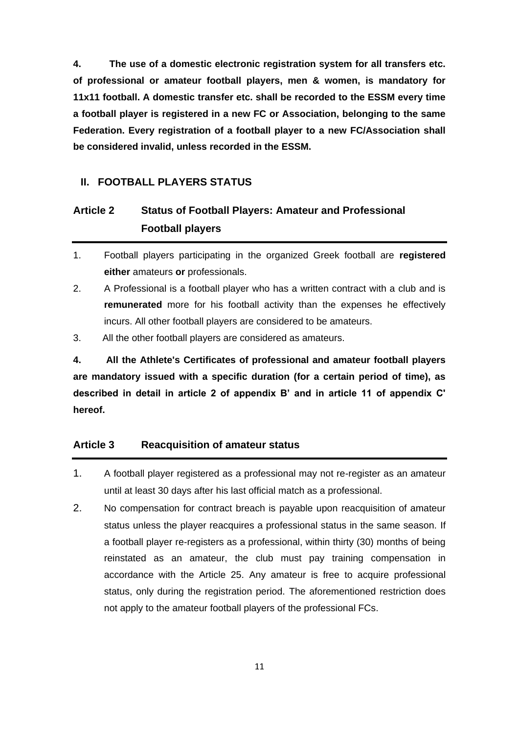**4. The use of a domestic electronic registration system for all transfers etc. of professional or amateur football players, men & women, is mandatory for 11x11 football. A domestic transfer etc. shall be recorded to the ESSM every time a football player is registered in a new FC or Association, belonging to the same Federation. Every registration of a football player to a new FC/Association shall be considered invalid, unless recorded in the ESSM.**

## II. FOOTBALL PLAYERS STATUS

### Article 2 Status of Football Players: Amateur and Professional Football players

1. Football players participating in the organized Greek football are **registered either** amateurs **or** professionals.
2. A Professional is a football player who has a written contract with a club and is **remunerated** more for his football activity than the expenses he effectively incurs. All other football players are considered to be amateurs.
3. All the other football players are considered as amateurs.

**4. All the Athlete's Certificates of professional and amateur football players are mandatory issued with a specific duration (for a certain period of time), as described in detail in article 2 of appendix B' and in article 11 of appendix C' hereof.**

### Article 3 Reacquisition of amateur status

1. A football player registered as a professional may not re-register as an amateur until at least 30 days after his last official match as a professional.
2. No compensation for contract breach is payable upon reacquisition of amateur status unless the player reacquires a professional status in the same season. If a football player re-registers as a professional, within thirty (30) months of being reinstated as an amateur, the club must pay training compensation in accordance with the Article 25. Any amateur is free to acquire professional status, only during the registration period. The aforementioned restriction does not apply to the amateur football players of the professional FCs.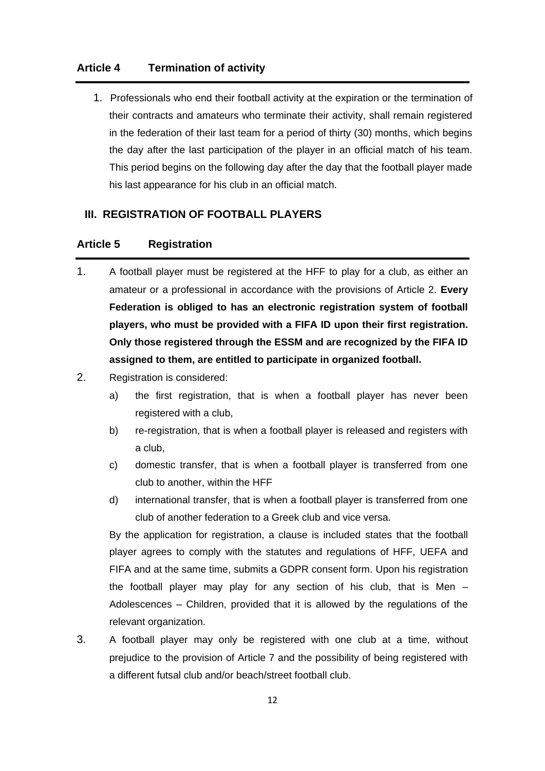## Article 4 Termination of activity

1. Professionals who end their football activity at the expiration or the termination of their contracts and amateurs who terminate their activity, shall remain registered in the federation of their last team for a period of thirty (30) months, which begins the day after the last participation of the player in an official match of his team. This period begins on the following day after the day that the football player made his last appearance for his club in an official match.

# III. REGISTRATION OF FOOTBALL PLAYERS

## Article 5 Registration

1. A football player must be registered at the HFF to play for a club, as either an amateur or a professional in accordance with the provisions of Article 2. **Every Federation is obliged to has an electronic registration system of football players, who must be provided with a FIFA ID upon their first registration. Only those registered through the ESSM and are recognized by the FIFA ID assigned to them, are entitled to participate in organized football.**
2. Registration is considered:
   a) the first registration, that is when a football player has never been registered with a club,
   b) re-registration, that is when a football player is released and registers with a club,
   c) domestic transfer, that is when a football player is transferred from one club to another, within the HFF
   d) international transfer, that is when a football player is transferred from one club of another federation to a Greek club and vice versa.

   By the application for registration, a clause is included states that the football player agrees to comply with the statutes and regulations of HFF, UEFA and FIFA and at the same time, submits a GDPR consent form. Upon his registration the football player may play for any section of his club, that is Men – Adolescences – Children, provided that it is allowed by the regulations of the relevant organization.
3. A football player may only be registered with one club at a time, without prejudice to the provision of Article 7 and the possibility of being registered with a different futsal club and/or beach/street football club.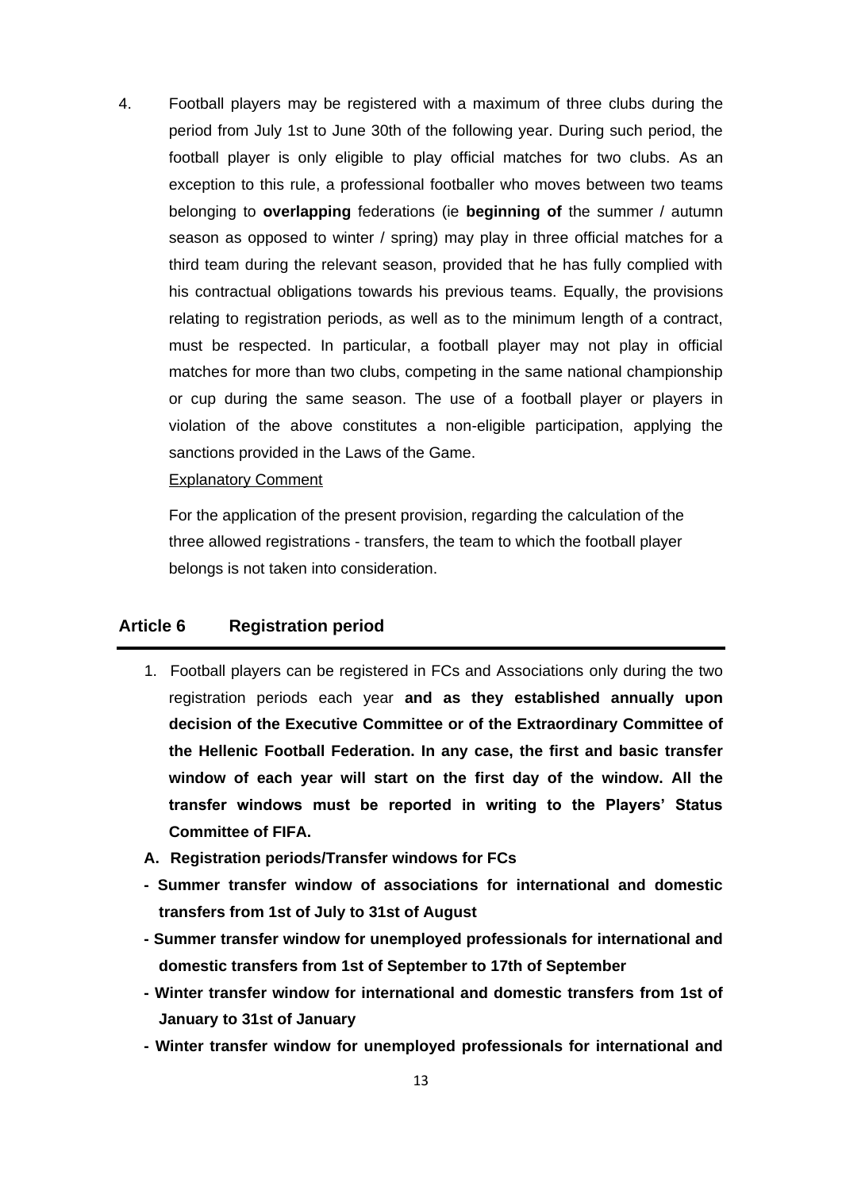4. Football players may be registered with a maximum of three clubs during the period from July 1st to June 30th of the following year. During such period, the football player is only eligible to play official matches for two clubs. As an exception to this rule, a professional footballer who moves between two teams belonging to **overlapping** federations (ie **beginning of** the summer / autumn season as opposed to winter / spring) may play in three official matches for a third team during the relevant season, provided that he has fully complied with his contractual obligations towards his previous teams. Equally, the provisions relating to registration periods, as well as to the minimum length of a contract, must be respected. In particular, a football player may not play in official matches for more than two clubs, competing in the same national championship or cup during the same season. The use of a football player or players in violation of the above constitutes a non-eligible participation, applying the sanctions provided in the Laws of the Game.

   Explanatory Comment

   For the application of the present provision, regarding the calculation of the three allowed registrations - transfers, the team to which the football player belongs is not taken into consideration.

## Article 6 Registration period

1. Football players can be registered in FCs and Associations only during the two registration periods each year **and as they established annually upon decision of the Executive Committee or of the Extraordinary Committee of the Hellenic Football Federation. In any case, the first and basic transfer window of each year will start on the first day of the window. All the transfer windows must be reported in writing to the Players' Status Committee of FIFA.**

**A. Registration periods/Transfer windows for FCs**

- **Summer transfer window of associations for international and domestic transfers from 1st of July to 31st of August**
- **Summer transfer window for unemployed professionals for international and domestic transfers from 1st of September to 17th of September**
- **Winter transfer window for international and domestic transfers from 1st of January to 31st of January**
- **Winter transfer window for unemployed professionals for international and**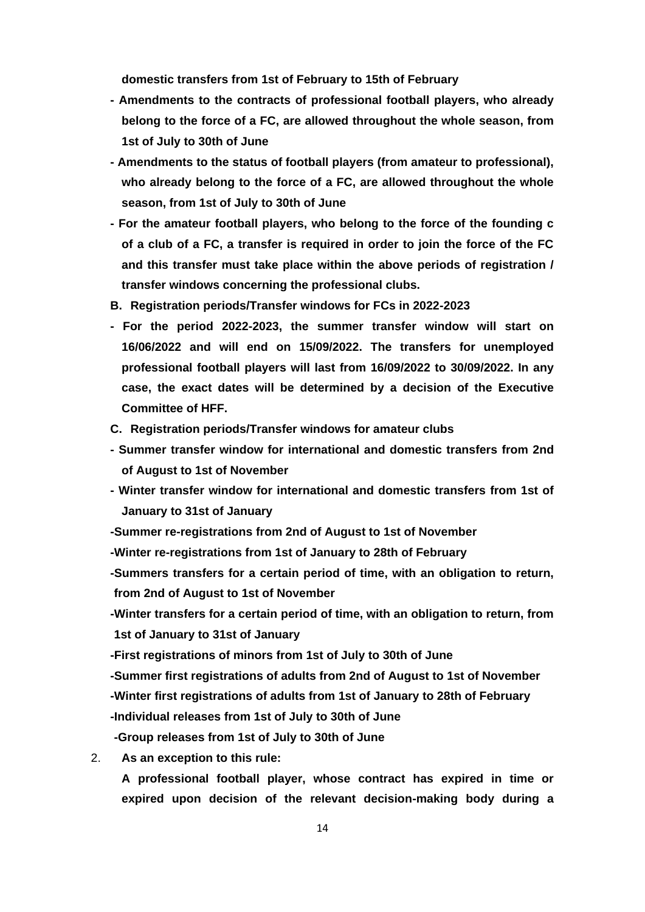**domestic transfers from 1st of February to 15th of February**

- **Amendments to the contracts of professional football players, who already belong to the force of a FC, are allowed throughout the whole season, from 1st of July to 30th of June**
- **Amendments to the status of football players (from amateur to professional), who already belong to the force of a FC, are allowed throughout the whole season, from 1st of July to 30th of June**
- **For the amateur football players, who belong to the force of the founding c of a club of a FC, a transfer is required in order to join the force of the FC and this transfer must take place within the above periods of registration / transfer windows concerning the professional clubs.**

**B. Registration periods/Transfer windows for FCs in 2022-2023**

- **For the period 2022-2023, the summer transfer window will start on 16/06/2022 and will end on 15/09/2022. The transfers for unemployed professional football players will last from 16/09/2022 to 30/09/2022. In any case, the exact dates will be determined by a decision of the Executive Committee of HFF.**

**C. Registration periods/Transfer windows for amateur clubs**

- **Summer transfer window for international and domestic transfers from 2nd of August to 1st of November**
- **Winter transfer window for international and domestic transfers from 1st of January to 31st of January**

**-Summer re-registrations from 2nd of August to 1st of November**

**-Winter re-registrations from 1st of January to 28th of February**

**-Summers transfers for a certain period of time, with an obligation to return, from 2nd of August to 1st of November**

**-Winter transfers for a certain period of time, with an obligation to return, from 1st of January to 31st of January**

**-First registrations of minors from 1st of July to 30th of June**

**-Summer first registrations of adults from 2nd of August to 1st of November**

**-Winter first registrations of adults from 1st of January to 28th of February**

**-Individual releases from 1st of July to 30th of June**

**-Group releases from 1st of July to 30th of June**

2. **As an exception to this rule:**

   **A professional football player, whose contract has expired in time or expired upon decision of the relevant decision-making body during a**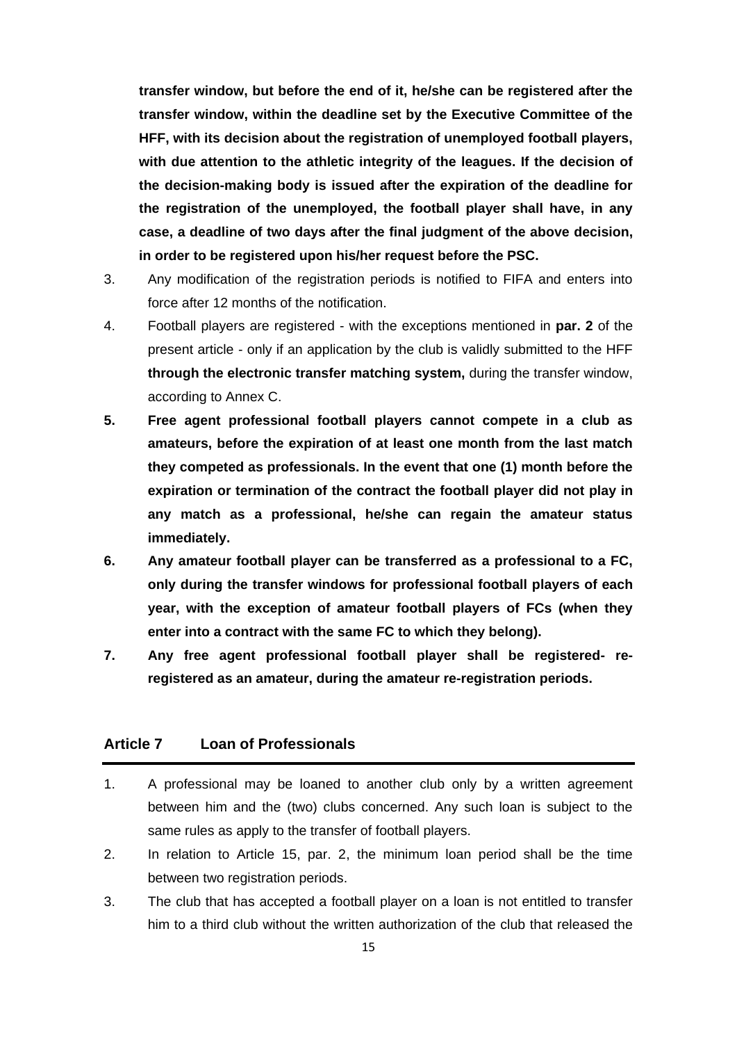**transfer window, but before the end of it, he/she can be registered after the transfer window, within the deadline set by the Executive Committee of the HFF, with its decision about the registration of unemployed football players, with due attention to the athletic integrity of the leagues. If the decision of the decision-making body is issued after the expiration of the deadline for the registration of the unemployed, the football player shall have, in any case, a deadline of two days after the final judgment of the above decision, in order to be registered upon his/her request before the PSC.**

3. Any modification of the registration periods is notified to FIFA and enters into force after 12 months of the notification.
4. Football players are registered - with the exceptions mentioned in **par. 2** of the present article - only if an application by the club is validly submitted to the HFF **through the electronic transfer matching system,** during the transfer window, according to Annex C.
5. **Free agent professional football players cannot compete in a club as amateurs, before the expiration of at least one month from the last match they competed as professionals. In the event that one (1) month before the expiration or termination of the contract the football player did not play in any match as a professional, he/she can regain the amateur status immediately.**
6. **Any amateur football player can be transferred as a professional to a FC, only during the transfer windows for professional football players of each year, with the exception of amateur football players of FCs (when they enter into a contract with the same FC to which they belong).**
7. **Any free agent professional football player shall be registered- re-registered as an amateur, during the amateur re-registration periods.**

## Article 7 Loan of Professionals

1. A professional may be loaned to another club only by a written agreement between him and the (two) clubs concerned. Any such loan is subject to the same rules as apply to the transfer of football players.
2. In relation to Article 15, par. 2, the minimum loan period shall be the time between two registration periods.
3. The club that has accepted a football player on a loan is not entitled to transfer him to a third club without the written authorization of the club that released the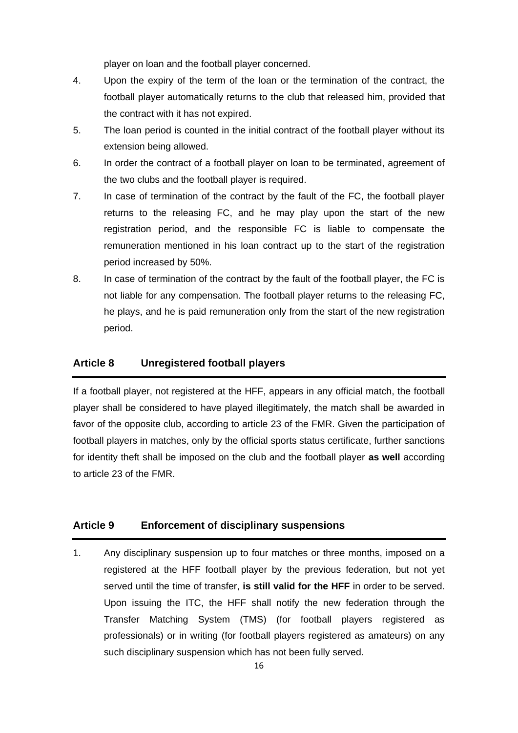player on loan and the football player concerned.

4. Upon the expiry of the term of the loan or the termination of the contract, the football player automatically returns to the club that released him, provided that the contract with it has not expired.
5. The loan period is counted in the initial contract of the football player without its extension being allowed.
6. In order the contract of a football player on loan to be terminated, agreement of the two clubs and the football player is required.
7. In case of termination of the contract by the fault of the FC, the football player returns to the releasing FC, and he may play upon the start of the new registration period, and the responsible FC is liable to compensate the remuneration mentioned in his loan contract up to the start of the registration period increased by 50%.
8. In case of termination of the contract by the fault of the football player, the FC is not liable for any compensation. The football player returns to the releasing FC, he plays, and he is paid remuneration only from the start of the new registration period.

## Article 8 Unregistered football players

If a football player, not registered at the HFF, appears in any official match, the football player shall be considered to have played illegitimately, the match shall be awarded in favor of the opposite club, according to article 23 of the FMR. Given the participation of football players in matches, only by the official sports status certificate, further sanctions for identity theft shall be imposed on the club and the football player **as well** according to article 23 of the FMR.

## Article 9 Enforcement of disciplinary suspensions

1. Any disciplinary suspension up to four matches or three months, imposed on a registered at the HFF football player by the previous federation, but not yet served until the time of transfer, **is still valid for the HFF** in order to be served. Upon issuing the ITC, the HFF shall notify the new federation through the Transfer Matching System (TMS) (for football players registered as professionals) or in writing (for football players registered as amateurs) on any such disciplinary suspension which has not been fully served.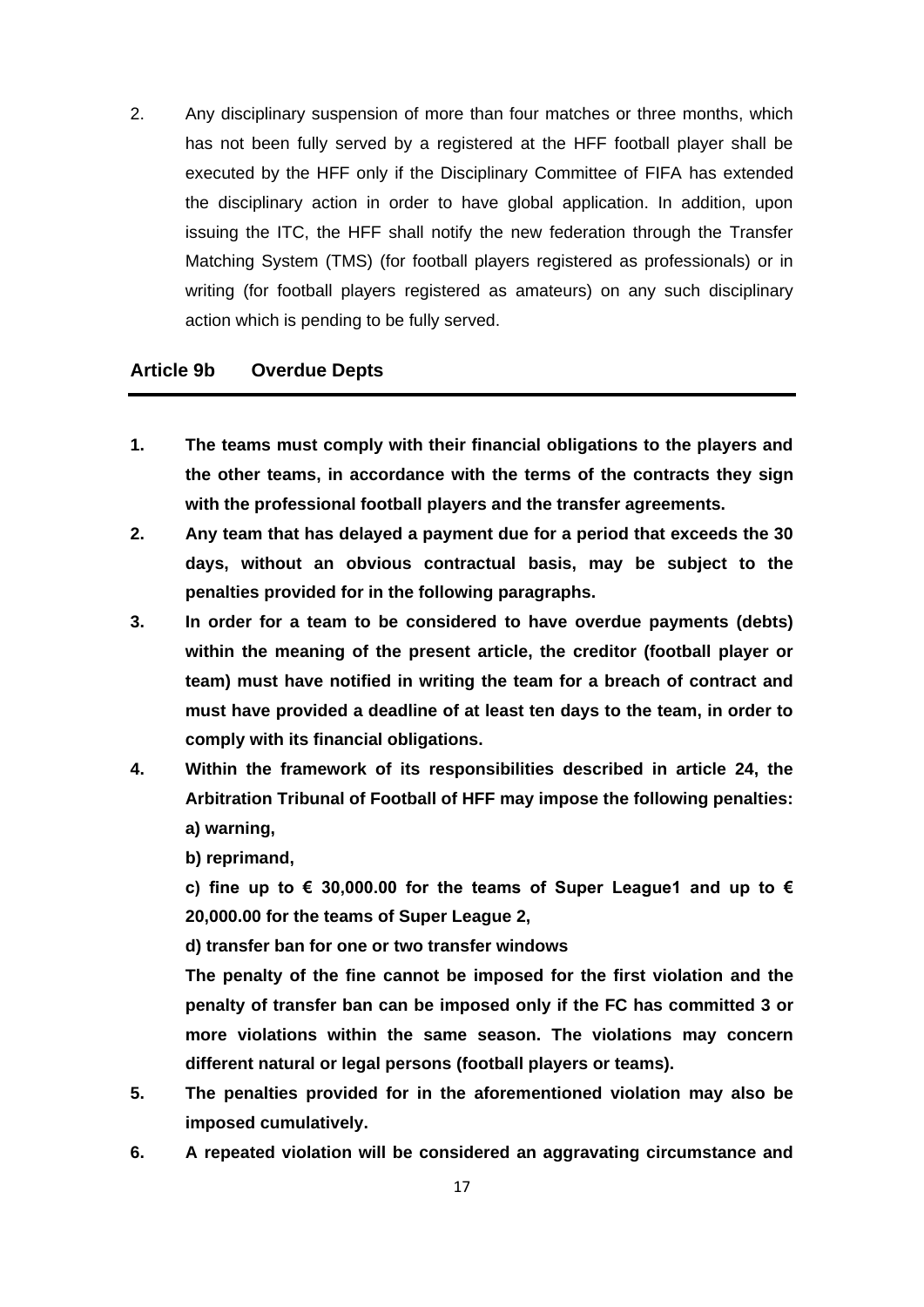2. Any disciplinary suspension of more than four matches or three months, which has not been fully served by a registered at the HFF football player shall be executed by the HFF only if the Disciplinary Committee of FIFA has extended the disciplinary action in order to have global application. In addition, upon issuing the ITC, the HFF shall notify the new federation through the Transfer Matching System (TMS) (for football players registered as professionals) or in writing (for football players registered as amateurs) on any such disciplinary action which is pending to be fully served.

## Article 9b Overdue Depts

**1. The teams must comply with their financial obligations to the players and the other teams, in accordance with the terms of the contracts they sign with the professional football players and the transfer agreements.**

**2. Any team that has delayed a payment due for a period that exceeds the 30 days, without an obvious contractual basis, may be subject to the penalties provided for in the following paragraphs.**

**3. In order for a team to be considered to have overdue payments (debts) within the meaning of the present article, the creditor (football player or team) must have notified in writing the team for a breach of contract and must have provided a deadline of at least ten days to the team, in order to comply with its financial obligations.**

**4. Within the framework of its responsibilities described in article 24, the Arbitration Tribunal of Football of HFF may impose the following penalties:**

**a) warning,**

**b) reprimand,**

**c) fine up to € 30,000.00 for the teams of Super League1 and up to € 20,000.00 for the teams of Super League 2,**

**d) transfer ban for one or two transfer windows**

**The penalty of the fine cannot be imposed for the first violation and the penalty of transfer ban can be imposed only if the FC has committed 3 or more violations within the same season. The violations may concern different natural or legal persons (football players or teams).**

**5. The penalties provided for in the aforementioned violation may also be imposed cumulatively.**

**6. A repeated violation will be considered an aggravating circumstance and**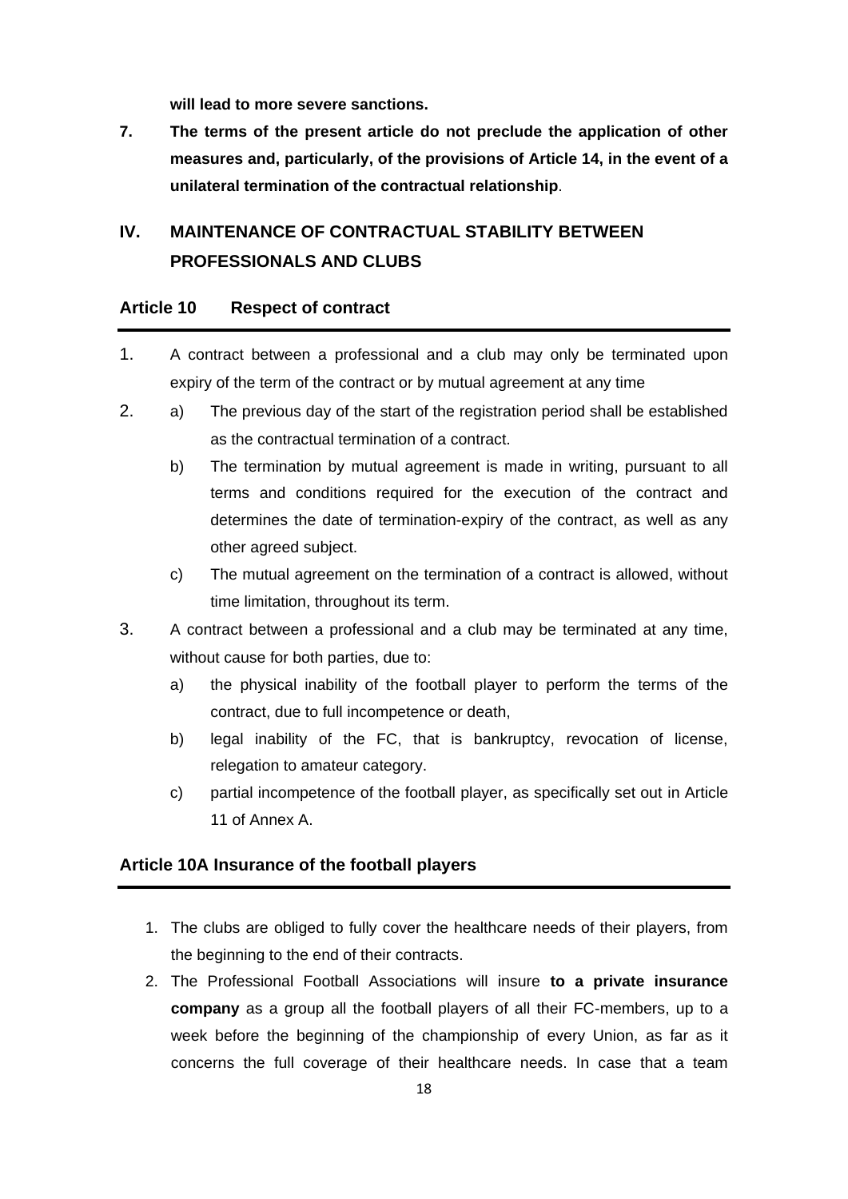**will lead to more severe sanctions.**

**7. The terms of the present article do not preclude the application of other measures and, particularly, of the provisions of Article 14, in the event of a unilateral termination of the contractual relationship**.

## IV. MAINTENANCE OF CONTRACTUAL STABILITY BETWEEN PROFESSIONALS AND CLUBS

### Article 10 Respect of contract

1. A contract between a professional and a club may only be terminated upon expiry of the term of the contract or by mutual agreement at any time

2. a) The previous day of the start of the registration period shall be established as the contractual termination of a contract.

   b) The termination by mutual agreement is made in writing, pursuant to all terms and conditions required for the execution of the contract and determines the date of termination-expiry of the contract, as well as any other agreed subject.

   c) The mutual agreement on the termination of a contract is allowed, without time limitation, throughout its term.

3. A contract between a professional and a club may be terminated at any time, without cause for both parties, due to:

   a) the physical inability of the football player to perform the terms of the contract, due to full incompetence or death,

   b) legal inability of the FC, that is bankruptcy, revocation of license, relegation to amateur category.

   c) partial incompetence of the football player, as specifically set out in Article 11 of Annex A.

### Article 10A Insurance of the football players

1. The clubs are obliged to fully cover the healthcare needs of their players, from the beginning to the end of their contracts.
2. The Professional Football Associations will insure **to a private insurance company** as a group all the football players of all their FC-members, up to a week before the beginning of the championship of every Union, as far as it concerns the full coverage of their healthcare needs. In case that a team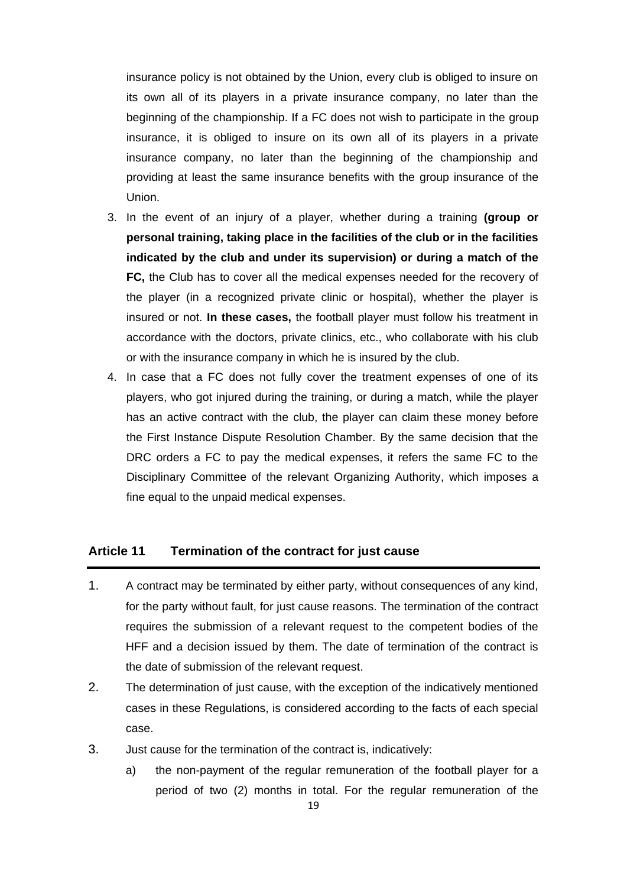insurance policy is not obtained by the Union, every club is obliged to insure on its own all of its players in a private insurance company, no later than the beginning of the championship. If a FC does not wish to participate in the group insurance, it is obliged to insure on its own all of its players in a private insurance company, no later than the beginning of the championship and providing at least the same insurance benefits with the group insurance of the Union.

3. In the event of an injury of a player, whether during a training **(group or personal training, taking place in the facilities of the club or in the facilities indicated by the club and under its supervision) or during a match of the FC,** the Club has to cover all the medical expenses needed for the recovery of the player (in a recognized private clinic or hospital), whether the player is insured or not. **In these cases,** the football player must follow his treatment in accordance with the doctors, private clinics, etc., who collaborate with his club or with the insurance company in which he is insured by the club.
4. In case that a FC does not fully cover the treatment expenses of one of its players, who got injured during the training, or during a match, while the player has an active contract with the club, the player can claim these money before the First Instance Dispute Resolution Chamber. By the same decision that the DRC orders a FC to pay the medical expenses, it refers the same FC to the Disciplinary Committee of the relevant Organizing Authority, which imposes a fine equal to the unpaid medical expenses.

## Article 11 Termination of the contract for just cause

1. A contract may be terminated by either party, without consequences of any kind, for the party without fault, for just cause reasons. The termination of the contract requires the submission of a relevant request to the competent bodies of the HFF and a decision issued by them. The date of termination of the contract is the date of submission of the relevant request.
2. The determination of just cause, with the exception of the indicatively mentioned cases in these Regulations, is considered according to the facts of each special case.
3. Just cause for the termination of the contract is, indicatively:
   a) the non-payment of the regular remuneration of the football player for a period of two (2) months in total. For the regular remuneration of the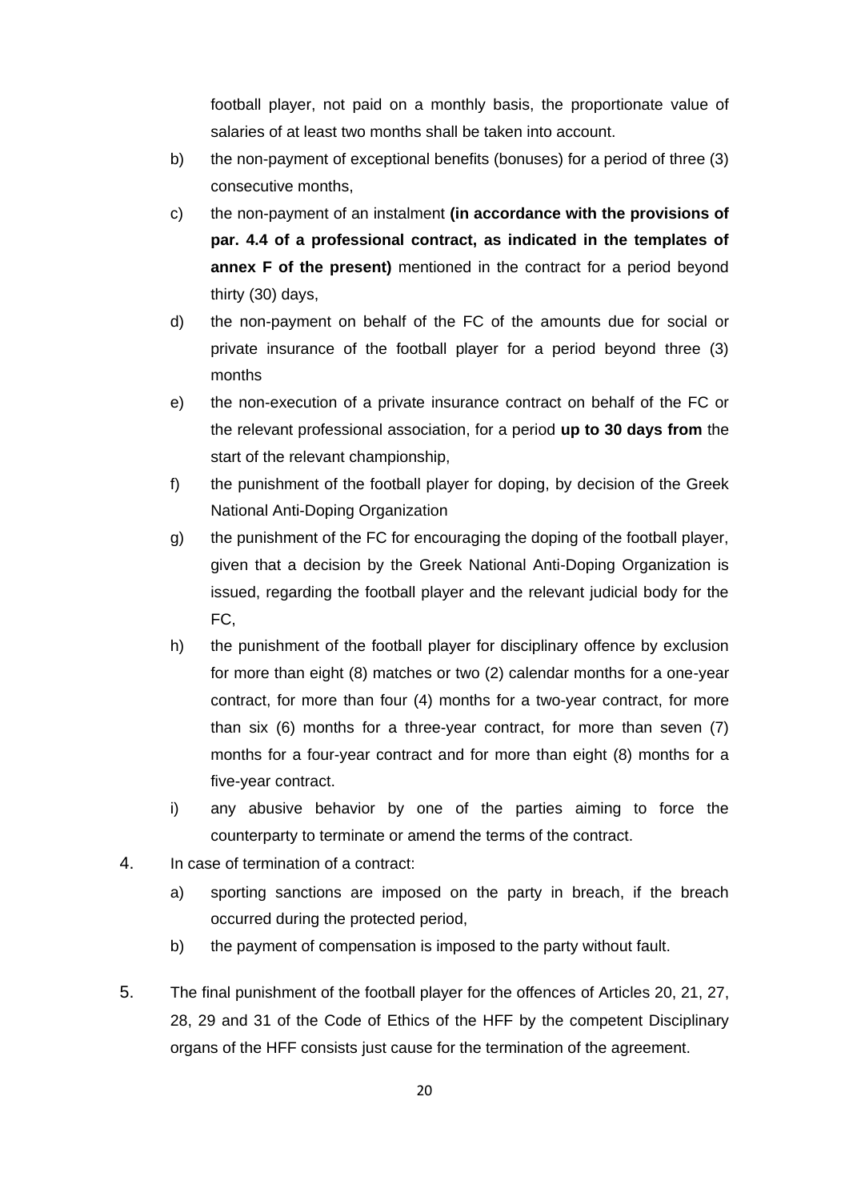football player, not paid on a monthly basis, the proportionate value of salaries of at least two months shall be taken into account.

b) the non-payment of exceptional benefits (bonuses) for a period of three (3) consecutive months,

c) the non-payment of an instalment **(in accordance with the provisions of par. 4.4 of a professional contract, as indicated in the templates of annex F of the present)** mentioned in the contract for a period beyond thirty (30) days,

d) the non-payment on behalf of the FC of the amounts due for social or private insurance of the football player for a period beyond three (3) months

e) the non-execution of a private insurance contract on behalf of the FC or the relevant professional association, for a period **up to 30 days from** the start of the relevant championship,

f) the punishment of the football player for doping, by decision of the Greek National Anti-Doping Organization

g) the punishment of the FC for encouraging the doping of the football player, given that a decision by the Greek National Anti-Doping Organization is issued, regarding the football player and the relevant judicial body for the FC,

h) the punishment of the football player for disciplinary offence by exclusion for more than eight (8) matches or two (2) calendar months for a one-year contract, for more than four (4) months for a two-year contract, for more than six (6) months for a three-year contract, for more than seven (7) months for a four-year contract and for more than eight (8) months for a five-year contract.

i) any abusive behavior by one of the parties aiming to force the counterparty to terminate or amend the terms of the contract.

4. In case of termination of a contract:

   a) sporting sanctions are imposed on the party in breach, if the breach occurred during the protected period,

   b) the payment of compensation is imposed to the party without fault.

5. The final punishment of the football player for the offences of Articles 20, 21, 27, 28, 29 and 31 of the Code of Ethics of the HFF by the competent Disciplinary organs of the HFF consists just cause for the termination of the agreement.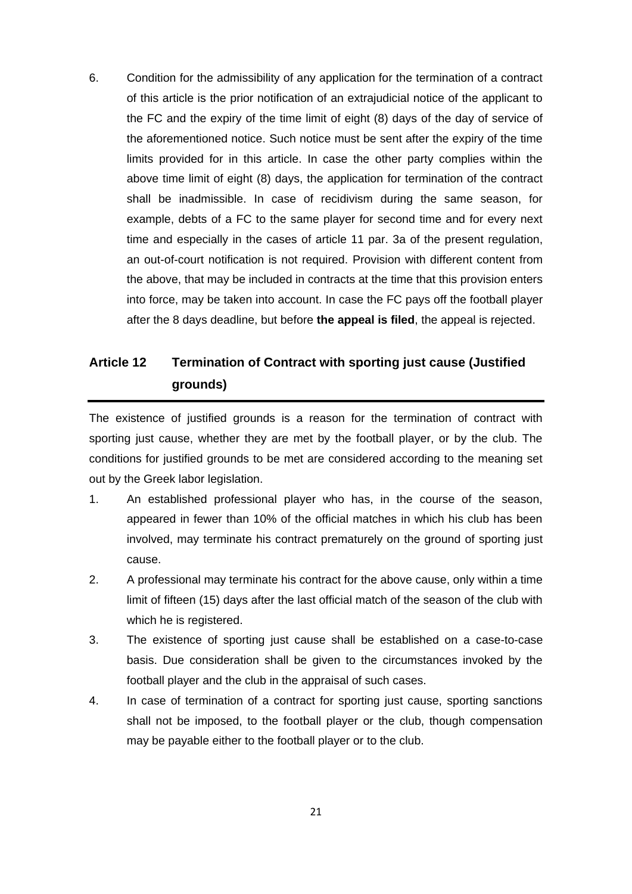6. Condition for the admissibility of any application for the termination of a contract of this article is the prior notification of an extrajudicial notice of the applicant to the FC and the expiry of the time limit of eight (8) days of the day of service of the aforementioned notice. Such notice must be sent after the expiry of the time limits provided for in this article. In case the other party complies within the above time limit of eight (8) days, the application for termination of the contract shall be inadmissible. In case of recidivism during the same season, for example, debts of a FC to the same player for second time and for every next time and especially in the cases of article 11 par. 3a of the present regulation, an out-of-court notification is not required. Provision with different content from the above, that may be included in contracts at the time that this provision enters into force, may be taken into account. In case the FC pays off the football player after the 8 days deadline, but before **the appeal is filed**, the appeal is rejected.

## Article 12 Termination of Contract with sporting just cause (Justified grounds)

The existence of justified grounds is a reason for the termination of contract with sporting just cause, whether they are met by the football player, or by the club. The conditions for justified grounds to be met are considered according to the meaning set out by the Greek labor legislation.

1. An established professional player who has, in the course of the season, appeared in fewer than 10% of the official matches in which his club has been involved, may terminate his contract prematurely on the ground of sporting just cause.
2. A professional may terminate his contract for the above cause, only within a time limit of fifteen (15) days after the last official match of the season of the club with which he is registered.
3. The existence of sporting just cause shall be established on a case-to-case basis. Due consideration shall be given to the circumstances invoked by the football player and the club in the appraisal of such cases.
4. In case of termination of a contract for sporting just cause, sporting sanctions shall not be imposed, to the football player or the club, though compensation may be payable either to the football player or to the club.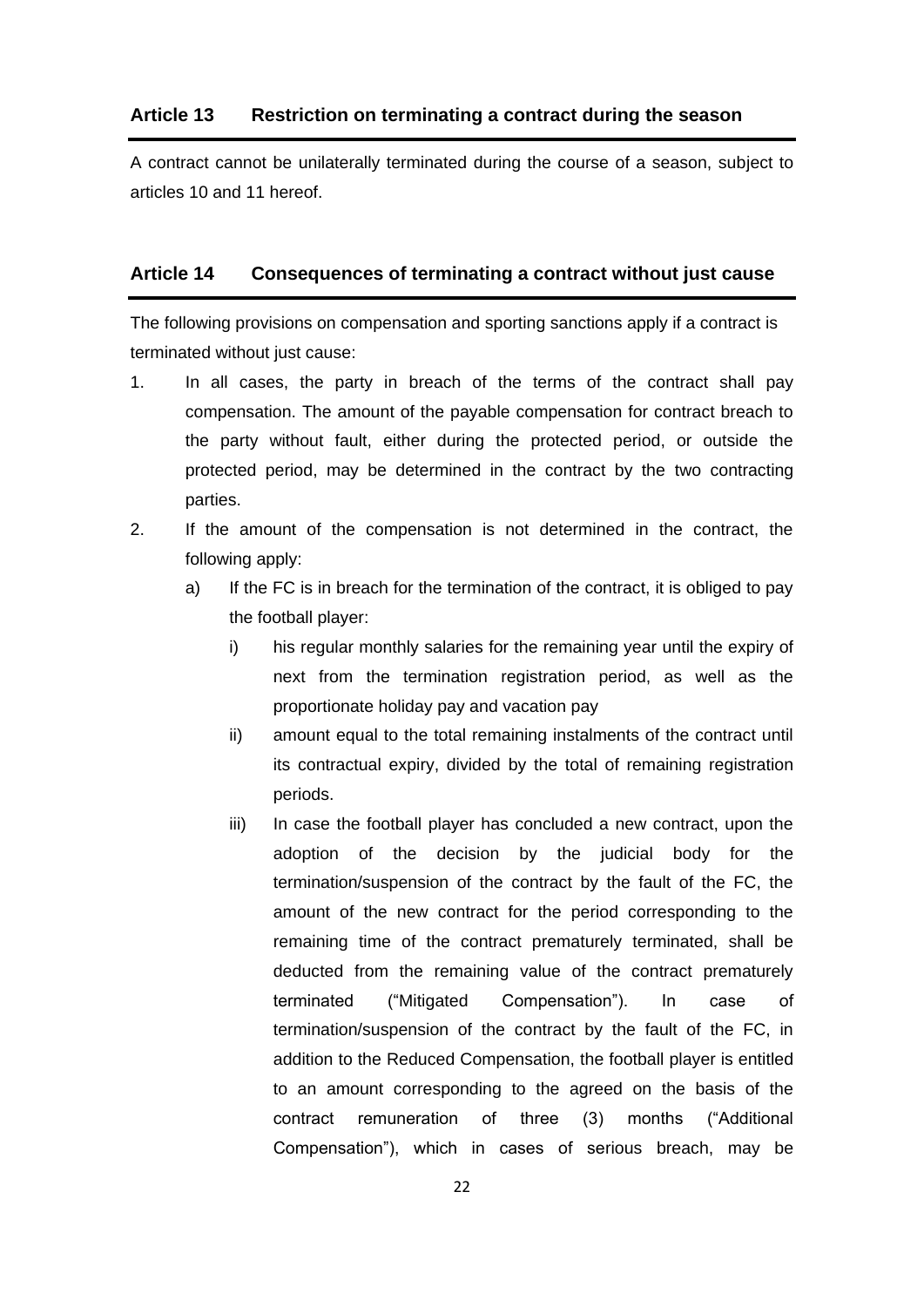## Article 13 Restriction on terminating a contract during the season

A contract cannot be unilaterally terminated during the course of a season, subject to articles 10 and 11 hereof.

## Article 14 Consequences of terminating a contract without just cause

The following provisions on compensation and sporting sanctions apply if a contract is terminated without just cause:

1. In all cases, the party in breach of the terms of the contract shall pay compensation. The amount of the payable compensation for contract breach to the party without fault, either during the protected period, or outside the protected period, may be determined in the contract by the two contracting parties.
2. If the amount of the compensation is not determined in the contract, the following apply:
   a) If the FC is in breach for the termination of the contract, it is obliged to pay the football player:
      i) his regular monthly salaries for the remaining year until the expiry of next from the termination registration period, as well as the proportionate holiday pay and vacation pay
      ii) amount equal to the total remaining instalments of the contract until its contractual expiry, divided by the total of remaining registration periods.
      iii) In case the football player has concluded a new contract, upon the adoption of the decision by the judicial body for the termination/suspension of the contract by the fault of the FC, the amount of the new contract for the period corresponding to the remaining time of the contract prematurely terminated, shall be deducted from the remaining value of the contract prematurely terminated ("Mitigated Compensation"). In case of termination/suspension of the contract by the fault of the FC, in addition to the Reduced Compensation, the football player is entitled to an amount corresponding to the agreed on the basis of the contract remuneration of three (3) months ("Additional Compensation"), which in cases of serious breach, may be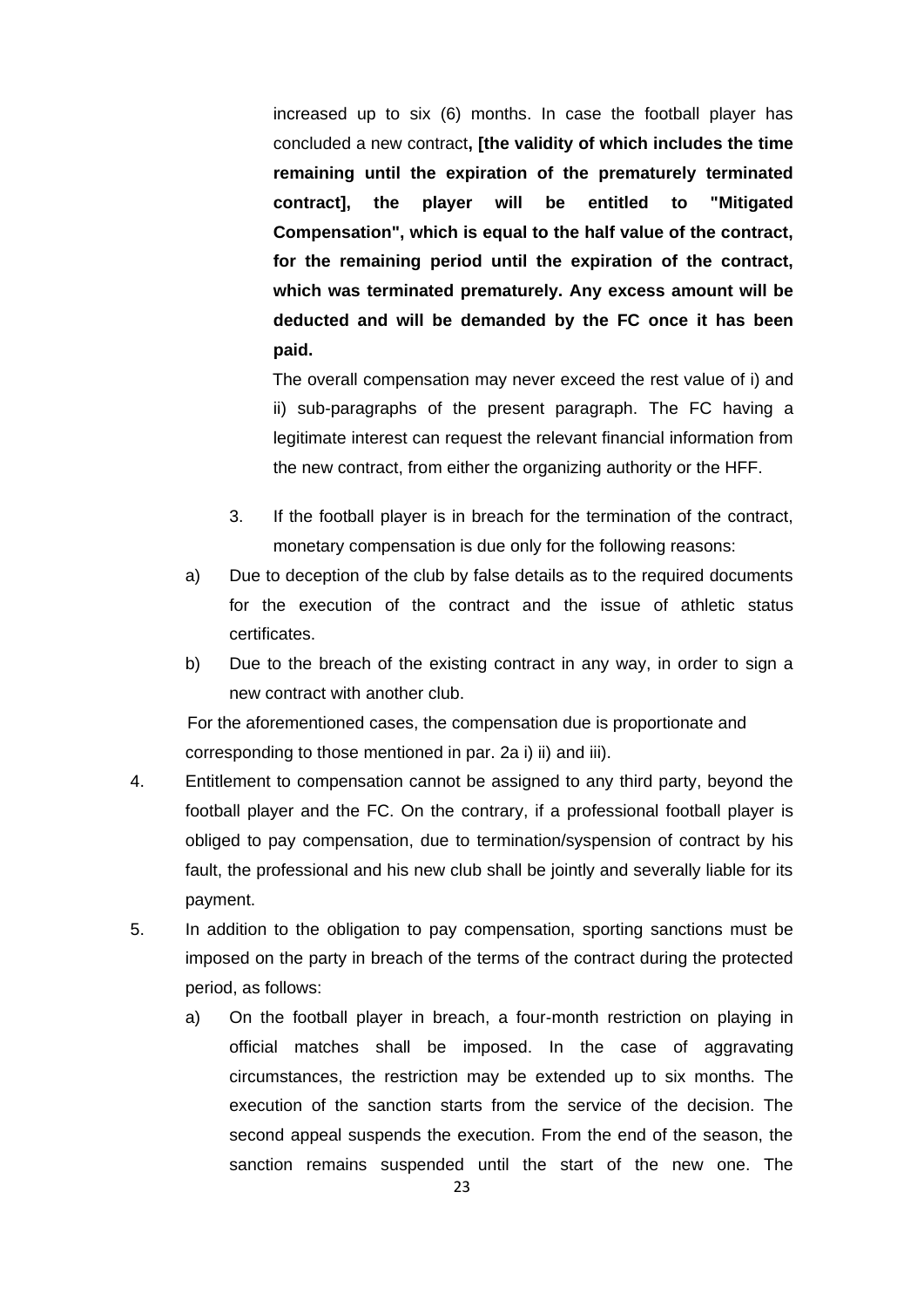increased up to six (6) months. In case the football player has concluded a new contract**, [the validity of which includes the time remaining until the expiration of the prematurely terminated contract], the player will be entitled to "Mitigated Compensation", which is equal to the half value of the contract, for the remaining period until the expiration of the contract, which was terminated prematurely. Any excess amount will be deducted and will be demanded by the FC once it has been paid.**

The overall compensation may never exceed the rest value of i) and ii) sub-paragraphs of the present paragraph. The FC having a legitimate interest can request the relevant financial information from the new contract, from either the organizing authority or the HFF.

3. If the football player is in breach for the termination of the contract, monetary compensation is due only for the following reasons:

a) Due to deception of the club by false details as to the required documents for the execution of the contract and the issue of athletic status certificates.

b) Due to the breach of the existing contract in any way, in order to sign a new contract with another club.

For the aforementioned cases, the compensation due is proportionate and corresponding to those mentioned in par. 2a i) ii) and iii).

4. Entitlement to compensation cannot be assigned to any third party, beyond the football player and the FC. On the contrary, if a professional football player is obliged to pay compensation, due to termination/syspension of contract by his fault, the professional and his new club shall be jointly and severally liable for its payment.

5. In addition to the obligation to pay compensation, sporting sanctions must be imposed on the party in breach of the terms of the contract during the protected period, as follows:

   a) On the football player in breach, a four-month restriction on playing in official matches shall be imposed. In the case of aggravating circumstances, the restriction may be extended up to six months. The execution of the sanction starts from the service of the decision. The second appeal suspends the execution. From the end of the season, the sanction remains suspended until the start of the new one. The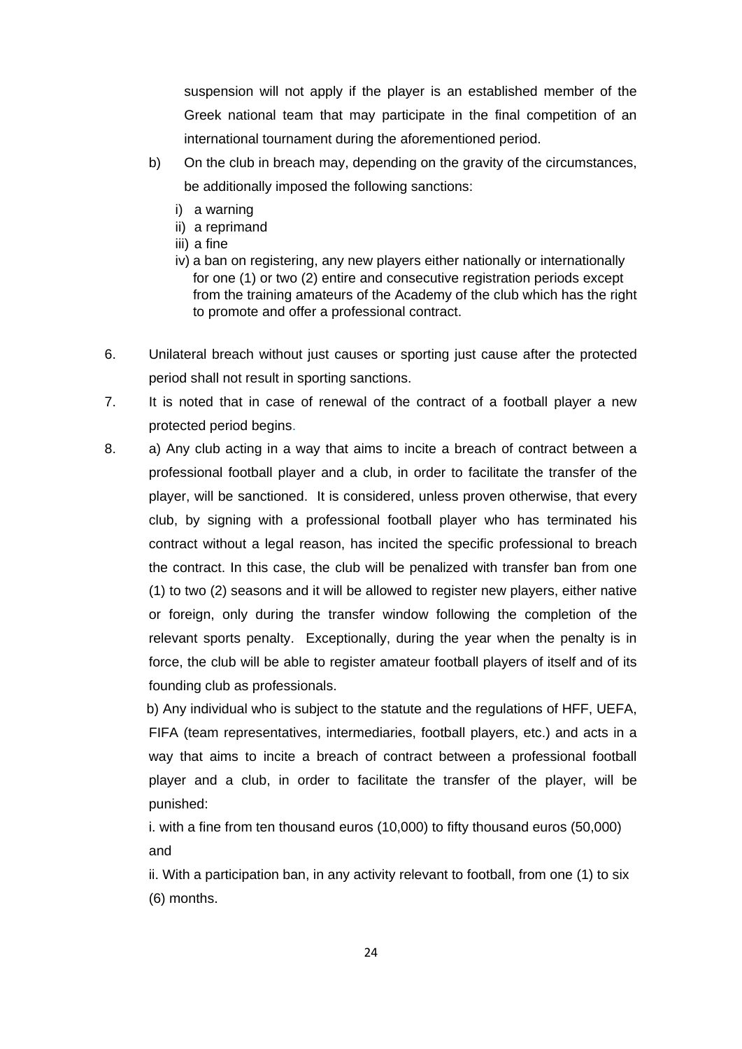suspension will not apply if the player is an established member of the Greek national team that may participate in the final competition of an international tournament during the aforementioned period.

b) On the club in breach may, depending on the gravity of the circumstances, be additionally imposed the following sanctions:

   i) a warning
   ii) a reprimand
   iii) a fine
   iv) a ban on registering, any new players either nationally or internationally for one (1) or two (2) entire and consecutive registration periods except from the training amateurs of the Academy of the club which has the right to promote and offer a professional contract.

6. Unilateral breach without just causes or sporting just cause after the protected period shall not result in sporting sanctions.

7. It is noted that in case of renewal of the contract of a football player a new protected period begins.

8. a) Any club acting in a way that aims to incite a breach of contract between a professional football player and a club, in order to facilitate the transfer of the player, will be sanctioned. It is considered, unless proven otherwise, that every club, by signing with a professional football player who has terminated his contract without a legal reason, has incited the specific professional to breach the contract. In this case, the club will be penalized with transfer ban from one (1) to two (2) seasons and it will be allowed to register new players, either native or foreign, only during the transfer window following the completion of the relevant sports penalty. Exceptionally, during the year when the penalty is in force, the club will be able to register amateur football players of itself and of its founding club as professionals.

   b) Any individual who is subject to the statute and the regulations of HFF, UEFA, FIFA (team representatives, intermediaries, football players, etc.) and acts in a way that aims to incite a breach of contract between a professional football player and a club, in order to facilitate the transfer of the player, will be punished:

   i. with a fine from ten thousand euros (10,000) to fifty thousand euros (50,000) and

   ii. With a participation ban, in any activity relevant to football, from one (1) to six (6) months.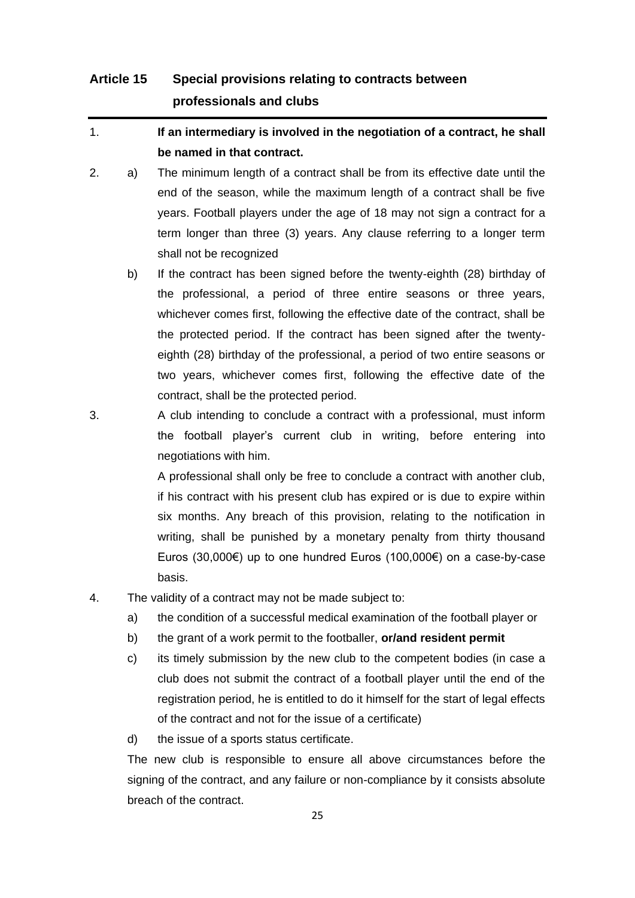## Article 15 Special provisions relating to contracts between professionals and clubs

1. **If an intermediary is involved in the negotiation of a contract, he shall be named in that contract.**

2. a) The minimum length of a contract shall be from its effective date until the end of the season, while the maximum length of a contract shall be five years. Football players under the age of 18 may not sign a contract for a term longer than three (3) years. Any clause referring to a longer term shall not be recognized

   b) If the contract has been signed before the twenty-eighth (28) birthday of the professional, a period of three entire seasons or three years, whichever comes first, following the effective date of the contract, shall be the protected period. If the contract has been signed after the twenty-eighth (28) birthday of the professional, a period of two entire seasons or two years, whichever comes first, following the effective date of the contract, shall be the protected period.

3. A club intending to conclude a contract with a professional, must inform the football player's current club in writing, before entering into negotiations with him.

   A professional shall only be free to conclude a contract with another club, if his contract with his present club has expired or is due to expire within six months. Any breach of this provision, relating to the notification in writing, shall be punished by a monetary penalty from thirty thousand Euros (30,000€) up to one hundred Euros (100,000€) on a case-by-case basis.

4. The validity of a contract may not be made subject to:

   a) the condition of a successful medical examination of the football player or

   b) the grant of a work permit to the footballer, **or/and resident permit**

   c) its timely submission by the new club to the competent bodies (in case a club does not submit the contract of a football player until the end of the registration period, he is entitled to do it himself for the start of legal effects of the contract and not for the issue of a certificate)

   d) the issue of a sports status certificate.

   The new club is responsible to ensure all above circumstances before the signing of the contract, and any failure or non-compliance by it consists absolute breach of the contract.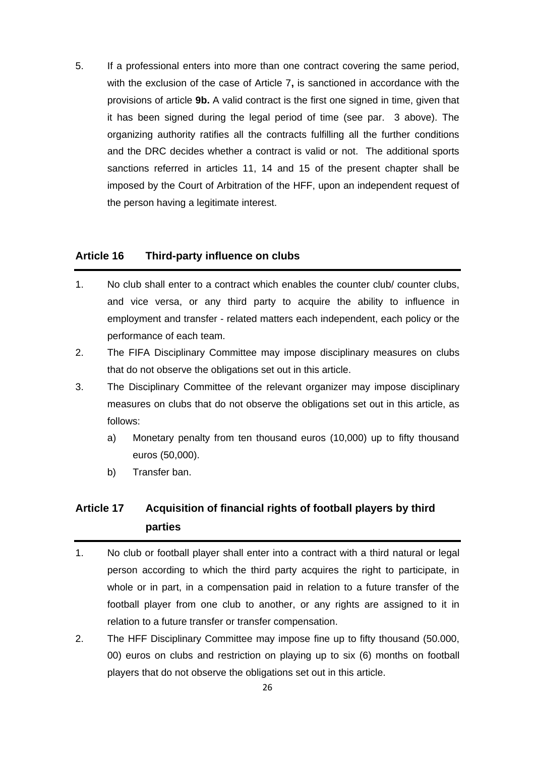5. If a professional enters into more than one contract covering the same period, with the exclusion of the case of Article 7**,** is sanctioned in accordance with the provisions of article **9b.** A valid contract is the first one signed in time, given that it has been signed during the legal period of time (see par. 3 above). The organizing authority ratifies all the contracts fulfilling all the further conditions and the DRC decides whether a contract is valid or not. The additional sports sanctions referred in articles 11, 14 and 15 of the present chapter shall be imposed by the Court of Arbitration of the HFF, upon an independent request of the person having a legitimate interest.

## Article 16 Third-party influence on clubs

1. No club shall enter to a contract which enables the counter club/ counter clubs, and vice versa, or any third party to acquire the ability to influence in employment and transfer - related matters each independent, each policy or the performance of each team.
2. The FIFA Disciplinary Committee may impose disciplinary measures on clubs that do not observe the obligations set out in this article.
3. The Disciplinary Committee of the relevant organizer may impose disciplinary measures on clubs that do not observe the obligations set out in this article, as follows:
   a) Monetary penalty from ten thousand euros (10,000) up to fifty thousand euros (50,000).
   b) Transfer ban.

## Article 17 Acquisition of financial rights of football players by third parties

1. No club or football player shall enter into a contract with a third natural or legal person according to which the third party acquires the right to participate, in whole or in part, in a compensation paid in relation to a future transfer of the football player from one club to another, or any rights are assigned to it in relation to a future transfer or transfer compensation.
2. The HFF Disciplinary Committee may impose fine up to fifty thousand (50.000, 00) euros on clubs and restriction on playing up to six (6) months on football players that do not observe the obligations set out in this article.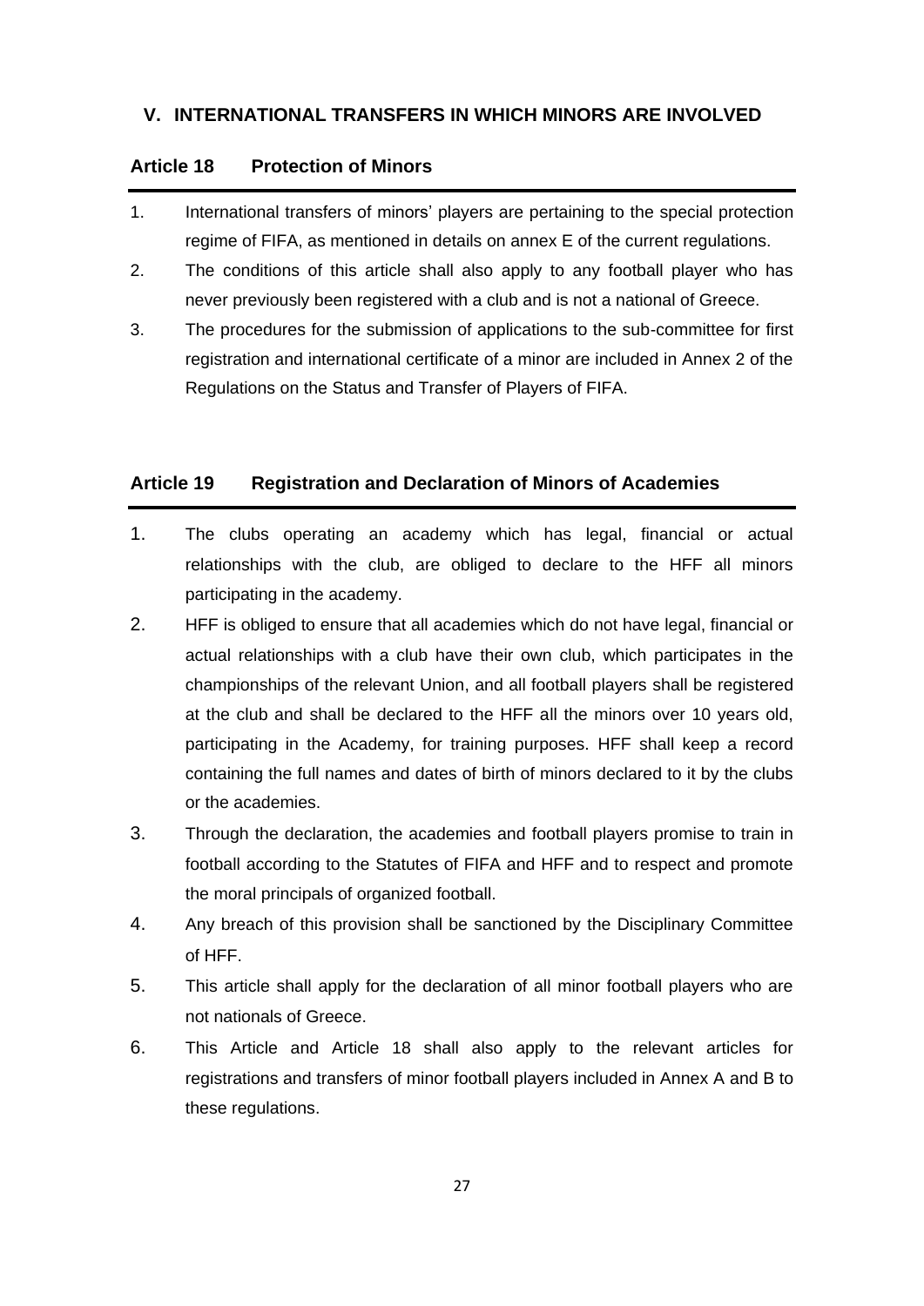## V. INTERNATIONAL TRANSFERS IN WHICH MINORS ARE INVOLVED

### Article 18 Protection of Minors

1. International transfers of minors' players are pertaining to the special protection regime of FIFA, as mentioned in details on annex E of the current regulations.
2. The conditions of this article shall also apply to any football player who has never previously been registered with a club and is not a national of Greece.
3. The procedures for the submission of applications to the sub-committee for first registration and international certificate of a minor are included in Annex 2 of the Regulations on the Status and Transfer of Players of FIFA.

### Article 19 Registration and Declaration of Minors of Academies

1. The clubs operating an academy which has legal, financial or actual relationships with the club, are obliged to declare to the HFF all minors participating in the academy.
2. HFF is obliged to ensure that all academies which do not have legal, financial or actual relationships with a club have their own club, which participates in the championships of the relevant Union, and all football players shall be registered at the club and shall be declared to the HFF all the minors over 10 years old, participating in the Academy, for training purposes. HFF shall keep a record containing the full names and dates of birth of minors declared to it by the clubs or the academies.
3. Through the declaration, the academies and football players promise to train in football according to the Statutes of FIFA and HFF and to respect and promote the moral principals of organized football.
4. Any breach of this provision shall be sanctioned by the Disciplinary Committee of HFF.
5. This article shall apply for the declaration of all minor football players who are not nationals of Greece.
6. This Article and Article 18 shall also apply to the relevant articles for registrations and transfers of minor football players included in Annex A and B to these regulations.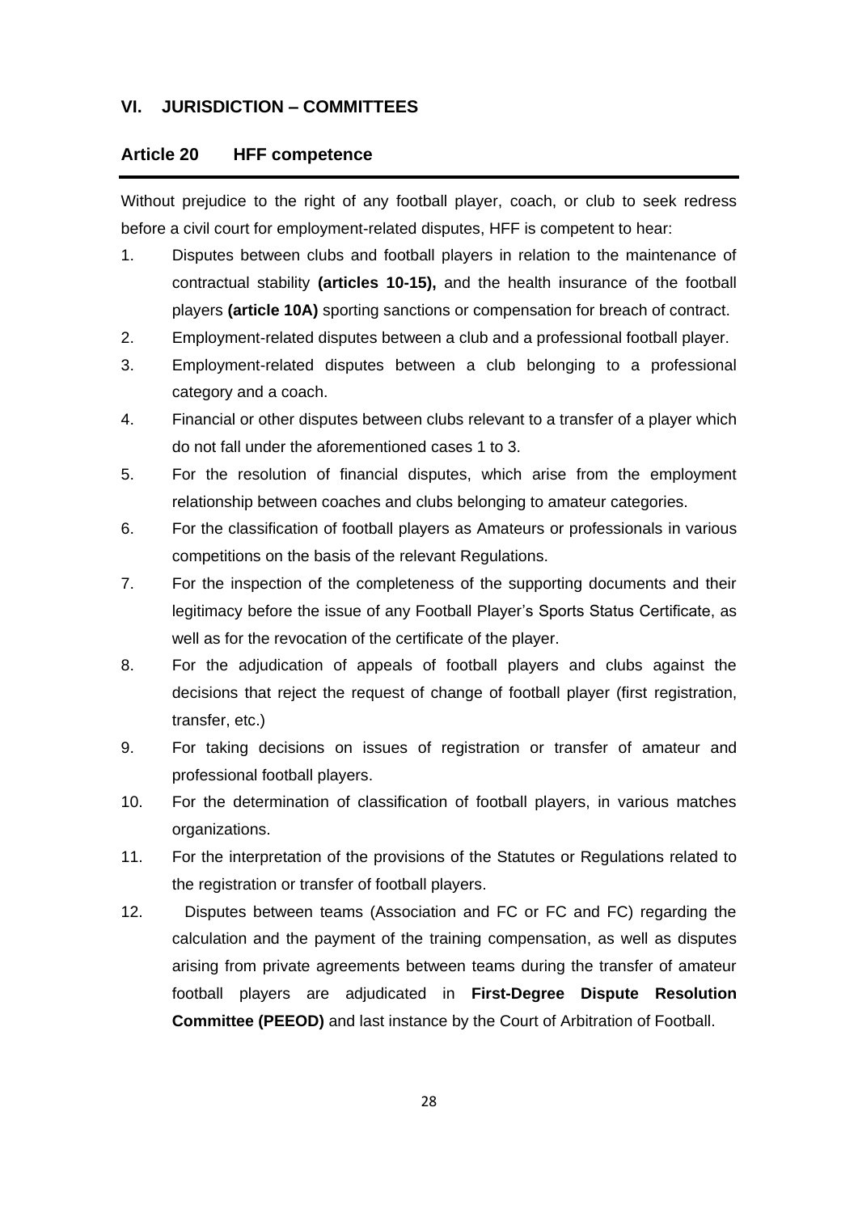## VI. JURISDICTION – COMMITTEES

### Article 20 HFF competence

Without prejudice to the right of any football player, coach, or club to seek redress before a civil court for employment-related disputes, HFF is competent to hear:

1. Disputes between clubs and football players in relation to the maintenance of contractual stability **(articles 10-15),** and the health insurance of the football players **(article 10A)** sporting sanctions or compensation for breach of contract.
2. Employment-related disputes between a club and a professional football player.
3. Employment-related disputes between a club belonging to a professional category and a coach.
4. Financial or other disputes between clubs relevant to a transfer of a player which do not fall under the aforementioned cases 1 to 3.
5. For the resolution of financial disputes, which arise from the employment relationship between coaches and clubs belonging to amateur categories.
6. For the classification of football players as Amateurs or professionals in various competitions on the basis of the relevant Regulations.
7. For the inspection of the completeness of the supporting documents and their legitimacy before the issue of any Football Player's Sports Status Certificate, as well as for the revocation of the certificate of the player.
8. For the adjudication of appeals of football players and clubs against the decisions that reject the request of change of football player (first registration, transfer, etc.)
9. For taking decisions on issues of registration or transfer of amateur and professional football players.
10. For the determination of classification of football players, in various matches organizations.
11. For the interpretation of the provisions of the Statutes or Regulations related to the registration or transfer of football players.
12. Disputes between teams (Association and FC or FC and FC) regarding the calculation and the payment of the training compensation, as well as disputes arising from private agreements between teams during the transfer of amateur football players are adjudicated in **First-Degree Dispute Resolution Committee (PEEOD)** and last instance by the Court of Arbitration of Football.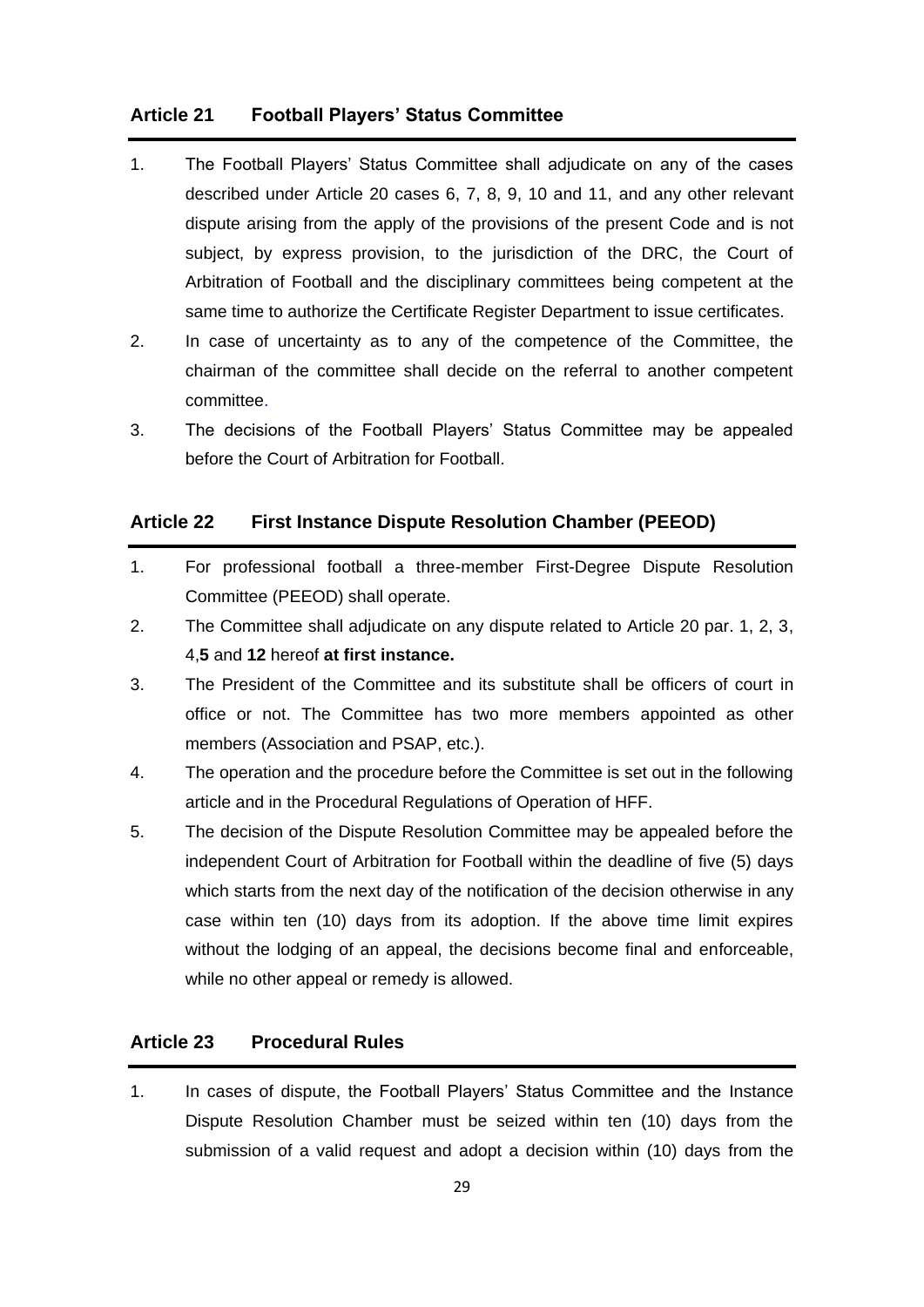## Article 21 Football Players' Status Committee

1. The Football Players' Status Committee shall adjudicate on any of the cases described under Article 20 cases 6, 7, 8, 9, 10 and 11, and any other relevant dispute arising from the apply of the provisions of the present Code and is not subject, by express provision, to the jurisdiction of the DRC, the Court of Arbitration of Football and the disciplinary committees being competent at the same time to authorize the Certificate Register Department to issue certificates.
2. In case of uncertainty as to any of the competence of the Committee, the chairman of the committee shall decide on the referral to another competent committee.
3. The decisions of the Football Players' Status Committee may be appealed before the Court of Arbitration for Football.

## Article 22 First Instance Dispute Resolution Chamber (PEEOD)

1. For professional football a three-member First-Degree Dispute Resolution Committee (PEEOD) shall operate.
2. The Committee shall adjudicate on any dispute related to Article 20 par. 1, 2, 3, 4,**5** and **12** hereof **at first instance.**
3. The President of the Committee and its substitute shall be officers of court in office or not. The Committee has two more members appointed as other members (Association and PSAP, etc.).
4. The operation and the procedure before the Committee is set out in the following article and in the Procedural Regulations of Operation of HFF.
5. The decision of the Dispute Resolution Committee may be appealed before the independent Court of Arbitration for Football within the deadline of five (5) days which starts from the next day of the notification of the decision otherwise in any case within ten (10) days from its adoption. If the above time limit expires without the lodging of an appeal, the decisions become final and enforceable, while no other appeal or remedy is allowed.

## Article 23 Procedural Rules

1. In cases of dispute, the Football Players' Status Committee and the Instance Dispute Resolution Chamber must be seized within ten (10) days from the submission of a valid request and adopt a decision within (10) days from the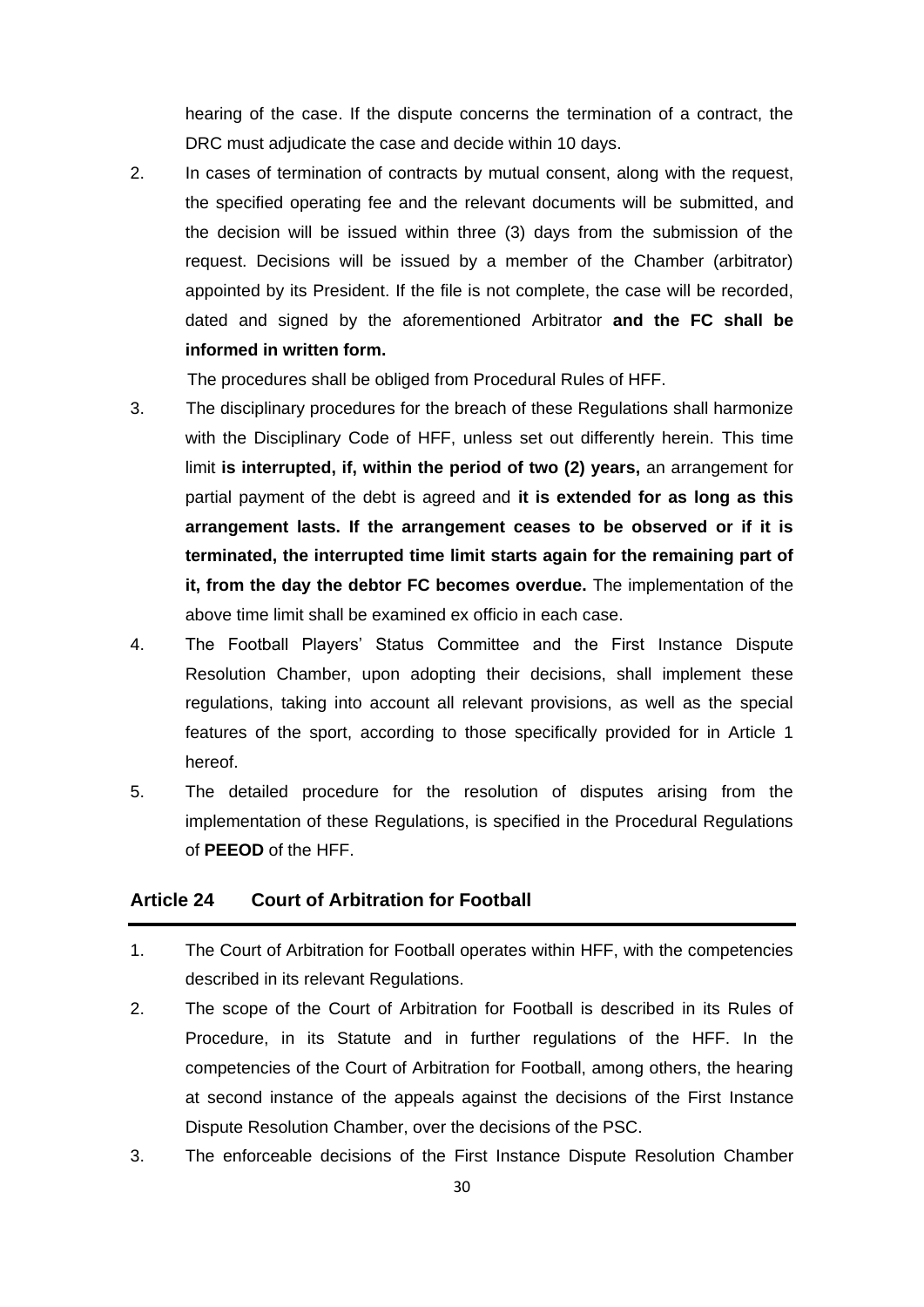hearing of the case. If the dispute concerns the termination of a contract, the DRC must adjudicate the case and decide within 10 days.

2. In cases of termination of contracts by mutual consent, along with the request, the specified operating fee and the relevant documents will be submitted, and the decision will be issued within three (3) days from the submission of the request. Decisions will be issued by a member of the Chamber (arbitrator) appointed by its President. If the file is not complete, the case will be recorded, dated and signed by the aforementioned Arbitrator **and the FC shall be informed in written form.**

   The procedures shall be obliged from Procedural Rules of HFF.

3. The disciplinary procedures for the breach of these Regulations shall harmonize with the Disciplinary Code of HFF, unless set out differently herein. This time limit **is interrupted, if, within the period of two (2) years,** an arrangement for partial payment of the debt is agreed and **it is extended for as long as this arrangement lasts. If the arrangement ceases to be observed or if it is terminated, the interrupted time limit starts again for the remaining part of it, from the day the debtor FC becomes overdue.** The implementation of the above time limit shall be examined ex officio in each case.

4. The Football Players' Status Committee and the First Instance Dispute Resolution Chamber, upon adopting their decisions, shall implement these regulations, taking into account all relevant provisions, as well as the special features of the sport, according to those specifically provided for in Article 1 hereof.

5. The detailed procedure for the resolution of disputes arising from the implementation of these Regulations, is specified in the Procedural Regulations of **PEEOD** of the HFF.

## Article 24 Court of Arbitration for Football

1. The Court of Arbitration for Football operates within HFF, with the competencies described in its relevant Regulations.

2. The scope of the Court of Arbitration for Football is described in its Rules of Procedure, in its Statute and in further regulations of the HFF. In the competencies of the Court of Arbitration for Football, among others, the hearing at second instance of the appeals against the decisions of the First Instance Dispute Resolution Chamber, over the decisions of the PSC.

3. The enforceable decisions of the First Instance Dispute Resolution Chamber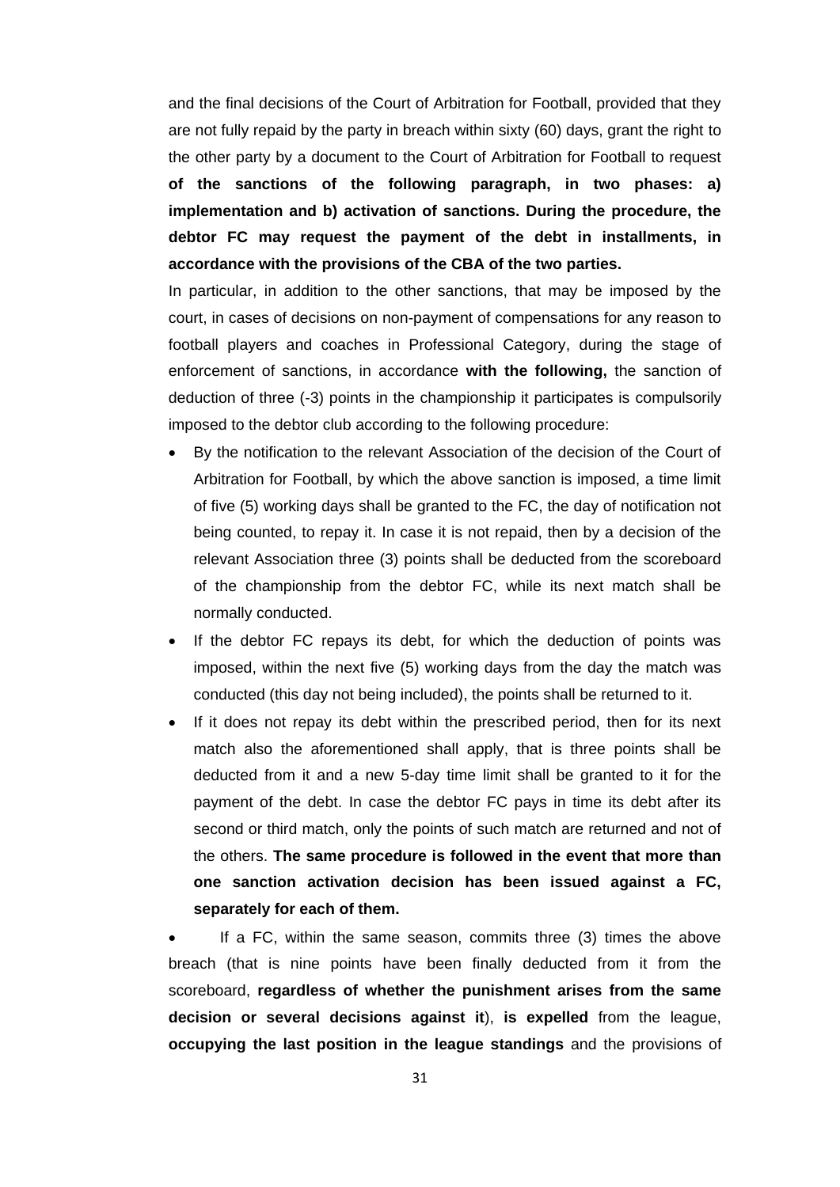and the final decisions of the Court of Arbitration for Football, provided that they are not fully repaid by the party in breach within sixty (60) days, grant the right to the other party by a document to the Court of Arbitration for Football to request **of the sanctions of the following paragraph, in two phases: a) implementation and b) activation of sanctions. During the procedure, the debtor FC may request the payment of the debt in installments, in accordance with the provisions of the CBA of the two parties.**

In particular, in addition to the other sanctions, that may be imposed by the court, in cases of decisions on non-payment of compensations for any reason to football players and coaches in Professional Category, during the stage of enforcement of sanctions, in accordance **with the following,** the sanction of deduction of three (-3) points in the championship it participates is compulsorily imposed to the debtor club according to the following procedure:

- By the notification to the relevant Association of the decision of the Court of Arbitration for Football, by which the above sanction is imposed, a time limit of five (5) working days shall be granted to the FC, the day of notification not being counted, to repay it. In case it is not repaid, then by a decision of the relevant Association three (3) points shall be deducted from the scoreboard of the championship from the debtor FC, while its next match shall be normally conducted.
- If the debtor FC repays its debt, for which the deduction of points was imposed, within the next five (5) working days from the day the match was conducted (this day not being included), the points shall be returned to it.
- If it does not repay its debt within the prescribed period, then for its next match also the aforementioned shall apply, that is three points shall be deducted from it and a new 5-day time limit shall be granted to it for the payment of the debt. In case the debtor FC pays in time its debt after its second or third match, only the points of such match are returned and not of the others. **The same procedure is followed in the event that more than one sanction activation decision has been issued against a FC, separately for each of them.**
- If a FC, within the same season, commits three (3) times the above breach (that is nine points have been finally deducted from it from the scoreboard, **regardless of whether the punishment arises from the same decision or several decisions against it**), **is expelled** from the league, **occupying the last position in the league standings** and the provisions of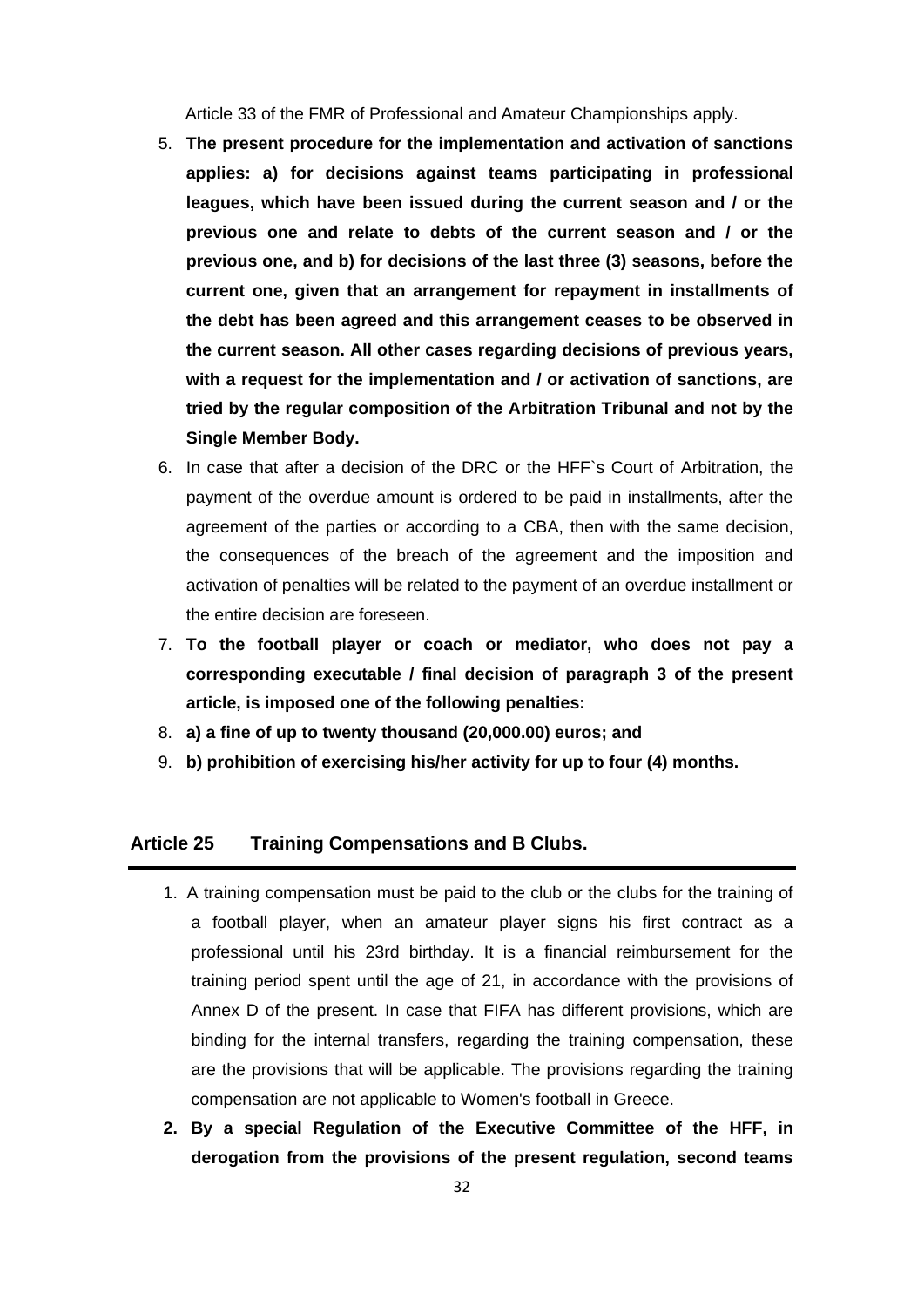Article 33 of the FMR of Professional and Amateur Championships apply.

5. **The present procedure for the implementation and activation of sanctions applies: a) for decisions against teams participating in professional leagues, which have been issued during the current season and / or the previous one and relate to debts of the current season and / or the previous one, and b) for decisions of the last three (3) seasons, before the current one, given that an arrangement for repayment in installments of the debt has been agreed and this arrangement ceases to be observed in the current season. All other cases regarding decisions of previous years, with a request for the implementation and / or activation of sanctions, are tried by the regular composition of the Arbitration Tribunal and not by the Single Member Body.**
6. In case that after a decision of the DRC or the HFF`s Court of Arbitration, the payment of the overdue amount is ordered to be paid in installments, after the agreement of the parties or according to a CBA, then with the same decision, the consequences of the breach of the agreement and the imposition and activation of penalties will be related to the payment of an overdue installment or the entire decision are foreseen.
7. **To the football player or coach or mediator, who does not pay a corresponding executable / final decision of paragraph 3 of the present article, is imposed one of the following penalties:**
8. **a) a fine of up to twenty thousand (20,000.00) euros; and**
9. **b) prohibition of exercising his/her activity for up to four (4) months.**

## Article 25 Training Compensations and B Clubs.

1. A training compensation must be paid to the club or the clubs for the training of a football player, when an amateur player signs his first contract as a professional until his 23rd birthday. It is a financial reimbursement for the training period spent until the age of 21, in accordance with the provisions of Annex D of the present. In case that FIFA has different provisions, which are binding for the internal transfers, regarding the training compensation, these are the provisions that will be applicable. The provisions regarding the training compensation are not applicable to Women's football in Greece.
2. **By a special Regulation of the Executive Committee of the HFF, in derogation from the provisions of the present regulation, second teams**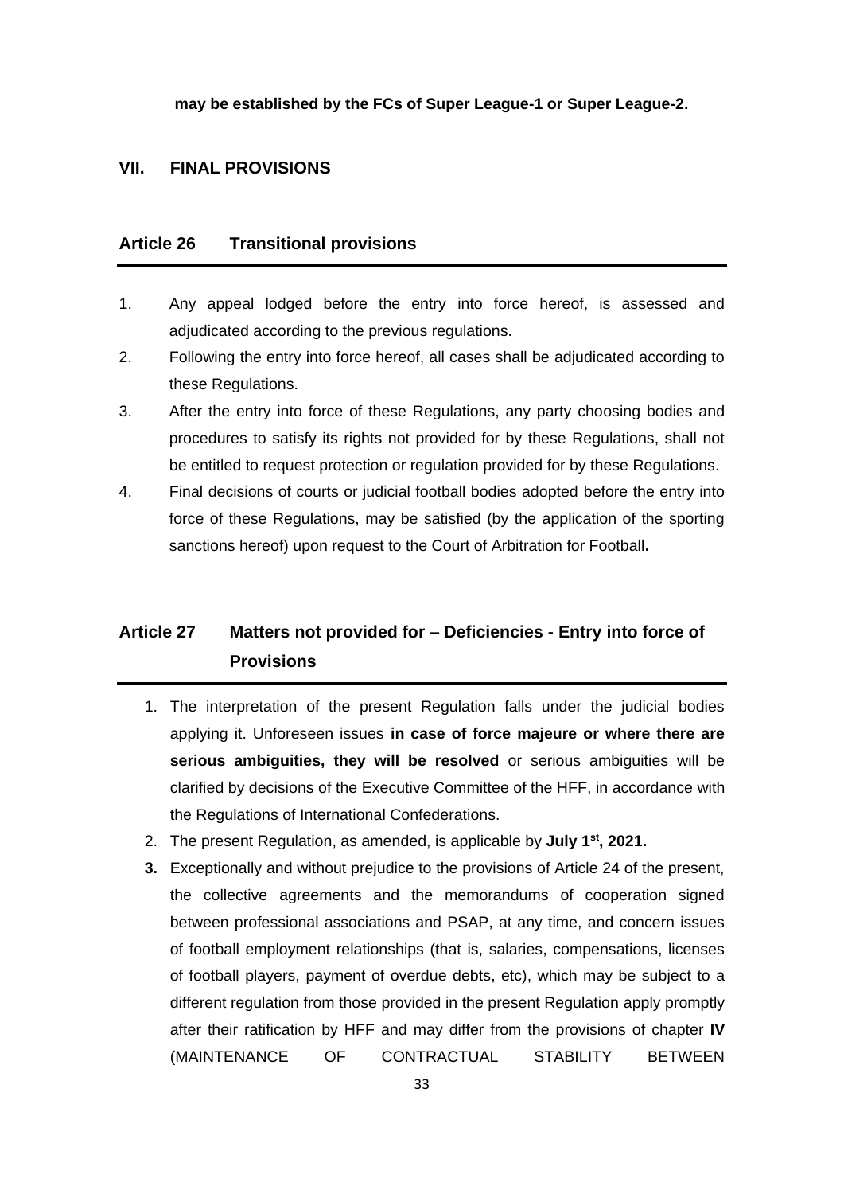**may be established by the FCs of Super League-1 or Super League-2.**

## VII. FINAL PROVISIONS

### Article 26 Transitional provisions

1. Any appeal lodged before the entry into force hereof, is assessed and adjudicated according to the previous regulations.
2. Following the entry into force hereof, all cases shall be adjudicated according to these Regulations.
3. After the entry into force of these Regulations, any party choosing bodies and procedures to satisfy its rights not provided for by these Regulations, shall not be entitled to request protection or regulation provided for by these Regulations.
4. Final decisions of courts or judicial football bodies adopted before the entry into force of these Regulations, may be satisfied (by the application of the sporting sanctions hereof) upon request to the Court of Arbitration for Football**.**

### Article 27 Matters not provided for – Deficiencies - Entry into force of Provisions

1. The interpretation of the present Regulation falls under the judicial bodies applying it. Unforeseen issues **in case of force majeure or where there are serious ambiguities, they will be resolved** or serious ambiguities will be clarified by decisions of the Executive Committee of the HFF, in accordance with the Regulations of International Confederations.
2. The present Regulation, as amended, is applicable by **July 1st, 2021.**
3. Exceptionally and without prejudice to the provisions of Article 24 of the present, the collective agreements and the memorandums of cooperation signed between professional associations and PSAP, at any time, and concern issues of football employment relationships (that is, salaries, compensations, licenses of football players, payment of overdue debts, etc), which may be subject to a different regulation from those provided in the present Regulation apply promptly after their ratification by HFF and may differ from the provisions of chapter **IV** (MAINTENANCE OF CONTRACTUAL STABILITY BETWEEN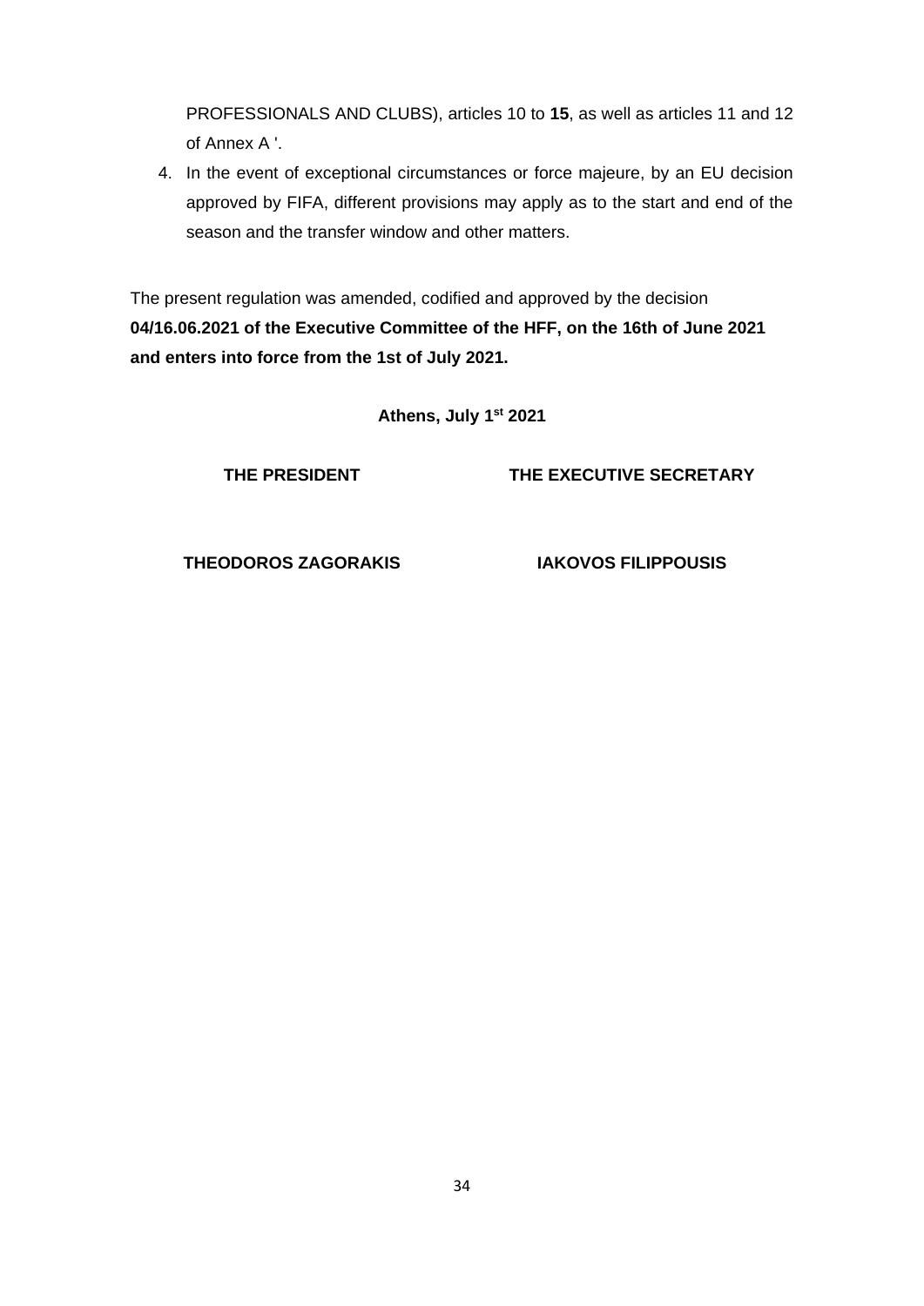PROFESSIONALS AND CLUBS), articles 10 to **15**, as well as articles 11 and 12 of Annex A '.

4. In the event of exceptional circumstances or force majeure, by an EU decision approved by FIFA, different provisions may apply as to the start and end of the season and the transfer window and other matters.

The present regulation was amended, codified and approved by the decision **04/16.06.2021 of the Executive Committee of the HFF, on the 16th of June 2021 and enters into force from the 1st of July 2021.**

**Athens, July 1st 2021**

| THE PRESIDENT | THE EXECUTIVE SECRETARY |
|---|---|
| THEODOROS ZAGORAKIS | IAKOVOS FILIPPOUSIS |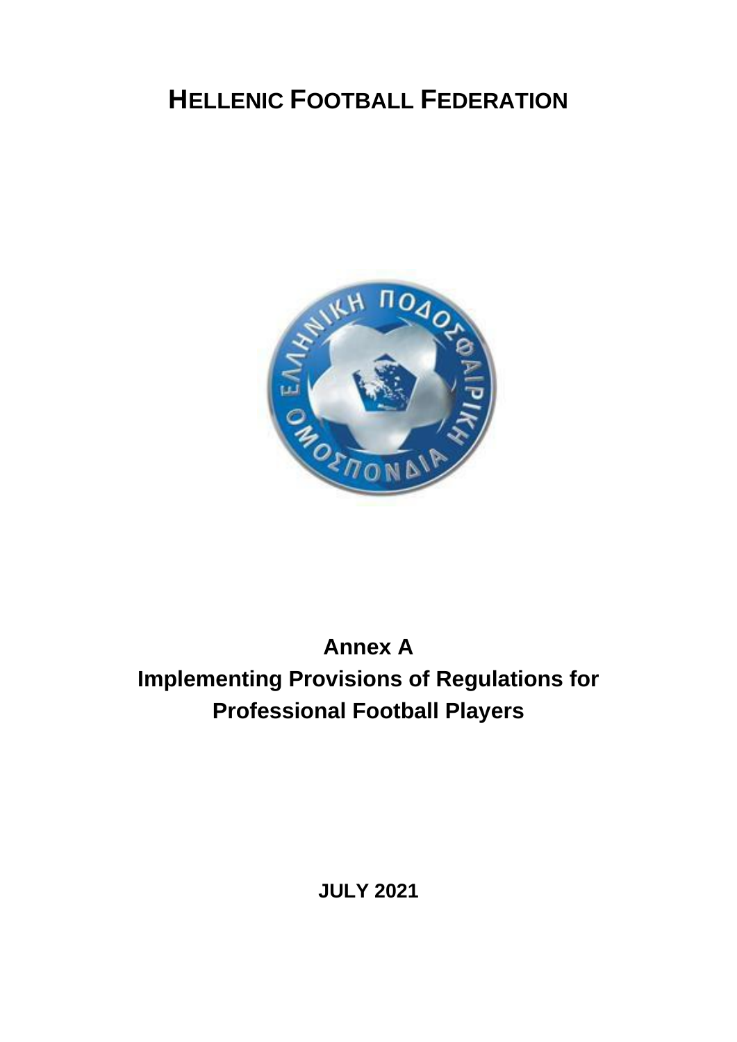# HELLENIC FOOTBALL FEDERATION

## Annex A
## Implementing Provisions of Regulations for Professional Football Players

**JULY 2021**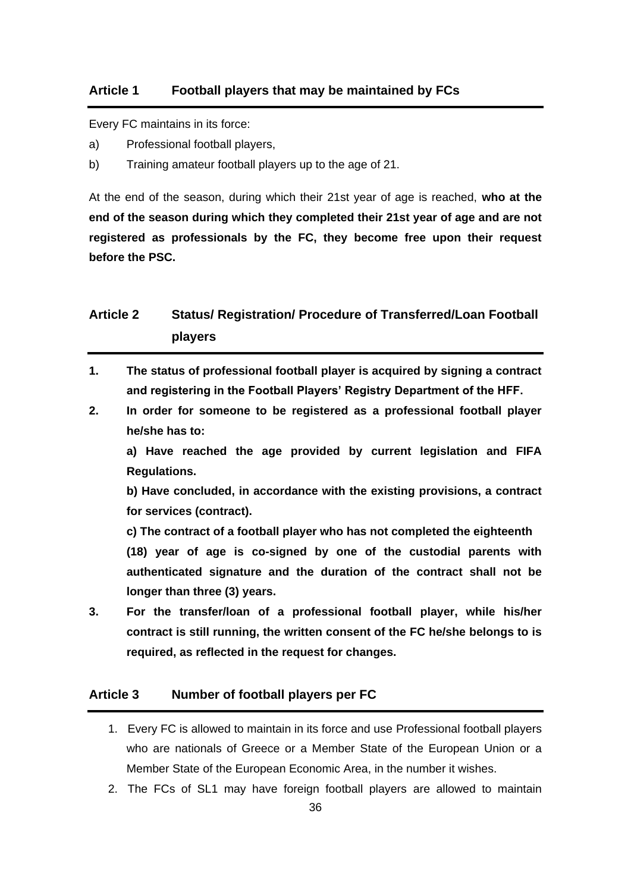## Article 1 Football players that may be maintained by FCs

Every FC maintains in its force:

a) Professional football players,

b) Training amateur football players up to the age of 21.

At the end of the season, during which their 21st year of age is reached, **who at the end of the season during which they completed their 21st year of age and are not registered as professionals by the FC, they become free upon their request before the PSC.**

## Article 2 Status/ Registration/ Procedure of Transferred/Loan Football players

**1. The status of professional football player is acquired by signing a contract and registering in the Football Players' Registry Department of the HFF.**

**2. In order for someone to be registered as a professional football player he/she has to:**

**a) Have reached the age provided by current legislation and FIFA Regulations.**

**b) Have concluded, in accordance with the existing provisions, a contract for services (contract).**

**c) The contract of a football player who has not completed the eighteenth (18) year of age is co-signed by one of the custodial parents with authenticated signature and the duration of the contract shall not be longer than three (3) years.**

**3. For the transfer/loan of a professional football player, while his/her contract is still running, the written consent of the FC he/she belongs to is required, as reflected in the request for changes.**

## Article 3 Number of football players per FC

1. Every FC is allowed to maintain in its force and use Professional football players who are nationals of Greece or a Member State of the European Union or a Member State of the European Economic Area, in the number it wishes.
2. The FCs of SL1 may have foreign football players are allowed to maintain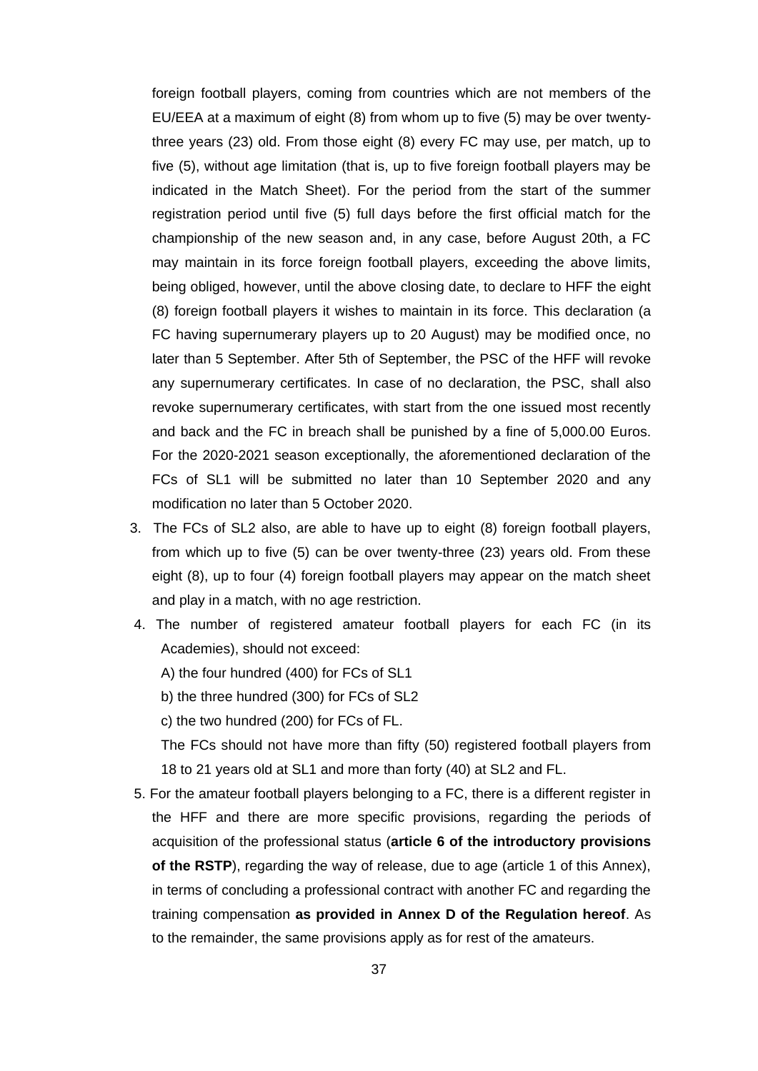foreign football players, coming from countries which are not members of the EU/EEA at a maximum of eight (8) from whom up to five (5) may be over twenty-three years (23) old. From those eight (8) every FC may use, per match, up to five (5), without age limitation (that is, up to five foreign football players may be indicated in the Match Sheet). For the period from the start of the summer registration period until five (5) full days before the first official match for the championship of the new season and, in any case, before August 20th, a FC may maintain in its force foreign football players, exceeding the above limits, being obliged, however, until the above closing date, to declare to HFF the eight (8) foreign football players it wishes to maintain in its force. This declaration (a FC having supernumerary players up to 20 August) may be modified once, no later than 5 September. After 5th of September, the PSC of the HFF will revoke any supernumerary certificates. In case of no declaration, the PSC, shall also revoke supernumerary certificates, with start from the one issued most recently and back and the FC in breach shall be punished by a fine of 5,000.00 Euros. For the 2020-2021 season exceptionally, the aforementioned declaration of the FCs of SL1 will be submitted no later than 10 September 2020 and any modification no later than 5 October 2020.

3. The FCs of SL2 also, are able to have up to eight (8) foreign football players, from which up to five (5) can be over twenty-three (23) years old. From these eight (8), up to four (4) foreign football players may appear on the match sheet and play in a match, with no age restriction.

4. The number of registered amateur football players for each FC (in its Academies), should not exceed:

   A) the four hundred (400) for FCs of SL1

   b) the three hundred (300) for FCs of SL2

   c) the two hundred (200) for FCs of FL.

   The FCs should not have more than fifty (50) registered football players from 18 to 21 years old at SL1 and more than forty (40) at SL2 and FL.

5. For the amateur football players belonging to a FC, there is a different register in the HFF and there are more specific provisions, regarding the periods of acquisition of the professional status (**article 6 of the introductory provisions of the RSTP**), regarding the way of release, due to age (article 1 of this Annex), in terms of concluding a professional contract with another FC and regarding the training compensation **as provided in Annex D of the Regulation hereof**. As to the remainder, the same provisions apply as for rest of the amateurs.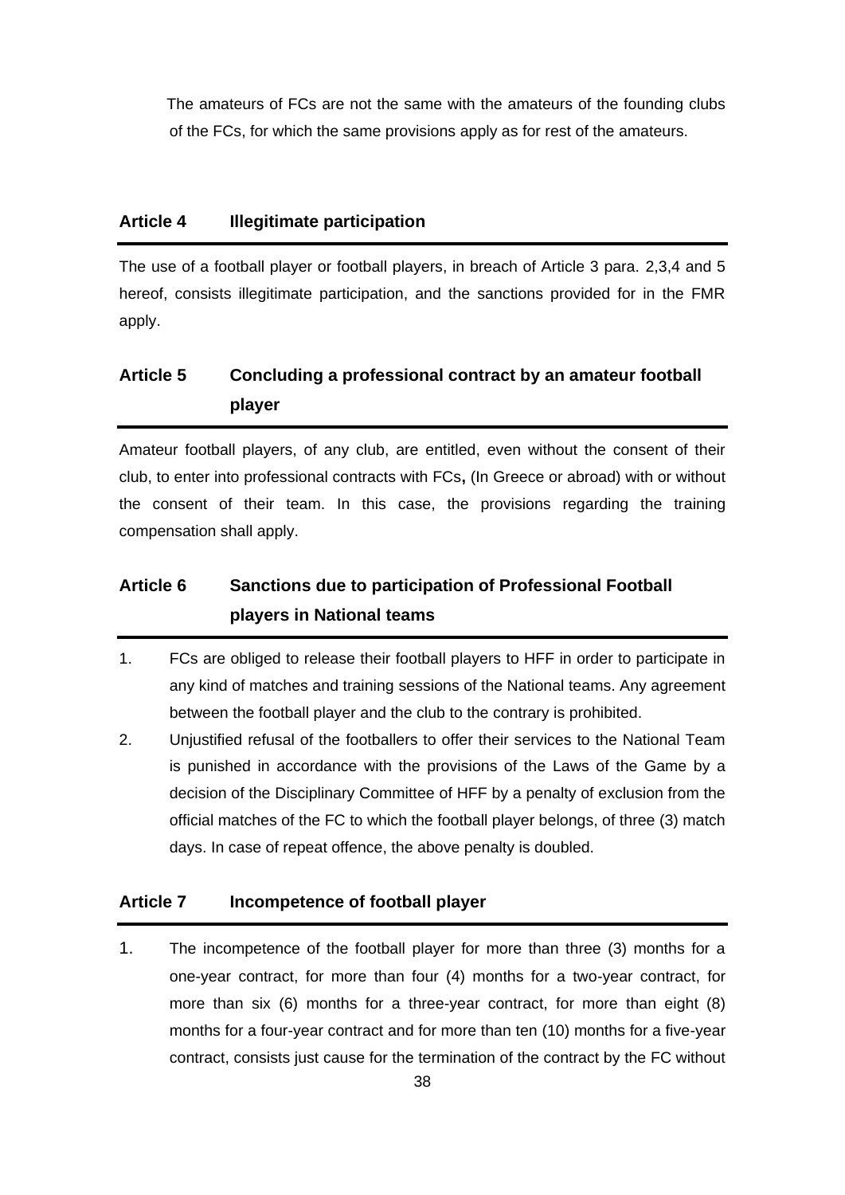The amateurs of FCs are not the same with the amateurs of the founding clubs of the FCs, for which the same provisions apply as for rest of the amateurs.

## Article 4 Illegitimate participation

The use of a football player or football players, in breach of Article 3 para. 2,3,4 and 5 hereof, consists illegitimate participation, and the sanctions provided for in the FMR apply.

## Article 5 Concluding a professional contract by an amateur football player

Amateur football players, of any club, are entitled, even without the consent of their club, to enter into professional contracts with FCs**,** (In Greece or abroad) with or without the consent of their team. In this case, the provisions regarding the training compensation shall apply.

## Article 6 Sanctions due to participation of Professional Football players in National teams

1. FCs are obliged to release their football players to HFF in order to participate in any kind of matches and training sessions of the National teams. Any agreement between the football player and the club to the contrary is prohibited.
2. Unjustified refusal of the footballers to offer their services to the National Team is punished in accordance with the provisions of the Laws of the Game by a decision of the Disciplinary Committee of HFF by a penalty of exclusion from the official matches of the FC to which the football player belongs, of three (3) match days. In case of repeat offence, the above penalty is doubled.

## Article 7 Incompetence of football player

1. The incompetence of the football player for more than three (3) months for a one-year contract, for more than four (4) months for a two-year contract, for more than six (6) months for a three-year contract, for more than eight (8) months for a four-year contract and for more than ten (10) months for a five-year contract, consists just cause for the termination of the contract by the FC without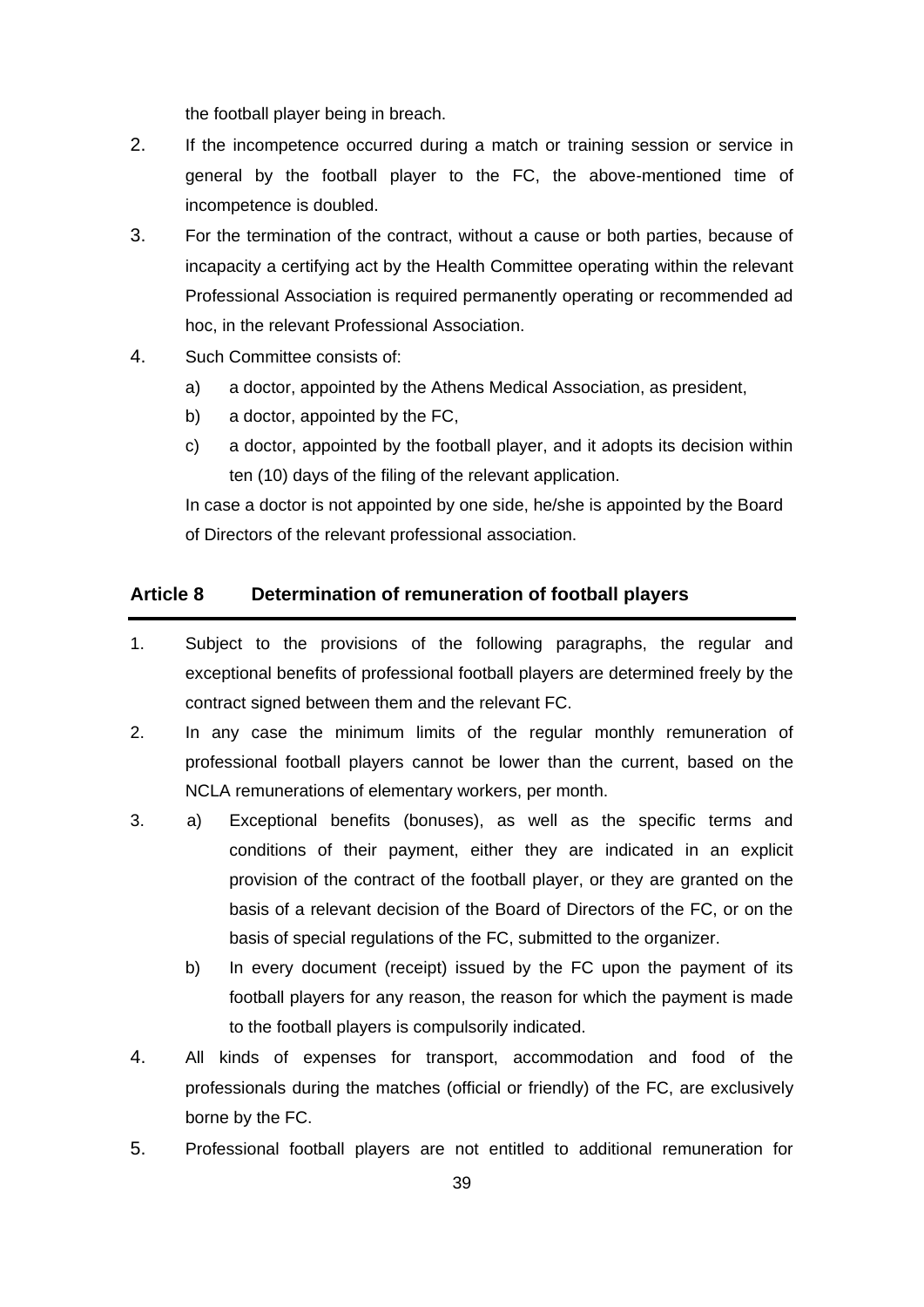the football player being in breach.

2. If the incompetence occurred during a match or training session or service in general by the football player to the FC, the above-mentioned time of incompetence is doubled.

3. For the termination of the contract, without a cause or both parties, because of incapacity a certifying act by the Health Committee operating within the relevant Professional Association is required permanently operating or recommended ad hoc, in the relevant Professional Association.

4. Such Committee consists of:

   a) a doctor, appointed by the Athens Medical Association, as president,

   b) a doctor, appointed by the FC,

   c) a doctor, appointed by the football player, and it adopts its decision within ten (10) days of the filing of the relevant application.

   In case a doctor is not appointed by one side, he/she is appointed by the Board of Directors of the relevant professional association.

## Article 8 Determination of remuneration of football players

1. Subject to the provisions of the following paragraphs, the regular and exceptional benefits of professional football players are determined freely by the contract signed between them and the relevant FC.

2. In any case the minimum limits of the regular monthly remuneration of professional football players cannot be lower than the current, based on the NCLA remunerations of elementary workers, per month.

3. a) Exceptional benefits (bonuses), as well as the specific terms and conditions of their payment, either they are indicated in an explicit provision of the contract of the football player, or they are granted on the basis of a relevant decision of the Board of Directors of the FC, or on the basis of special regulations of the FC, submitted to the organizer.

   b) In every document (receipt) issued by the FC upon the payment of its football players for any reason, the reason for which the payment is made to the football players is compulsorily indicated.

4. All kinds of expenses for transport, accommodation and food of the professionals during the matches (official or friendly) of the FC, are exclusively borne by the FC.

5. Professional football players are not entitled to additional remuneration for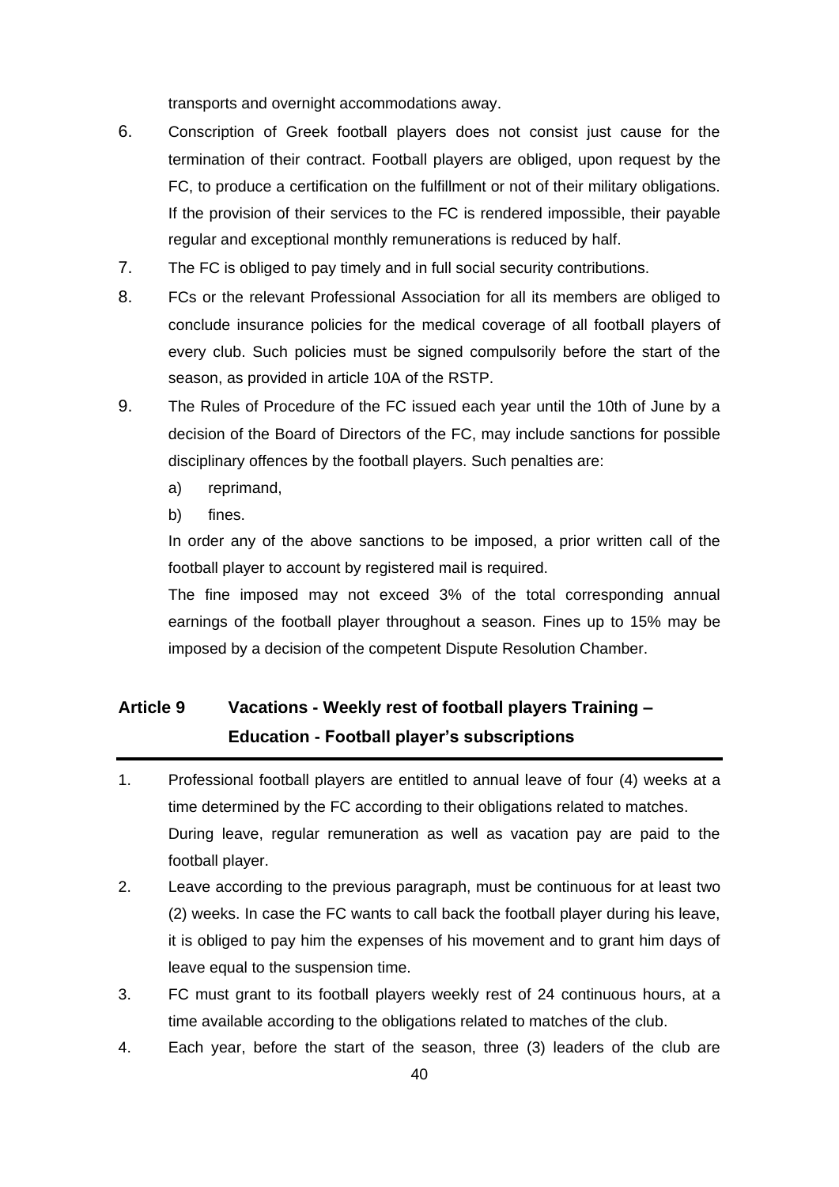transports and overnight accommodations away.

6. Conscription of Greek football players does not consist just cause for the termination of their contract. Football players are obliged, upon request by the FC, to produce a certification on the fulfillment or not of their military obligations. If the provision of their services to the FC is rendered impossible, their payable regular and exceptional monthly remunerations is reduced by half.
7. The FC is obliged to pay timely and in full social security contributions.
8. FCs or the relevant Professional Association for all its members are obliged to conclude insurance policies for the medical coverage of all football players of every club. Such policies must be signed compulsorily before the start of the season, as provided in article 10A of the RSTP.
9. The Rules of Procedure of the FC issued each year until the 10th of June by a decision of the Board of Directors of the FC, may include sanctions for possible disciplinary offences by the football players. Such penalties are:
   a) reprimand,
   b) fines.

   In order any of the above sanctions to be imposed, a prior written call of the football player to account by registered mail is required.

   The fine imposed may not exceed 3% of the total corresponding annual earnings of the football player throughout a season. Fines up to 15% may be imposed by a decision of the competent Dispute Resolution Chamber.

## Article 9 Vacations - Weekly rest of football players Training – Education - Football player's subscriptions

1. Professional football players are entitled to annual leave of four (4) weeks at a time determined by the FC according to their obligations related to matches. During leave, regular remuneration as well as vacation pay are paid to the football player.
2. Leave according to the previous paragraph, must be continuous for at least two (2) weeks. In case the FC wants to call back the football player during his leave, it is obliged to pay him the expenses of his movement and to grant him days of leave equal to the suspension time.
3. FC must grant to its football players weekly rest of 24 continuous hours, at a time available according to the obligations related to matches of the club.
4. Each year, before the start of the season, three (3) leaders of the club are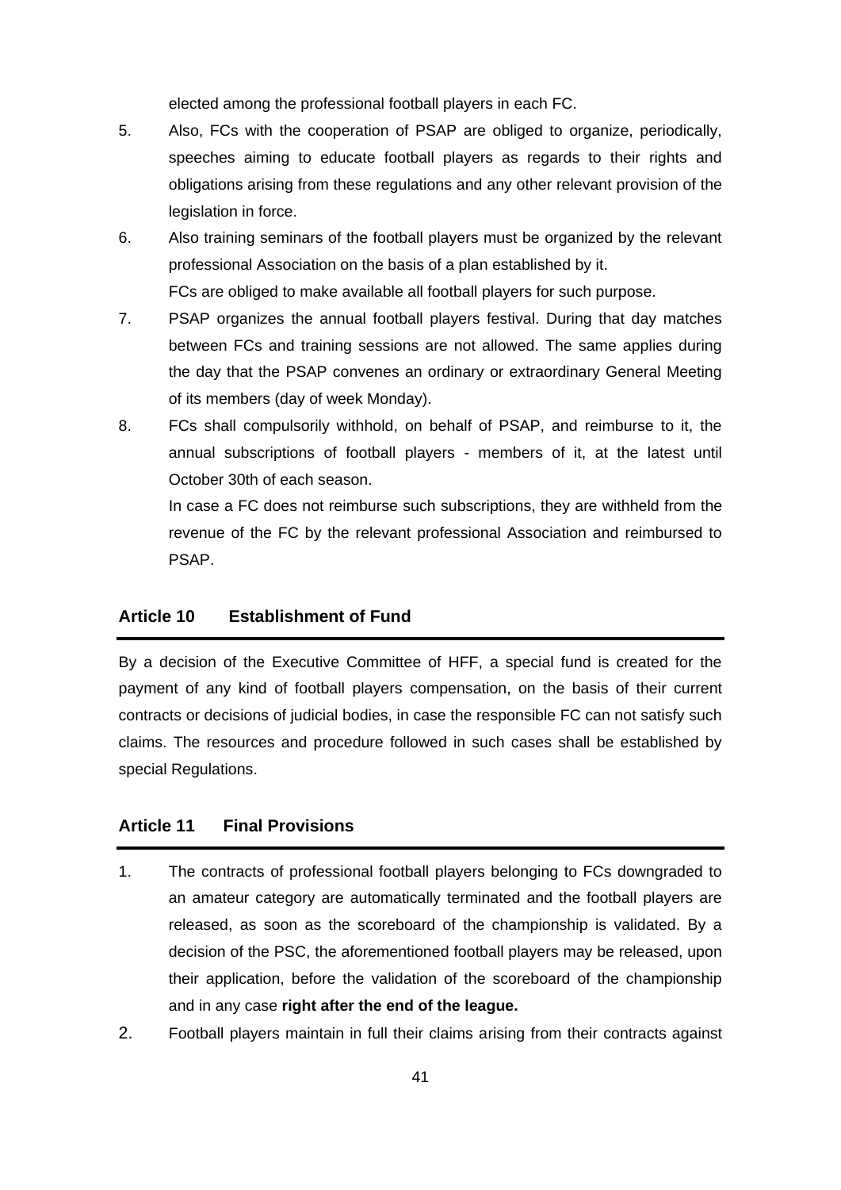elected among the professional football players in each FC.

5. Also, FCs with the cooperation of PSAP are obliged to organize, periodically, speeches aiming to educate football players as regards to their rights and obligations arising from these regulations and any other relevant provision of the legislation in force.
6. Also training seminars of the football players must be organized by the relevant professional Association on the basis of a plan established by it.
   FCs are obliged to make available all football players for such purpose.
7. PSAP organizes the annual football players festival. During that day matches between FCs and training sessions are not allowed. The same applies during the day that the PSAP convenes an ordinary or extraordinary General Meeting of its members (day of week Monday).
8. FCs shall compulsorily withhold, on behalf of PSAP, and reimburse to it, the annual subscriptions of football players - members of it, at the latest until October 30th of each season.
   In case a FC does not reimburse such subscriptions, they are withheld from the revenue of the FC by the relevant professional Association and reimbursed to PSAP.

## Article 10 Establishment of Fund

By a decision of the Executive Committee of HFF, a special fund is created for the payment of any kind of football players compensation, on the basis of their current contracts or decisions of judicial bodies, in case the responsible FC can not satisfy such claims. The resources and procedure followed in such cases shall be established by special Regulations.

## Article 11 Final Provisions

1. The contracts of professional football players belonging to FCs downgraded to an amateur category are automatically terminated and the football players are released, as soon as the scoreboard of the championship is validated. By a decision of the PSC, the aforementioned football players may be released, upon their application, before the validation of the scoreboard of the championship and in any case **right after the end of the league.**
2. Football players maintain in full their claims arising from their contracts against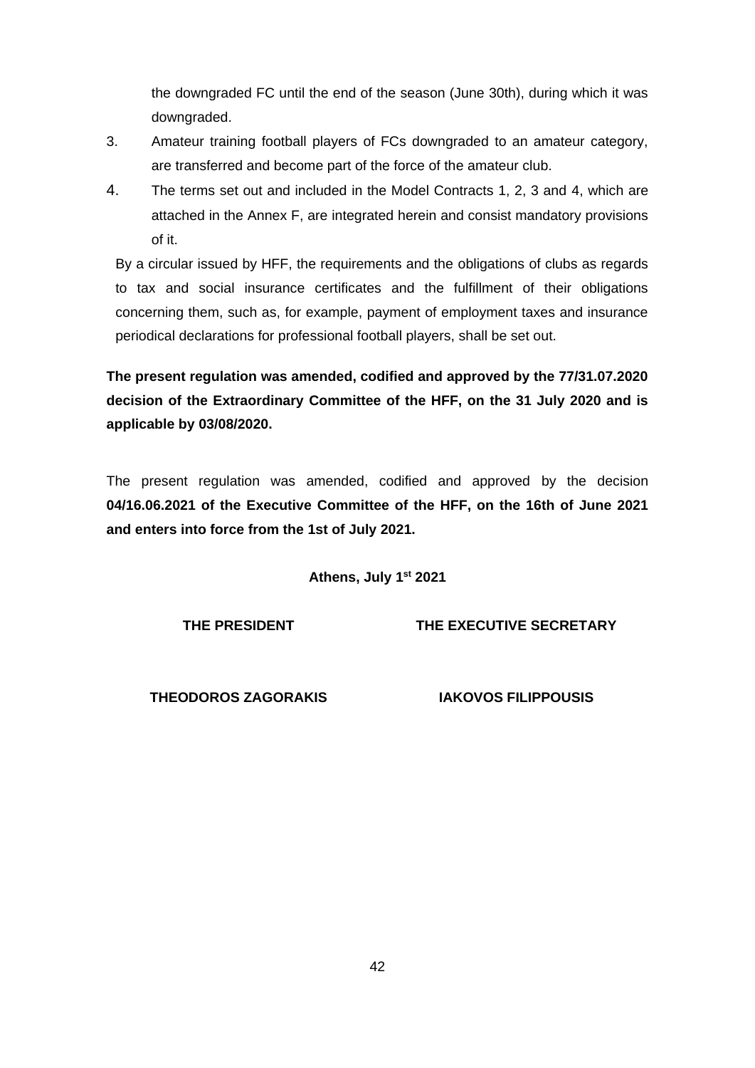the downgraded FC until the end of the season (June 30th), during which it was downgraded.

3. Amateur training football players of FCs downgraded to an amateur category, are transferred and become part of the force of the amateur club.
4. The terms set out and included in the Model Contracts 1, 2, 3 and 4, which are attached in the Annex F, are integrated herein and consist mandatory provisions of it.

By a circular issued by HFF, the requirements and the obligations of clubs as regards to tax and social insurance certificates and the fulfillment of their obligations concerning them, such as, for example, payment of employment taxes and insurance periodical declarations for professional football players, shall be set out.

**The present regulation was amended, codified and approved by the 77/31.07.2020 decision of the Extraordinary Committee of the HFF, on the 31 July 2020 and is applicable by 03/08/2020.**

The present regulation was amended, codified and approved by the decision **04/16.06.2021 of the Executive Committee of the HFF, on the 16th of June 2021 and enters into force from the 1st of July 2021.**

**Athens, July 1st 2021**

**THE PRESIDENT** **THE EXECUTIVE SECRETARY**

**THEODOROS ZAGORAKIS** **IAKOVOS FILIPPOUSIS**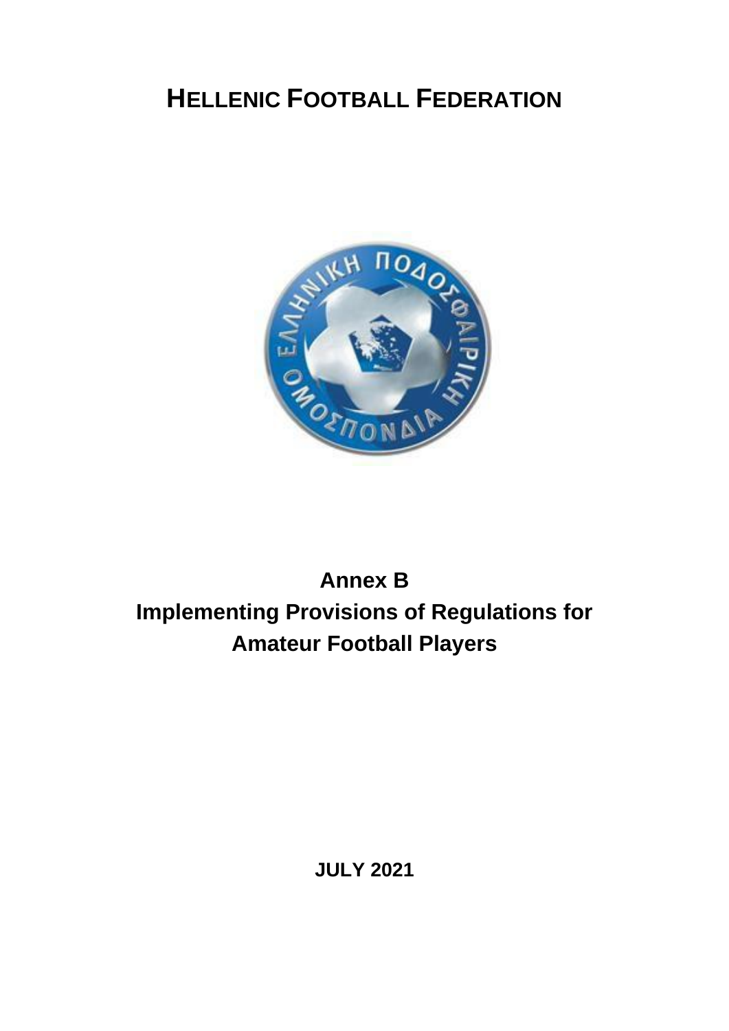# HELLENIC FOOTBALL FEDERATION

## Annex B
## Implementing Provisions of Regulations for Amateur Football Players

**JULY 2021**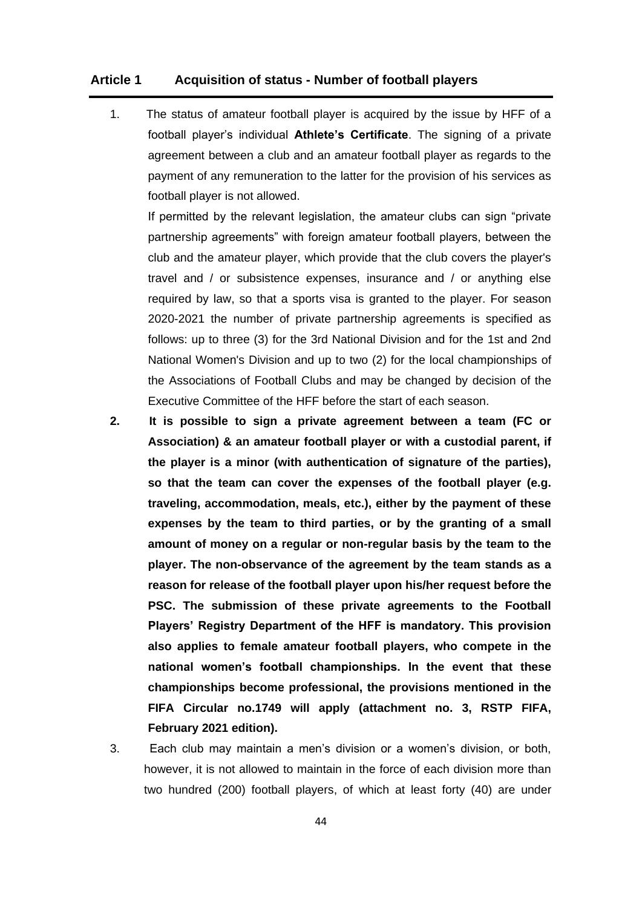### Article 1 Acquisition of status - Number of football players

1. The status of amateur football player is acquired by the issue by HFF of a football player's individual **Athlete's Certificate**. The signing of a private agreement between a club and an amateur football player as regards to the payment of any remuneration to the latter for the provision of his services as football player is not allowed.

   If permitted by the relevant legislation, the amateur clubs can sign "private partnership agreements" with foreign amateur football players, between the club and the amateur player, which provide that the club covers the player's travel and / or subsistence expenses, insurance and / or anything else required by law, so that a sports visa is granted to the player. For season 2020-2021 the number of private partnership agreements is specified as follows: up to three (3) for the 3rd National Division and for the 1st and 2nd National Women's Division and up to two (2) for the local championships of the Associations of Football Clubs and may be changed by decision of the Executive Committee of the HFF before the start of each season.

2. **It is possible to sign a private agreement between a team (FC or Association) & an amateur football player or with a custodial parent, if the player is a minor (with authentication of signature of the parties), so that the team can cover the expenses of the football player (e.g. traveling, accommodation, meals, etc.), either by the payment of these expenses by the team to third parties, or by the granting of a small amount of money on a regular or non-regular basis by the team to the player. The non-observance of the agreement by the team stands as a reason for release of the football player upon his/her request before the PSC. The submission of these private agreements to the Football Players' Registry Department of the HFF is mandatory. This provision also applies to female amateur football players, who compete in the national women's football championships. In the event that these championships become professional, the provisions mentioned in the FIFA Circular no.1749 will apply (attachment no. 3, RSTP FIFA, February 2021 edition).**

3. Each club may maintain a men's division or a women's division, or both, however, it is not allowed to maintain in the force of each division more than two hundred (200) football players, of which at least forty (40) are under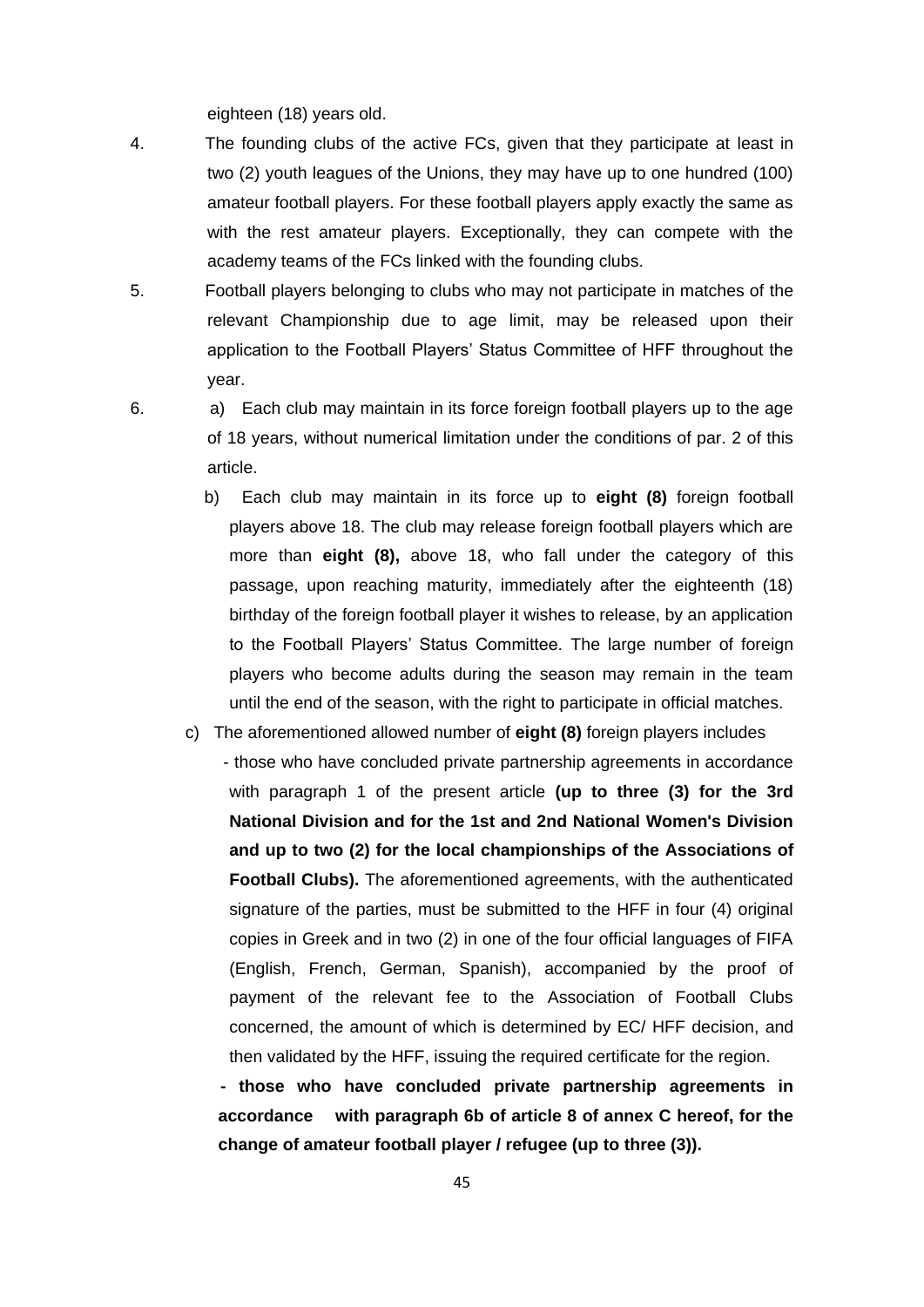eighteen (18) years old.

4. The founding clubs of the active FCs, given that they participate at least in two (2) youth leagues of the Unions, they may have up to one hundred (100) amateur football players. For these football players apply exactly the same as with the rest amateur players. Exceptionally, they can compete with the academy teams of the FCs linked with the founding clubs.

5. Football players belonging to clubs who may not participate in matches of the relevant Championship due to age limit, may be released upon their application to the Football Players' Status Committee of HFF throughout the year.

6. a) Each club may maintain in its force foreign football players up to the age of 18 years, without numerical limitation under the conditions of par. 2 of this article.

   b) Each club may maintain in its force up to **eight (8)** foreign football players above 18. The club may release foreign football players which are more than **eight (8),** above 18, who fall under the category of this passage, upon reaching maturity, immediately after the eighteenth (18) birthday of the foreign football player it wishes to release, by an application to the Football Players' Status Committee. The large number of foreign players who become adults during the season may remain in the team until the end of the season, with the right to participate in official matches.

   c) The aforementioned allowed number of **eight (8)** foreign players includes

   - those who have concluded private partnership agreements in accordance with paragraph 1 of the present article **(up to three (3) for the 3rd National Division and for the 1st and 2nd National Women's Division and up to two (2) for the local championships of the Associations of Football Clubs).** The aforementioned agreements, with the authenticated signature of the parties, must be submitted to the HFF in four (4) original copies in Greek and in two (2) in one of the four official languages of FIFA (English, French, German, Spanish), accompanied by the proof of payment of the relevant fee to the Association of Football Clubs concerned, the amount of which is determined by EC/ HFF decision, and then validated by the HFF, issuing the required certificate for the region.

   **- those who have concluded private partnership agreements in accordance with paragraph 6b of article 8 of annex C hereof, for the change of amateur football player / refugee (up to three (3)).**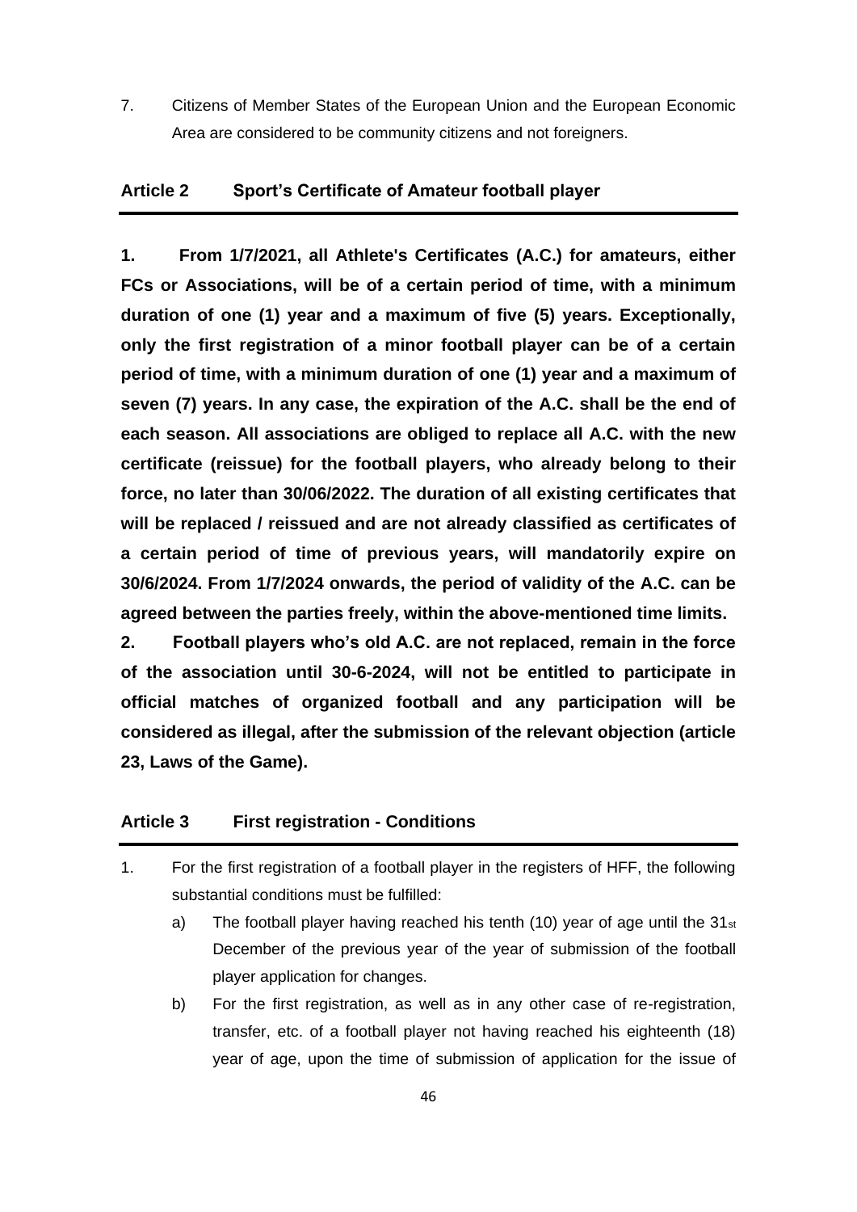7. Citizens of Member States of the European Union and the European Economic Area are considered to be community citizens and not foreigners.

## Article 2 Sport's Certificate of Amateur football player

**1. From 1/7/2021, all Athlete's Certificates (A.C.) for amateurs, either FCs or Associations, will be of a certain period of time, with a minimum duration of one (1) year and a maximum of five (5) years. Exceptionally, only the first registration of a minor football player can be of a certain period of time, with a minimum duration of one (1) year and a maximum of seven (7) years. In any case, the expiration of the A.C. shall be the end of each season. All associations are obliged to replace all A.C. with the new certificate (reissue) for the football players, who already belong to their force, no later than 30/06/2022. The duration of all existing certificates that will be replaced / reissued and are not already classified as certificates of a certain period of time of previous years, will mandatorily expire on 30/6/2024. From 1/7/2024 onwards, the period of validity of the A.C. can be agreed between the parties freely, within the above-mentioned time limits.**

**2. Football players who's old A.C. are not replaced, remain in the force of the association until 30-6-2024, will not be entitled to participate in official matches of organized football and any participation will be considered as illegal, after the submission of the relevant objection (article 23, Laws of the Game).**

## Article 3 First registration - Conditions

1. For the first registration of a football player in the registers of HFF, the following substantial conditions must be fulfilled:
   a) The football player having reached his tenth (10) year of age until the 31st December of the previous year of the year of submission of the football player application for changes.
   b) For the first registration, as well as in any other case of re-registration, transfer, etc. of a football player not having reached his eighteenth (18) year of age, upon the time of submission of application for the issue of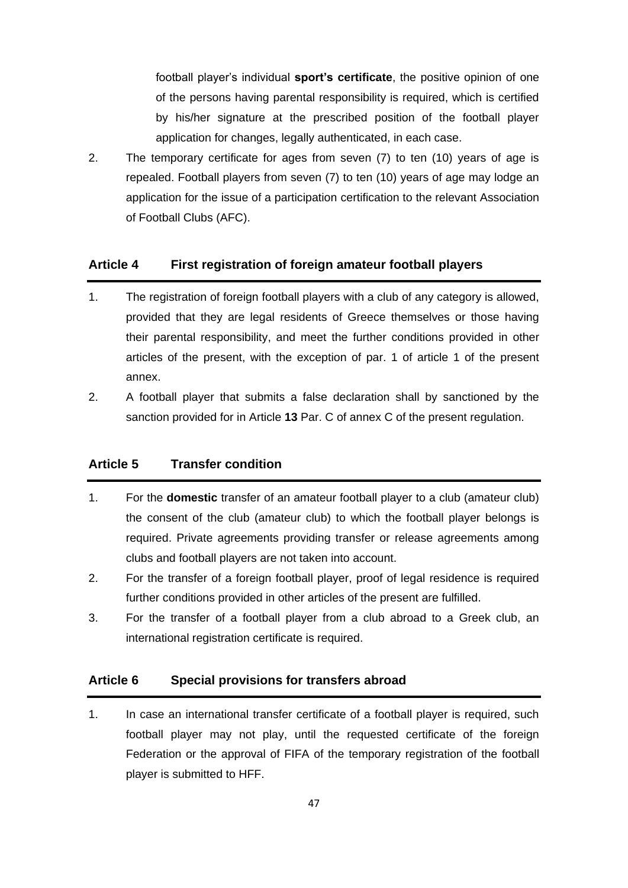football player's individual **sport's certificate**, the positive opinion of one of the persons having parental responsibility is required, which is certified by his/her signature at the prescribed position of the football player application for changes, legally authenticated, in each case.

2. The temporary certificate for ages from seven (7) to ten (10) years of age is repealed. Football players from seven (7) to ten (10) years of age may lodge an application for the issue of a participation certification to the relevant Association of Football Clubs (AFC).

## Article 4 First registration of foreign amateur football players

1. The registration of foreign football players with a club of any category is allowed, provided that they are legal residents of Greece themselves or those having their parental responsibility, and meet the further conditions provided in other articles of the present, with the exception of par. 1 of article 1 of the present annex.
2. A football player that submits a false declaration shall by sanctioned by the sanction provided for in Article **13** Par. C of annex C of the present regulation.

## Article 5 Transfer condition

1. For the **domestic** transfer of an amateur football player to a club (amateur club) the consent of the club (amateur club) to which the football player belongs is required. Private agreements providing transfer or release agreements among clubs and football players are not taken into account.
2. For the transfer of a foreign football player, proof of legal residence is required further conditions provided in other articles of the present are fulfilled.
3. For the transfer of a football player from a club abroad to a Greek club, an international registration certificate is required.

## Article 6 Special provisions for transfers abroad

1. In case an international transfer certificate of a football player is required, such football player may not play, until the requested certificate of the foreign Federation or the approval of FIFA of the temporary registration of the football player is submitted to HFF.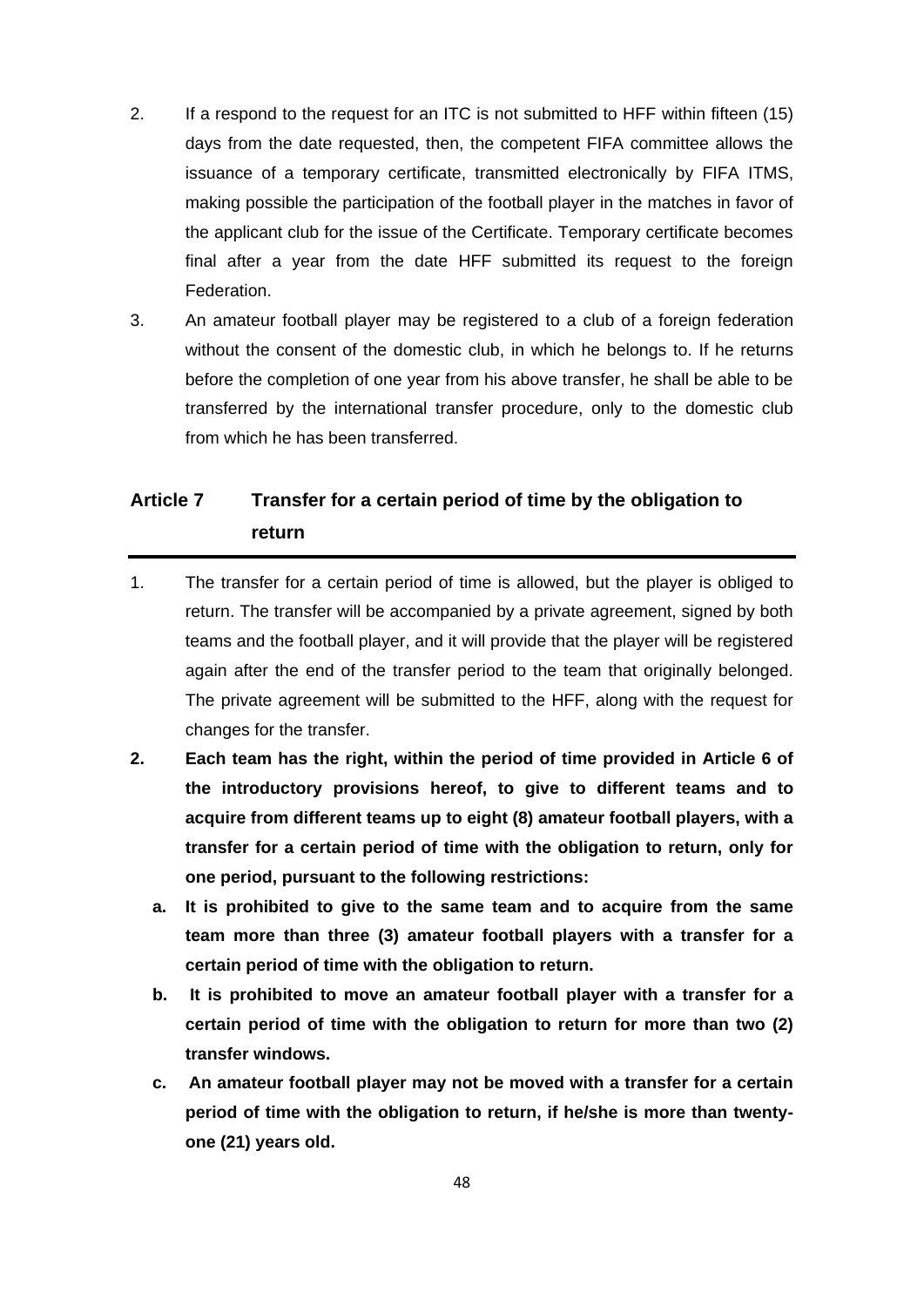2. If a respond to the request for an ITC is not submitted to HFF within fifteen (15) days from the date requested, then, the competent FIFA committee allows the issuance of a temporary certificate, transmitted electronically by FIFA ITMS, making possible the participation of the football player in the matches in favor of the applicant club for the issue of the Certificate. Temporary certificate becomes final after a year from the date HFF submitted its request to the foreign Federation.
3. An amateur football player may be registered to a club of a foreign federation without the consent of the domestic club, in which he belongs to. If he returns before the completion of one year from his above transfer, he shall be able to be transferred by the international transfer procedure, only to the domestic club from which he has been transferred.

## Article 7 Transfer for a certain period of time by the obligation to return

1. The transfer for a certain period of time is allowed, but the player is obliged to return. The transfer will be accompanied by a private agreement, signed by both teams and the football player, and it will provide that the player will be registered again after the end of the transfer period to the team that originally belonged. The private agreement will be submitted to the HFF, along with the request for changes for the transfer.
2. **Each team has the right, within the period of time provided in Article 6 of the introductory provisions hereof, to give to different teams and to acquire from different teams up to eight (8) amateur football players, with a transfer for a certain period of time with the obligation to return, only for one period, pursuant to the following restrictions:**
   a. **It is prohibited to give to the same team and to acquire from the same team more than three (3) amateur football players with a transfer for a certain period of time with the obligation to return.**
   b. **It is prohibited to move an amateur football player with a transfer for a certain period of time with the obligation to return for more than two (2) transfer windows.**
   c. **An amateur football player may not be moved with a transfer for a certain period of time with the obligation to return, if he/she is more than twenty-one (21) years old.**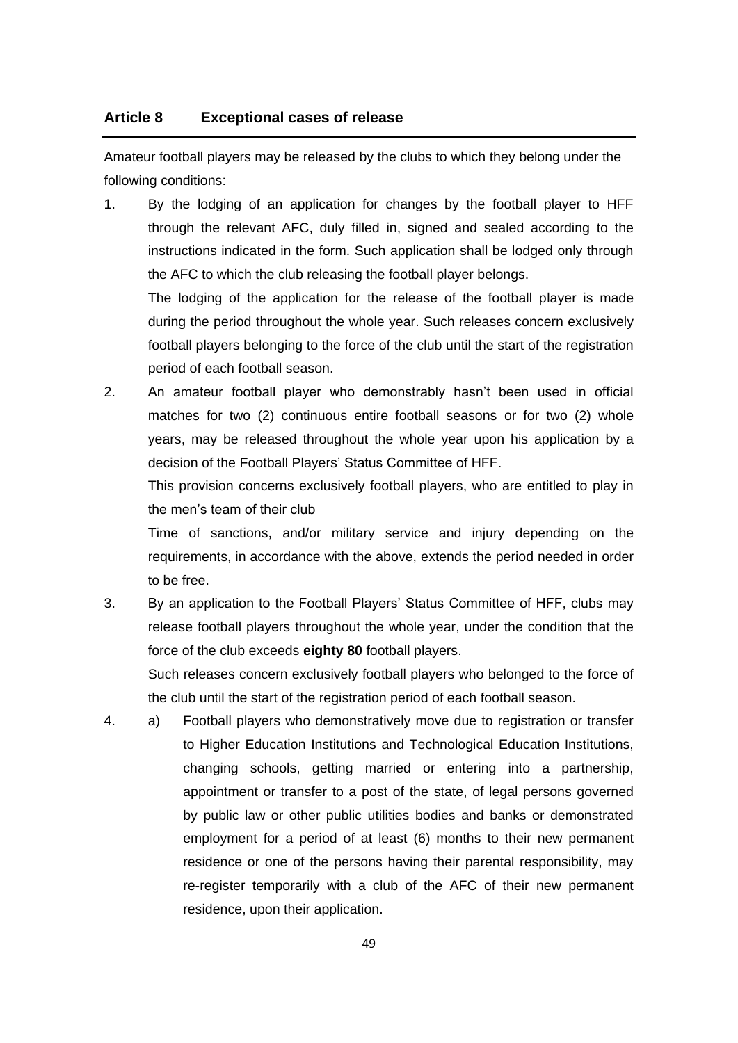## Article 8 Exceptional cases of release

Amateur football players may be released by the clubs to which they belong under the following conditions:

1. By the lodging of an application for changes by the football player to HFF through the relevant AFC, duly filled in, signed and sealed according to the instructions indicated in the form. Such application shall be lodged only through the AFC to which the club releasing the football player belongs.

   The lodging of the application for the release of the football player is made during the period throughout the whole year. Such releases concern exclusively football players belonging to the force of the club until the start of the registration period of each football season.

2. An amateur football player who demonstrably hasn't been used in official matches for two (2) continuous entire football seasons or for two (2) whole years, may be released throughout the whole year upon his application by a decision of the Football Players' Status Committee of HFF.

   This provision concerns exclusively football players, who are entitled to play in the men's team of their club

   Time of sanctions, and/or military service and injury depending on the requirements, in accordance with the above, extends the period needed in order to be free.

3. By an application to the Football Players' Status Committee of HFF, clubs may release football players throughout the whole year, under the condition that the force of the club exceeds **eighty 80** football players.

   Such releases concern exclusively football players who belonged to the force of the club until the start of the registration period of each football season.

4. a) Football players who demonstratively move due to registration or transfer to Higher Education Institutions and Technological Education Institutions, changing schools, getting married or entering into a partnership, appointment or transfer to a post of the state, of legal persons governed by public law or other public utilities bodies and banks or demonstrated employment for a period of at least (6) months to their new permanent residence or one of the persons having their parental responsibility, may re-register temporarily with a club of the AFC of their new permanent residence, upon their application.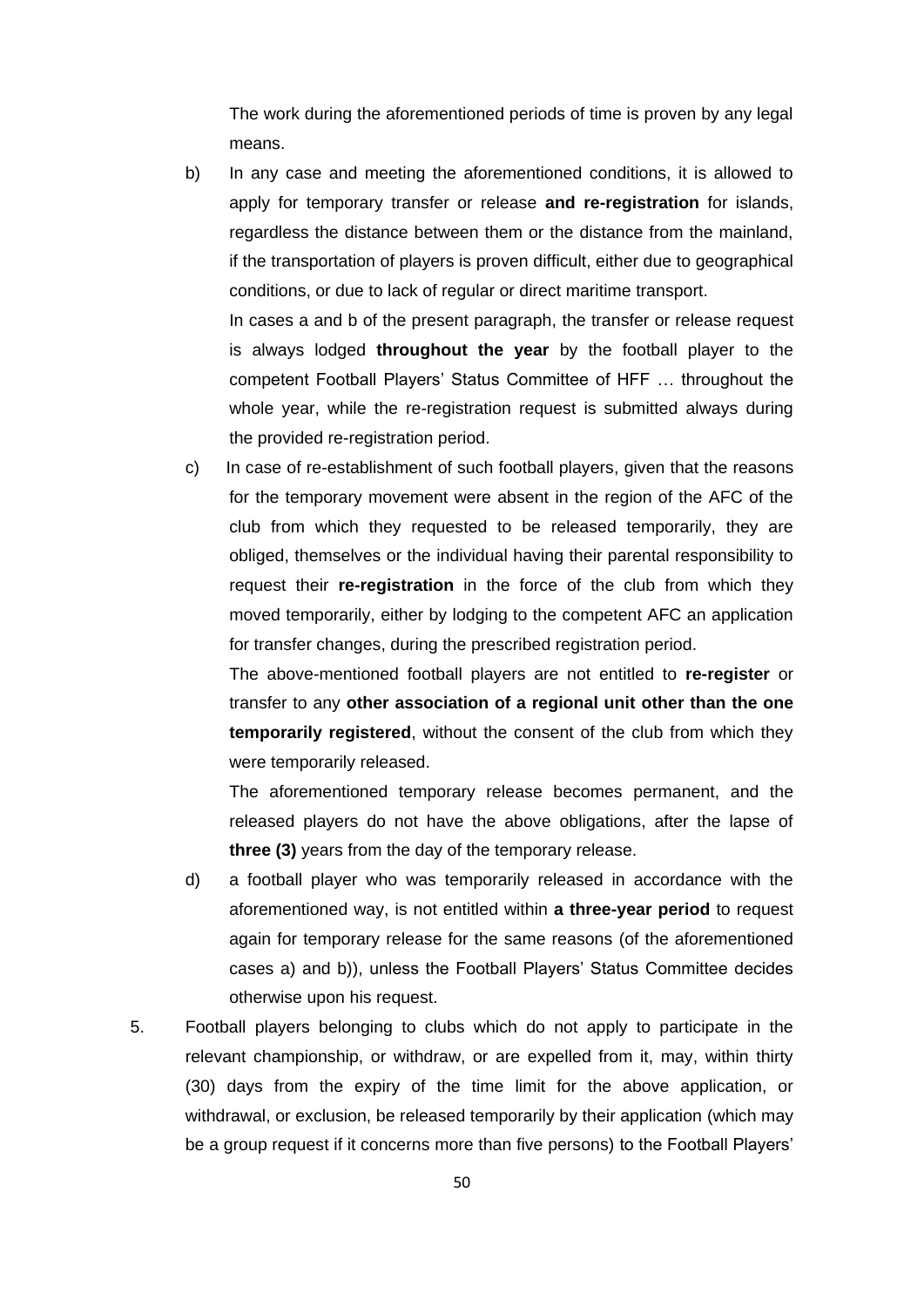The work during the aforementioned periods of time is proven by any legal means.

b) In any case and meeting the aforementioned conditions, it is allowed to apply for temporary transfer or release **and re-registration** for islands, regardless the distance between them or the distance from the mainland, if the transportation of players is proven difficult, either due to geographical conditions, or due to lack of regular or direct maritime transport.

   In cases a and b of the present paragraph, the transfer or release request is always lodged **throughout the year** by the football player to the competent Football Players' Status Committee of HFF … throughout the whole year, while the re-registration request is submitted always during the provided re-registration period.

c) In case of re-establishment of such football players, given that the reasons for the temporary movement were absent in the region of the AFC of the club from which they requested to be released temporarily, they are obliged, themselves or the individual having their parental responsibility to request their **re-registration** in the force of the club from which they moved temporarily, either by lodging to the competent AFC an application for transfer changes, during the prescribed registration period.

   The above-mentioned football players are not entitled to **re-register** or transfer to any **other association of a regional unit other than the one temporarily registered**, without the consent of the club from which they were temporarily released.

   The aforementioned temporary release becomes permanent, and the released players do not have the above obligations, after the lapse of **three (3)** years from the day of the temporary release.

d) a football player who was temporarily released in accordance with the aforementioned way, is not entitled within **a three-year period** to request again for temporary release for the same reasons (of the aforementioned cases a) and b)), unless the Football Players' Status Committee decides otherwise upon his request.

5. Football players belonging to clubs which do not apply to participate in the relevant championship, or withdraw, or are expelled from it, may, within thirty (30) days from the expiry of the time limit for the above application, or withdrawal, or exclusion, be released temporarily by their application (which may be a group request if it concerns more than five persons) to the Football Players'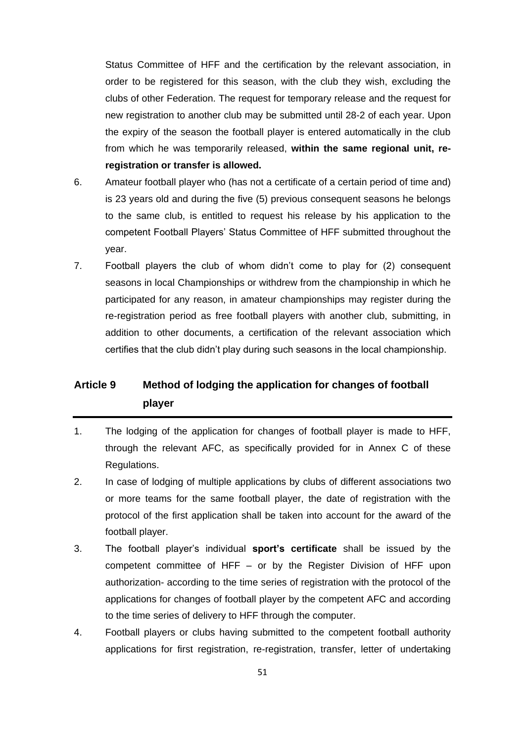Status Committee of HFF and the certification by the relevant association, in order to be registered for this season, with the club they wish, excluding the clubs of other Federation. The request for temporary release and the request for new registration to another club may be submitted until 28-2 of each year. Upon the expiry of the season the football player is entered automatically in the club from which he was temporarily released, **within the same regional unit, re-registration or transfer is allowed.**

6. Amateur football player who (has not a certificate of a certain period of time and) is 23 years old and during the five (5) previous consequent seasons he belongs to the same club, is entitled to request his release by his application to the competent Football Players' Status Committee of HFF submitted throughout the year.
7. Football players the club of whom didn't come to play for (2) consequent seasons in local Championships or withdrew from the championship in which he participated for any reason, in amateur championships may register during the re-registration period as free football players with another club, submitting, in addition to other documents, a certification of the relevant association which certifies that the club didn't play during such seasons in the local championship.

## Article 9 Method of lodging the application for changes of football player

1. The lodging of the application for changes of football player is made to HFF, through the relevant AFC, as specifically provided for in Annex C of these Regulations.
2. In case of lodging of multiple applications by clubs of different associations two or more teams for the same football player, the date of registration with the protocol of the first application shall be taken into account for the award of the football player.
3. The football player's individual **sport's certificate** shall be issued by the competent committee of HFF – or by the Register Division of HFF upon authorization- according to the time series of registration with the protocol of the applications for changes of football player by the competent AFC and according to the time series of delivery to HFF through the computer.
4. Football players or clubs having submitted to the competent football authority applications for first registration, re-registration, transfer, letter of undertaking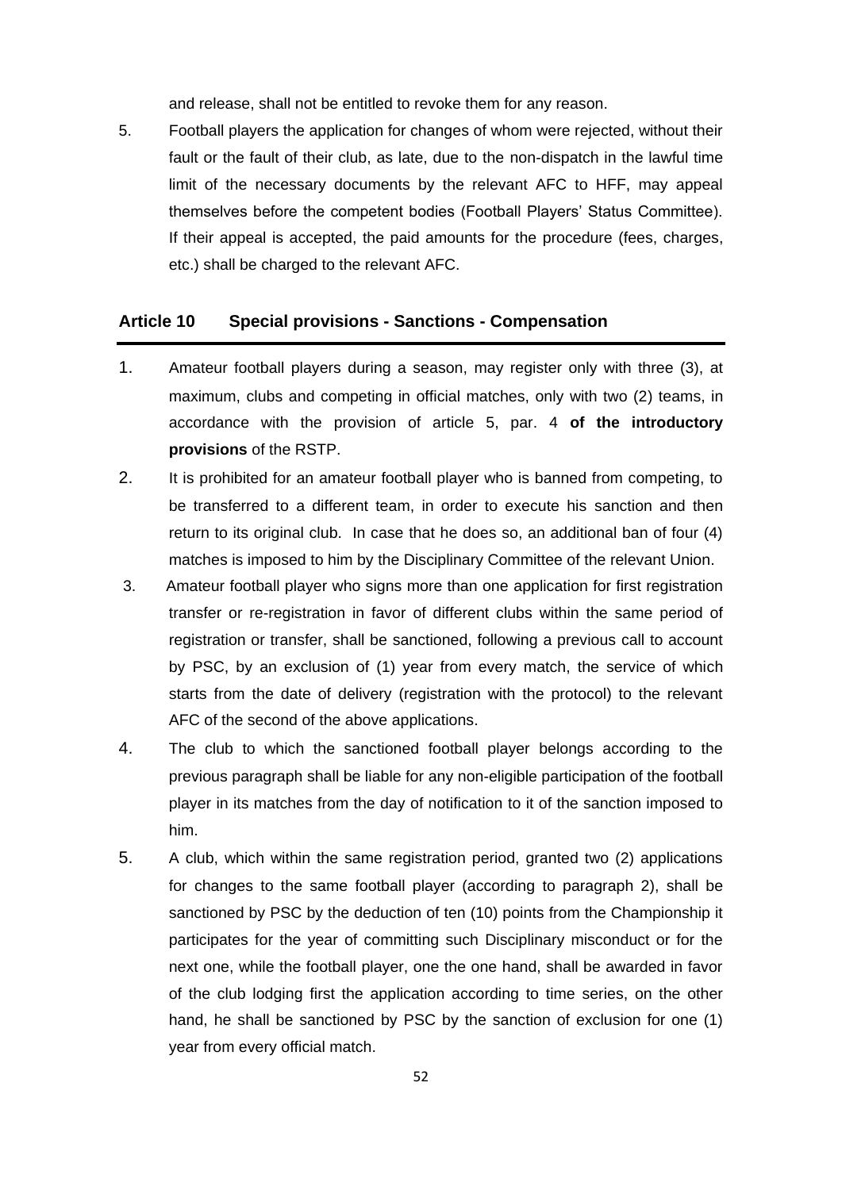and release, shall not be entitled to revoke them for any reason.

5. Football players the application for changes of whom were rejected, without their fault or the fault of their club, as late, due to the non-dispatch in the lawful time limit of the necessary documents by the relevant AFC to HFF, may appeal themselves before the competent bodies (Football Players' Status Committee). If their appeal is accepted, the paid amounts for the procedure (fees, charges, etc.) shall be charged to the relevant AFC.

## Article 10 Special provisions - Sanctions - Compensation

1. Amateur football players during a season, may register only with three (3), at maximum, clubs and competing in official matches, only with two (2) teams, in accordance with the provision of article 5, par. 4 **of the introductory provisions** of the RSTP.
2. It is prohibited for an amateur football player who is banned from competing, to be transferred to a different team, in order to execute his sanction and then return to its original club. In case that he does so, an additional ban of four (4) matches is imposed to him by the Disciplinary Committee of the relevant Union.
3. Amateur football player who signs more than one application for first registration transfer or re-registration in favor of different clubs within the same period of registration or transfer, shall be sanctioned, following a previous call to account by PSC, by an exclusion of (1) year from every match, the service of which starts from the date of delivery (registration with the protocol) to the relevant AFC of the second of the above applications.
4. The club to which the sanctioned football player belongs according to the previous paragraph shall be liable for any non-eligible participation of the football player in its matches from the day of notification to it of the sanction imposed to him.
5. A club, which within the same registration period, granted two (2) applications for changes to the same football player (according to paragraph 2), shall be sanctioned by PSC by the deduction of ten (10) points from the Championship it participates for the year of committing such Disciplinary misconduct or for the next one, while the football player, one the one hand, shall be awarded in favor of the club lodging first the application according to time series, on the other hand, he shall be sanctioned by PSC by the sanction of exclusion for one (1) year from every official match.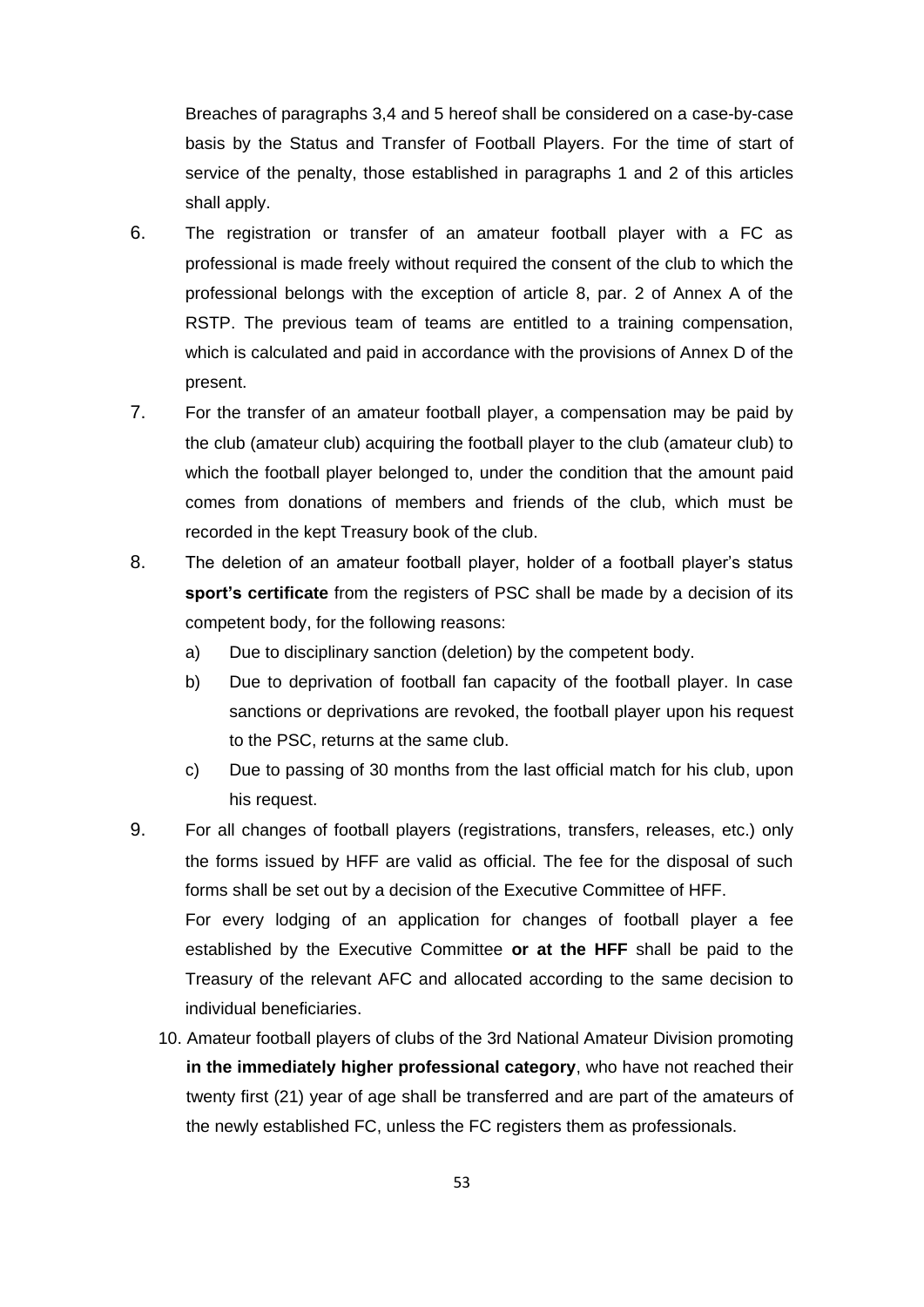Breaches of paragraphs 3,4 and 5 hereof shall be considered on a case-by-case basis by the Status and Transfer of Football Players. For the time of start of service of the penalty, those established in paragraphs 1 and 2 of this articles shall apply.

6. The registration or transfer of an amateur football player with a FC as professional is made freely without required the consent of the club to which the professional belongs with the exception of article 8, par. 2 of Annex A of the RSTP. The previous team of teams are entitled to a training compensation, which is calculated and paid in accordance with the provisions of Annex D of the present.

7. For the transfer of an amateur football player, a compensation may be paid by the club (amateur club) acquiring the football player to the club (amateur club) to which the football player belonged to, under the condition that the amount paid comes from donations of members and friends of the club, which must be recorded in the kept Treasury book of the club.

8. The deletion of an amateur football player, holder of a football player's status **sport's certificate** from the registers of PSC shall be made by a decision of its competent body, for the following reasons:
   a) Due to disciplinary sanction (deletion) by the competent body.
   b) Due to deprivation of football fan capacity of the football player. In case sanctions or deprivations are revoked, the football player upon his request to the PSC, returns at the same club.
   c) Due to passing of 30 months from the last official match for his club, upon his request.

9. For all changes of football players (registrations, transfers, releases, etc.) only the forms issued by HFF are valid as official. The fee for the disposal of such forms shall be set out by a decision of the Executive Committee of HFF.

   For every lodging of an application for changes of football player a fee established by the Executive Committee **or at the HFF** shall be paid to the Treasury of the relevant AFC and allocated according to the same decision to individual beneficiaries.

10. Amateur football players of clubs of the 3rd National Amateur Division promoting **in the immediately higher professional category**, who have not reached their twenty first (21) year of age shall be transferred and are part of the amateurs of the newly established FC, unless the FC registers them as professionals.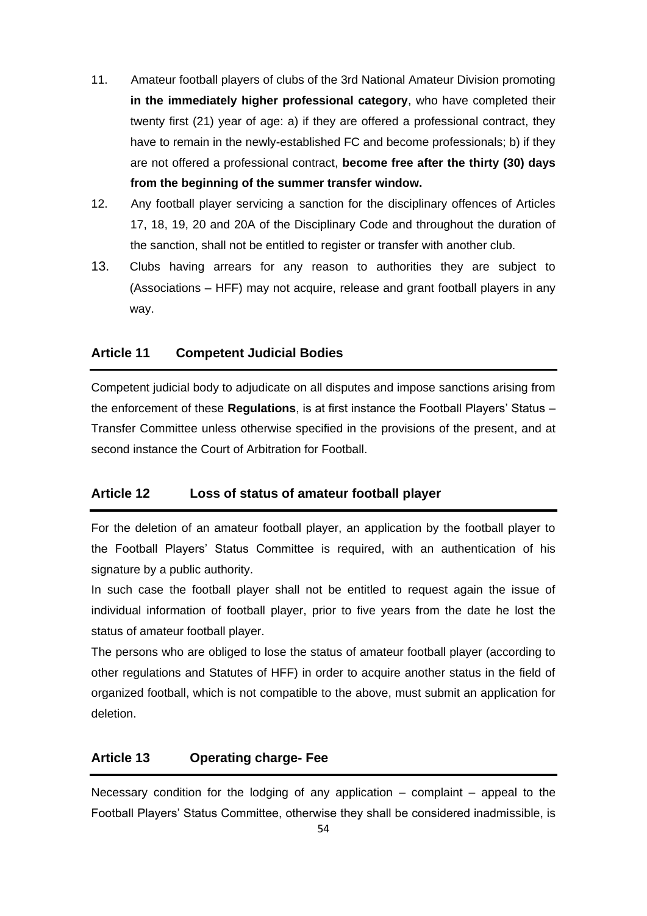11. Amateur football players of clubs of the 3rd National Amateur Division promoting **in the immediately higher professional category**, who have completed their twenty first (21) year of age: a) if they are offered a professional contract, they have to remain in the newly-established FC and become professionals; b) if they are not offered a professional contract, **become free after the thirty (30) days from the beginning of the summer transfer window.**
12. Any football player servicing a sanction for the disciplinary offences of Articles 17, 18, 19, 20 and 20A of the Disciplinary Code and throughout the duration of the sanction, shall not be entitled to register or transfer with another club.
13. Clubs having arrears for any reason to authorities they are subject to (Associations – HFF) may not acquire, release and grant football players in any way.

## Article 11 Competent Judicial Bodies

Competent judicial body to adjudicate on all disputes and impose sanctions arising from the enforcement of these **Regulations**, is at first instance the Football Players' Status – Transfer Committee unless otherwise specified in the provisions of the present, and at second instance the Court of Arbitration for Football.

## Article 12 Loss of status of amateur football player

For the deletion of an amateur football player, an application by the football player to the Football Players' Status Committee is required, with an authentication of his signature by a public authority.

In such case the football player shall not be entitled to request again the issue of individual information of football player, prior to five years from the date he lost the status of amateur football player.

The persons who are obliged to lose the status of amateur football player (according to other regulations and Statutes of HFF) in order to acquire another status in the field of organized football, which is not compatible to the above, must submit an application for deletion.

## Article 13 Operating charge- Fee

Necessary condition for the lodging of any application – complaint – appeal to the Football Players' Status Committee, otherwise they shall be considered inadmissible, is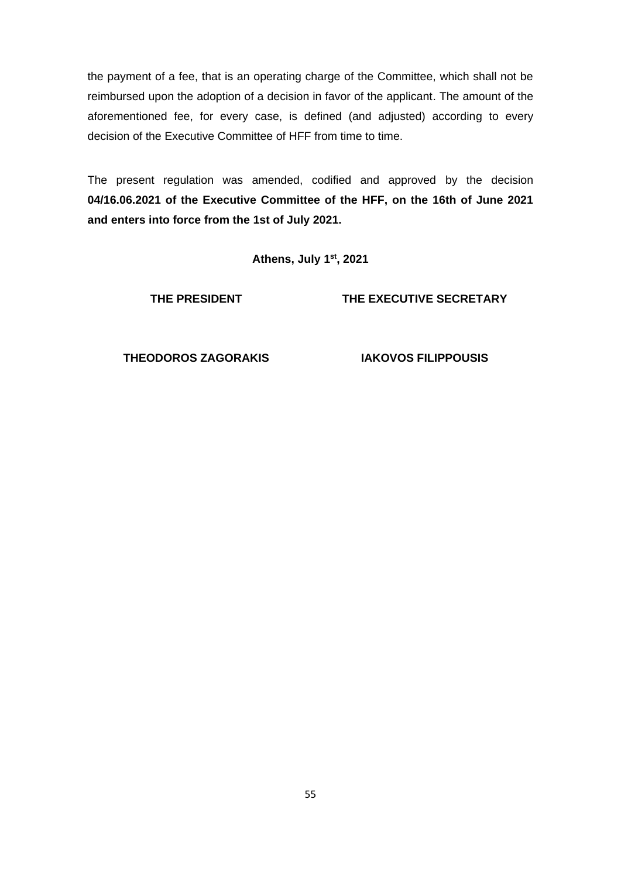the payment of a fee, that is an operating charge of the Committee, which shall not be reimbursed upon the adoption of a decision in favor of the applicant. The amount of the aforementioned fee, for every case, is defined (and adjusted) according to every decision of the Executive Committee of HFF from time to time.

The present regulation was amended, codified and approved by the decision **04/16.06.2021 of the Executive Committee of the HFF, on the 16th of June 2021 and enters into force from the 1st of July 2021.**

**Athens, July 1st, 2021**

| **THE PRESIDENT** | **THE EXECUTIVE SECRETARY** |
| --- | --- |
| **THEODOROS ZAGORAKIS** | **IAKOVOS FILIPPOUSIS** |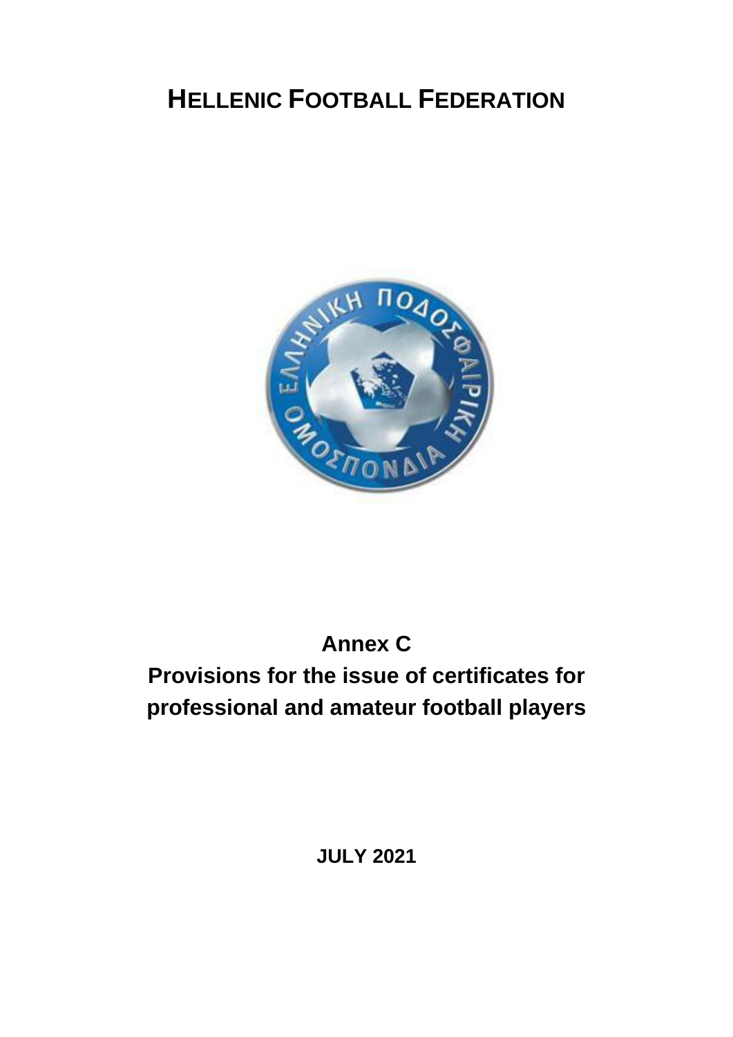# HELLENIC FOOTBALL FEDERATION

## Annex C

## Provisions for the issue of certificates for professional and amateur football players

**JULY 2021**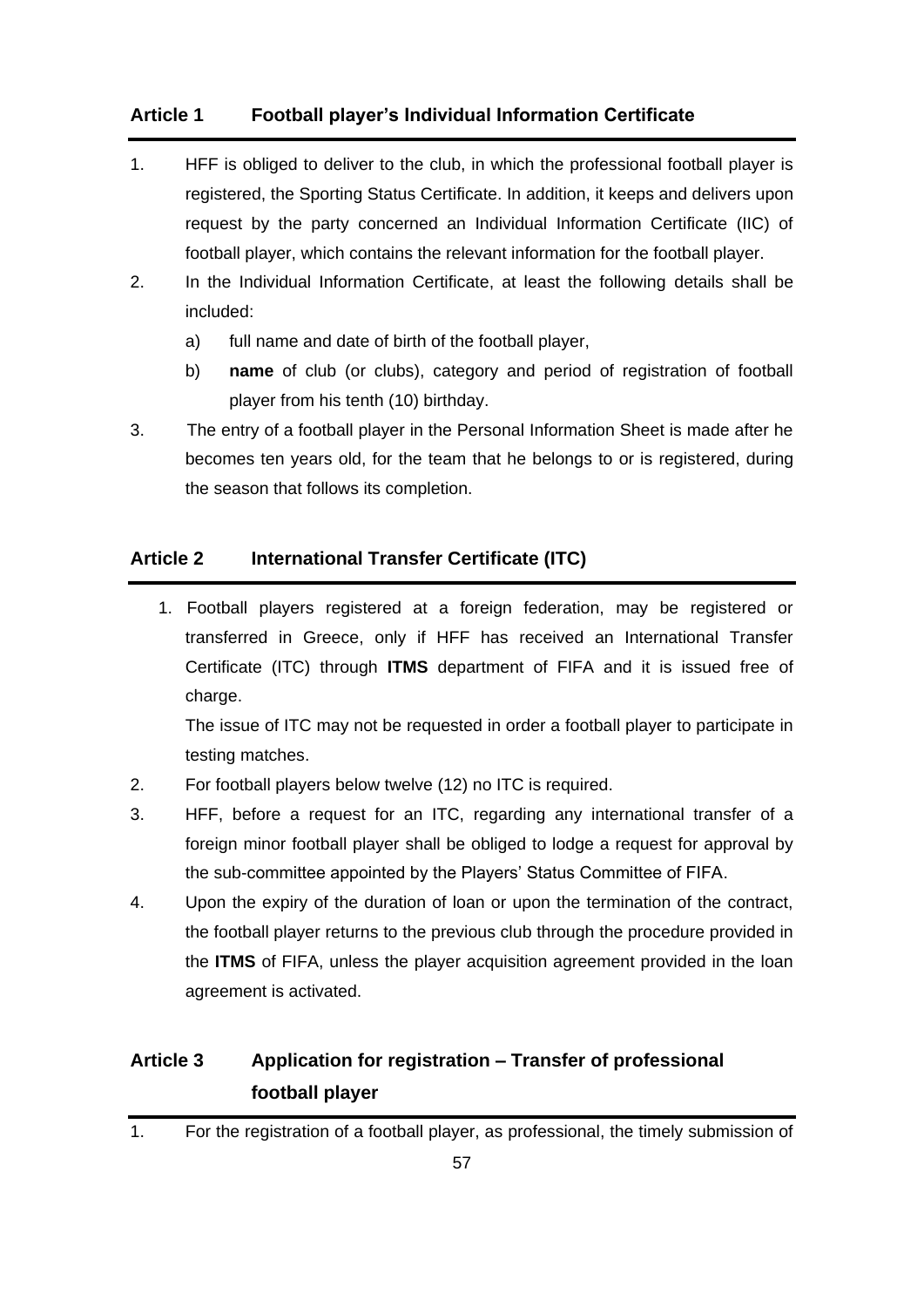## Article 1 Football player's Individual Information Certificate

1. HFF is obliged to deliver to the club, in which the professional football player is registered, the Sporting Status Certificate. In addition, it keeps and delivers upon request by the party concerned an Individual Information Certificate (IIC) of football player, which contains the relevant information for the football player.
2. In the Individual Information Certificate, at least the following details shall be included:
   a) full name and date of birth of the football player,
   b) **name** of club (or clubs), category and period of registration of football player from his tenth (10) birthday.
3. The entry of a football player in the Personal Information Sheet is made after he becomes ten years old, for the team that he belongs to or is registered, during the season that follows its completion.

## Article 2 International Transfer Certificate (ITC)

1. Football players registered at a foreign federation, may be registered or transferred in Greece, only if HFF has received an International Transfer Certificate (ITC) through **ITMS** department of FIFA and it is issued free of charge.

   The issue of ITC may not be requested in order a football player to participate in testing matches.
2. For football players below twelve (12) no ITC is required.
3. HFF, before a request for an ITC, regarding any international transfer of a foreign minor football player shall be obliged to lodge a request for approval by the sub-committee appointed by the Players' Status Committee of FIFA.
4. Upon the expiry of the duration of loan or upon the termination of the contract, the football player returns to the previous club through the procedure provided in the **ITMS** of FIFA, unless the player acquisition agreement provided in the loan agreement is activated.

## Article 3 Application for registration – Transfer of professional football player

1. For the registration of a football player, as professional, the timely submission of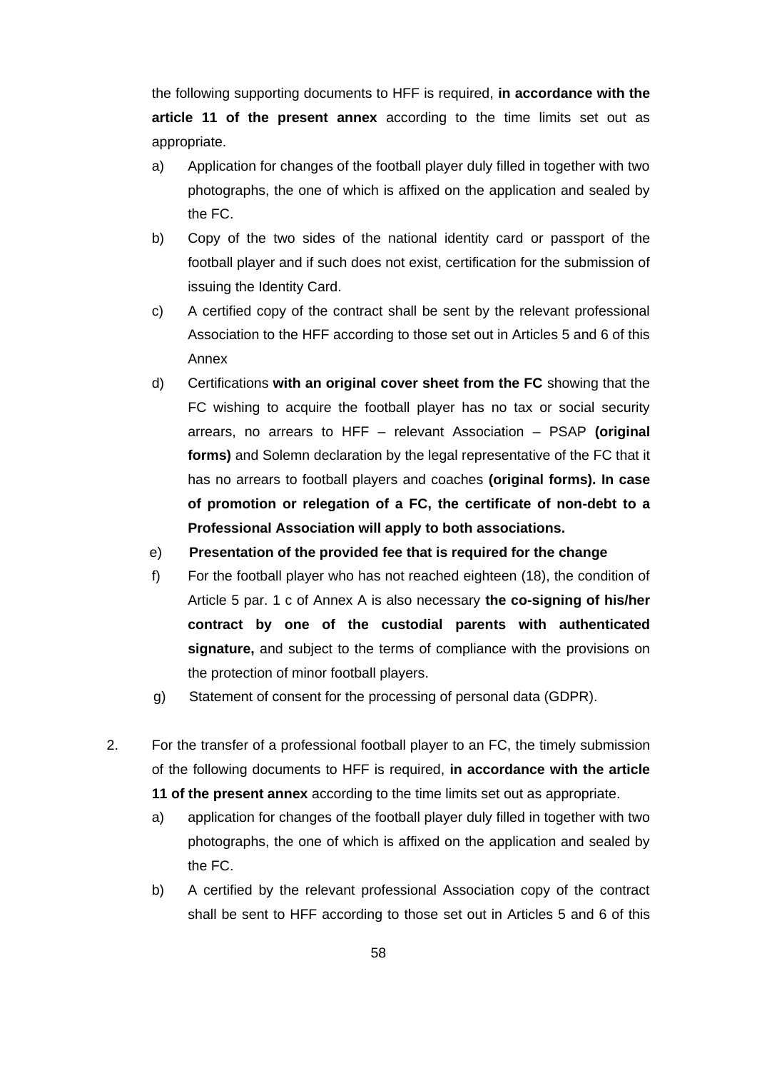the following supporting documents to HFF is required, **in accordance with the article 11 of the present annex** according to the time limits set out as appropriate.

a) Application for changes of the football player duly filled in together with two photographs, the one of which is affixed on the application and sealed by the FC.

b) Copy of the two sides of the national identity card or passport of the football player and if such does not exist, certification for the submission of issuing the Identity Card.

c) A certified copy of the contract shall be sent by the relevant professional Association to the HFF according to those set out in Articles 5 and 6 of this Annex

d) Certifications **with an original cover sheet from the FC** showing that the FC wishing to acquire the football player has no tax or social security arrears, no arrears to HFF – relevant Association – PSAP **(original forms)** and Solemn declaration by the legal representative of the FC that it has no arrears to football players and coaches **(original forms). In case of promotion or relegation of a FC, the certificate of non-debt to a Professional Association will apply to both associations.**

e) **Presentation of the provided fee that is required for the change**

f) For the football player who has not reached eighteen (18), the condition of Article 5 par. 1 c of Annex A is also necessary **the co-signing of his/her contract by one of the custodial parents with authenticated signature,** and subject to the terms of compliance with the provisions on the protection of minor football players.

g) Statement of consent for the processing of personal data (GDPR).

2. For the transfer of a professional football player to an FC, the timely submission of the following documents to HFF is required, **in accordance with the article 11 of the present annex** according to the time limits set out as appropriate.

a) application for changes of the football player duly filled in together with two photographs, the one of which is affixed on the application and sealed by the FC.

b) A certified by the relevant professional Association copy of the contract shall be sent to HFF according to those set out in Articles 5 and 6 of this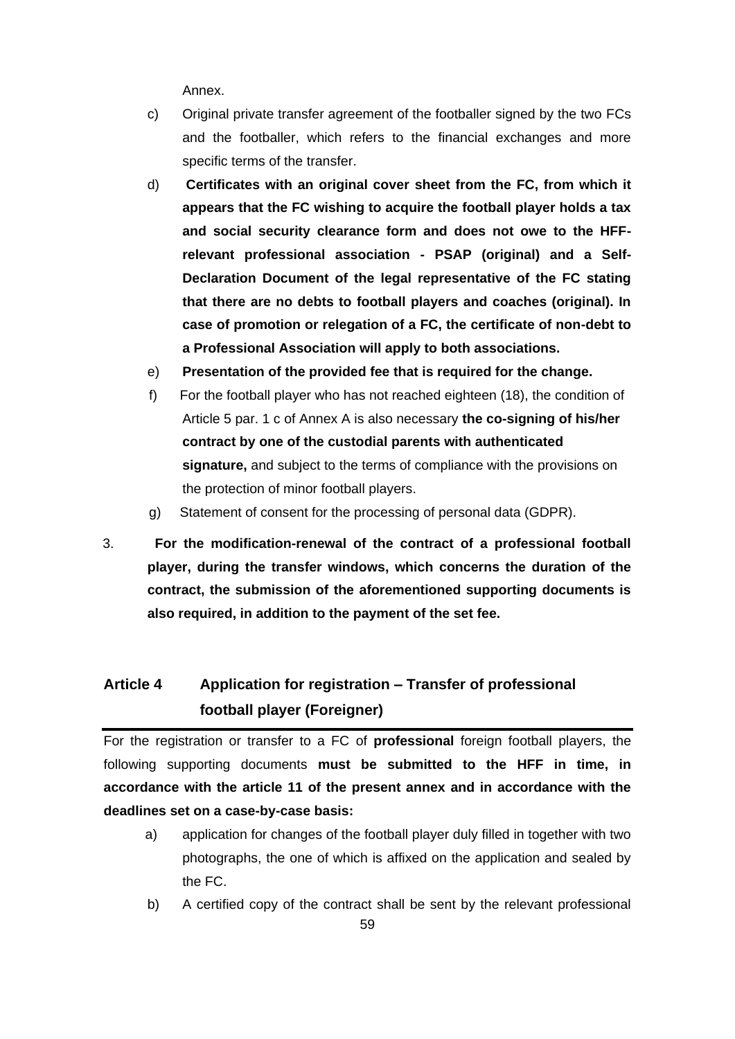Annex.

c) Original private transfer agreement of the footballer signed by the two FCs and the footballer, which refers to the financial exchanges and more specific terms of the transfer.

d) **Certificates with an original cover sheet from the FC, from which it appears that the FC wishing to acquire the football player holds a tax and social security clearance form and does not owe to the HFF-relevant professional association - PSAP (original) and a Self-Declaration Document of the legal representative of the FC stating that there are no debts to football players and coaches (original). In case of promotion or relegation of a FC, the certificate of non-debt to a Professional Association will apply to both associations.**

e) **Presentation of the provided fee that is required for the change.**

f) For the football player who has not reached eighteen (18), the condition of Article 5 par. 1 c of Annex A is also necessary **the co-signing of his/her contract by one of the custodial parents with authenticated signature,** and subject to the terms of compliance with the provisions on the protection of minor football players.

g) Statement of consent for the processing of personal data (GDPR).

3. **For the modification-renewal of the contract of a professional football player, during the transfer windows, which concerns the duration of the contract, the submission of the aforementioned supporting documents is also required, in addition to the payment of the set fee.**

## Article 4 Application for registration – Transfer of professional football player (Foreigner)

For the registration or transfer to a FC of **professional** foreign football players, the following supporting documents **must be submitted to the HFF in time, in accordance with the article 11 of the present annex and in accordance with the deadlines set on a case-by-case basis:**

a) application for changes of the football player duly filled in together with two photographs, the one of which is affixed on the application and sealed by the FC.

b) A certified copy of the contract shall be sent by the relevant professional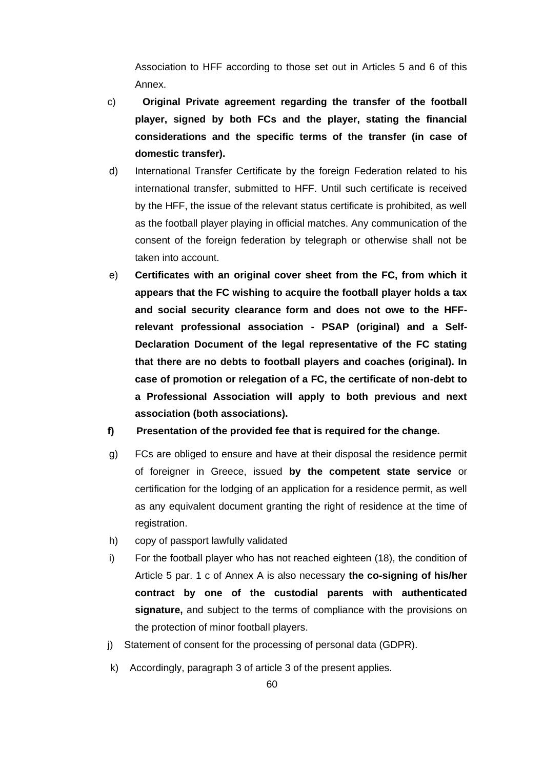Association to HFF according to those set out in Articles 5 and 6 of this Annex.

c) **Original Private agreement regarding the transfer of the football player, signed by both FCs and the player, stating the financial considerations and the specific terms of the transfer (in case of domestic transfer).**

d) International Transfer Certificate by the foreign Federation related to his international transfer, submitted to HFF. Until such certificate is received by the HFF, the issue of the relevant status certificate is prohibited, as well as the football player playing in official matches. Any communication of the consent of the foreign federation by telegraph or otherwise shall not be taken into account.

e) **Certificates with an original cover sheet from the FC, from which it appears that the FC wishing to acquire the football player holds a tax and social security clearance form and does not owe to the HFF-relevant professional association - PSAP (original) and a Self-Declaration Document of the legal representative of the FC stating that there are no debts to football players and coaches (original). In case of promotion or relegation of a FC, the certificate of non-debt to a Professional Association will apply to both previous and next association (both associations).**

**f) Presentation of the provided fee that is required for the change.**

g) FCs are obliged to ensure and have at their disposal the residence permit of foreigner in Greece, issued **by the competent state service** or certification for the lodging of an application for a residence permit, as well as any equivalent document granting the right of residence at the time of registration.

h) copy of passport lawfully validated

i) For the football player who has not reached eighteen (18), the condition of Article 5 par. 1 c of Annex A is also necessary **the co-signing of his/her contract by one of the custodial parents with authenticated signature,** and subject to the terms of compliance with the provisions on the protection of minor football players.

j) Statement of consent for the processing of personal data (GDPR).

k) Accordingly, paragraph 3 of article 3 of the present applies.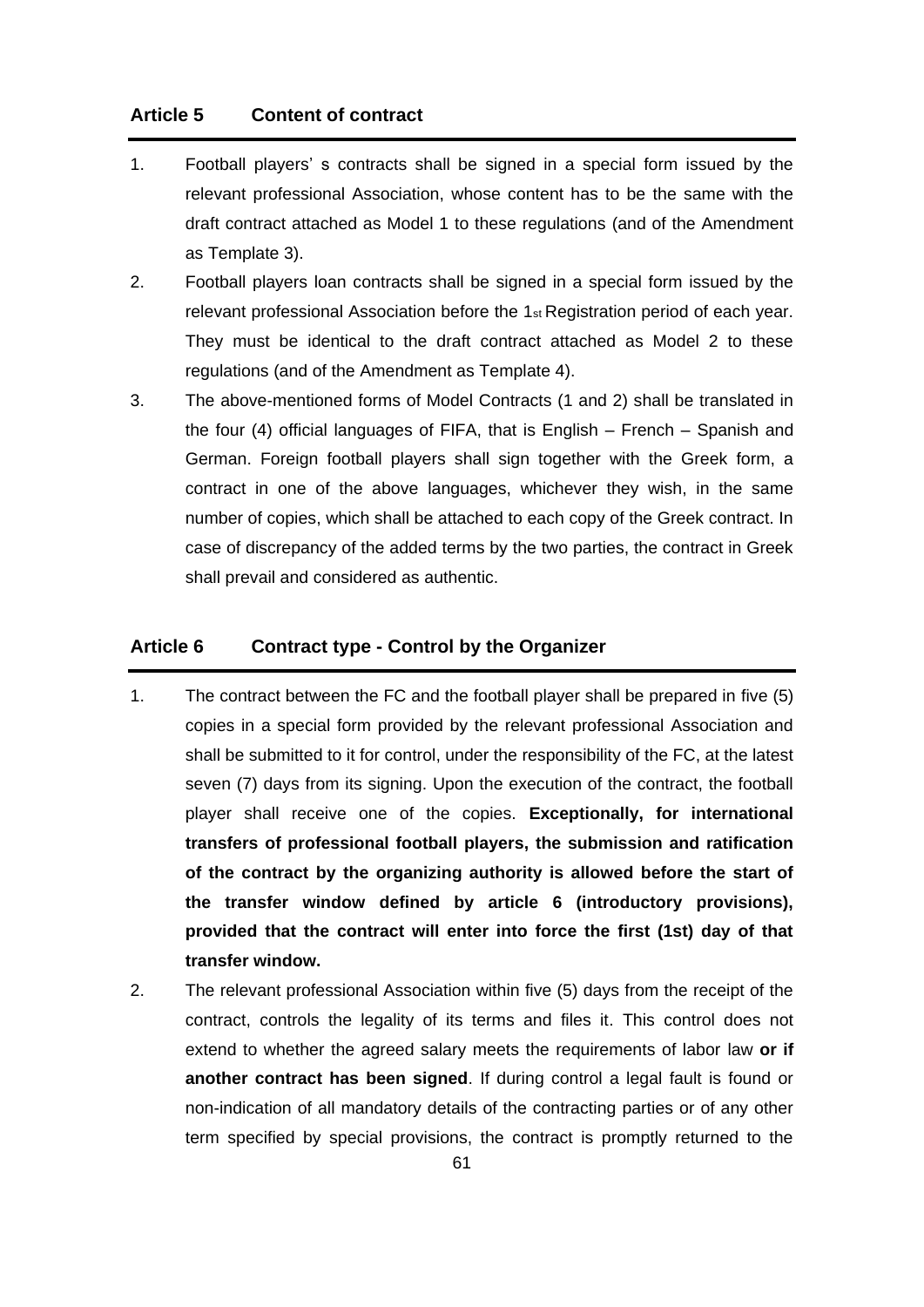## Article 5 Content of contract

1. Football players' s contracts shall be signed in a special form issued by the relevant professional Association, whose content has to be the same with the draft contract attached as Model 1 to these regulations (and of the Amendment as Template 3).
2. Football players loan contracts shall be signed in a special form issued by the relevant professional Association before the 1st Registration period of each year. They must be identical to the draft contract attached as Model 2 to these regulations (and of the Amendment as Template 4).
3. The above-mentioned forms of Model Contracts (1 and 2) shall be translated in the four (4) official languages of FIFA, that is English – French – Spanish and German. Foreign football players shall sign together with the Greek form, a contract in one of the above languages, whichever they wish, in the same number of copies, which shall be attached to each copy of the Greek contract. In case of discrepancy of the added terms by the two parties, the contract in Greek shall prevail and considered as authentic.

## Article 6 Contract type - Control by the Organizer

1. The contract between the FC and the football player shall be prepared in five (5) copies in a special form provided by the relevant professional Association and shall be submitted to it for control, under the responsibility of the FC, at the latest seven (7) days from its signing. Upon the execution of the contract, the football player shall receive one of the copies. **Exceptionally, for international transfers of professional football players, the submission and ratification of the contract by the organizing authority is allowed before the start of the transfer window defined by article 6 (introductory provisions), provided that the contract will enter into force the first (1st) day of that transfer window.**
2. The relevant professional Association within five (5) days from the receipt of the contract, controls the legality of its terms and files it. This control does not extend to whether the agreed salary meets the requirements of labor law **or if another contract has been signed**. If during control a legal fault is found or non-indication of all mandatory details of the contracting parties or of any other term specified by special provisions, the contract is promptly returned to the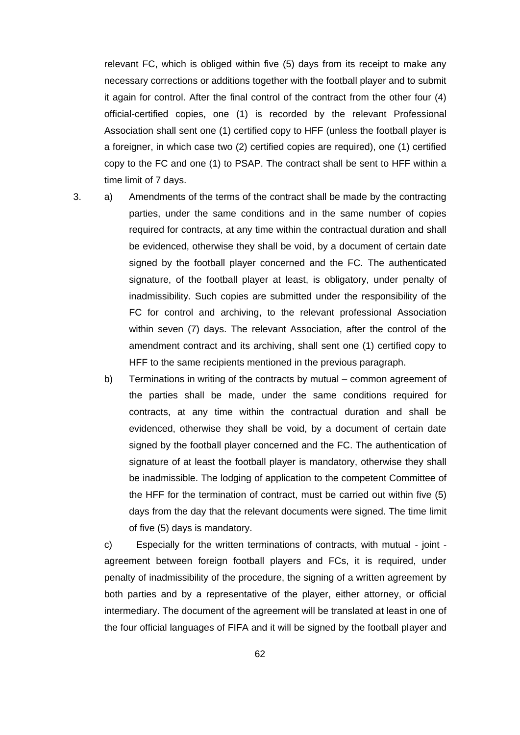relevant FC, which is obliged within five (5) days from its receipt to make any necessary corrections or additions together with the football player and to submit it again for control. After the final control of the contract from the other four (4) official-certified copies, one (1) is recorded by the relevant Professional Association shall sent one (1) certified copy to HFF (unless the football player is a foreigner, in which case two (2) certified copies are required), one (1) certified copy to the FC and one (1) to PSAP. The contract shall be sent to HFF within a time limit of 7 days.

3. a) Amendments of the terms of the contract shall be made by the contracting parties, under the same conditions and in the same number of copies required for contracts, at any time within the contractual duration and shall be evidenced, otherwise they shall be void, by a document of certain date signed by the football player concerned and the FC. The authenticated signature, of the football player at least, is obligatory, under penalty of inadmissibility. Such copies are submitted under the responsibility of the FC for control and archiving, to the relevant professional Association within seven (7) days. The relevant Association, after the control of the amendment contract and its archiving, shall sent one (1) certified copy to HFF to the same recipients mentioned in the previous paragraph.

   b) Terminations in writing of the contracts by mutual – common agreement of the parties shall be made, under the same conditions required for contracts, at any time within the contractual duration and shall be evidenced, otherwise they shall be void, by a document of certain date signed by the football player concerned and the FC. The authentication of signature of at least the football player is mandatory, otherwise they shall be inadmissible. The lodging of application to the competent Committee of the HFF for the termination of contract, must be carried out within five (5) days from the day that the relevant documents were signed. The time limit of five (5) days is mandatory.

   c) Especially for the written terminations of contracts, with mutual - joint - agreement between foreign football players and FCs, it is required, under penalty of inadmissibility of the procedure, the signing of a written agreement by both parties and by a representative of the player, either attorney, or official intermediary. The document of the agreement will be translated at least in one of the four official languages of FIFA and it will be signed by the football player and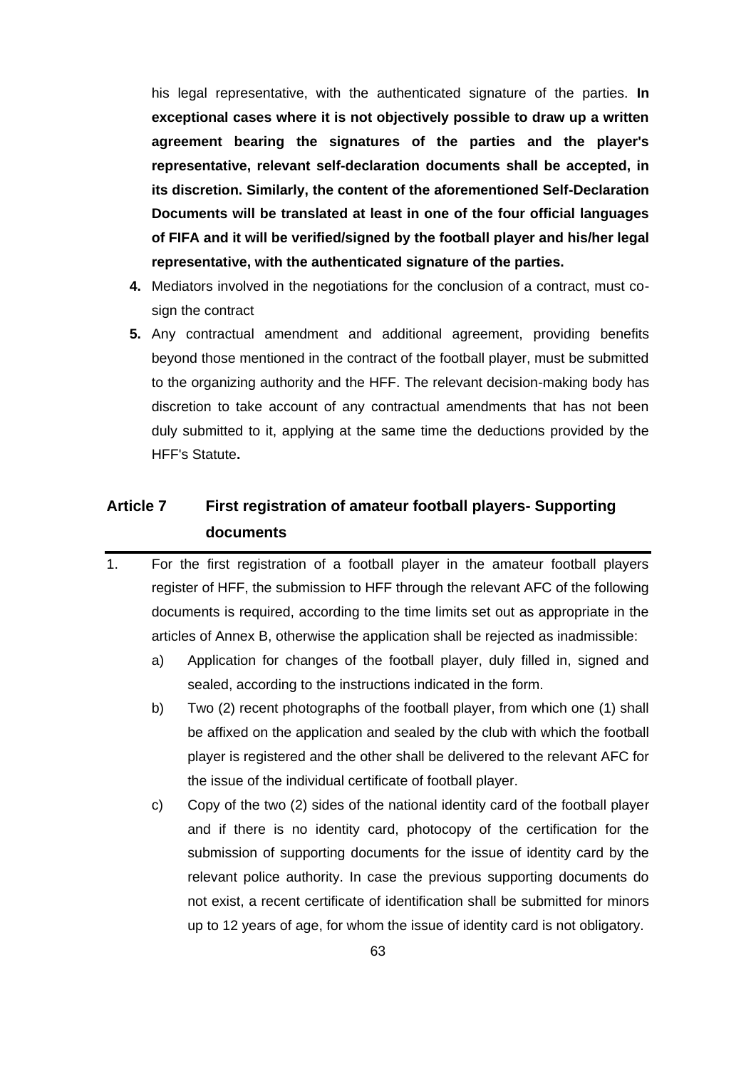his legal representative, with the authenticated signature of the parties. **In exceptional cases where it is not objectively possible to draw up a written agreement bearing the signatures of the parties and the player's representative, relevant self-declaration documents shall be accepted, in its discretion. Similarly, the content of the aforementioned Self-Declaration Documents will be translated at least in one of the four official languages of FIFA and it will be verified/signed by the football player and his/her legal representative, with the authenticated signature of the parties.**

**4.** Mediators involved in the negotiations for the conclusion of a contract, must co-sign the contract

**5.** Any contractual amendment and additional agreement, providing benefits beyond those mentioned in the contract of the football player, must be submitted to the organizing authority and the HFF. The relevant decision-making body has discretion to take account of any contractual amendments that has not been duly submitted to it, applying at the same time the deductions provided by the HFF's Statute**.**

## Article 7 First registration of amateur football players- Supporting documents

1. For the first registration of a football player in the amateur football players register of HFF, the submission to HFF through the relevant AFC of the following documents is required, according to the time limits set out as appropriate in the articles of Annex B, otherwise the application shall be rejected as inadmissible:

   a) Application for changes of the football player, duly filled in, signed and sealed, according to the instructions indicated in the form.

   b) Two (2) recent photographs of the football player, from which one (1) shall be affixed on the application and sealed by the club with which the football player is registered and the other shall be delivered to the relevant AFC for the issue of the individual certificate of football player.

   c) Copy of the two (2) sides of the national identity card of the football player and if there is no identity card, photocopy of the certification for the submission of supporting documents for the issue of identity card by the relevant police authority. In case the previous supporting documents do not exist, a recent certificate of identification shall be submitted for minors up to 12 years of age, for whom the issue of identity card is not obligatory.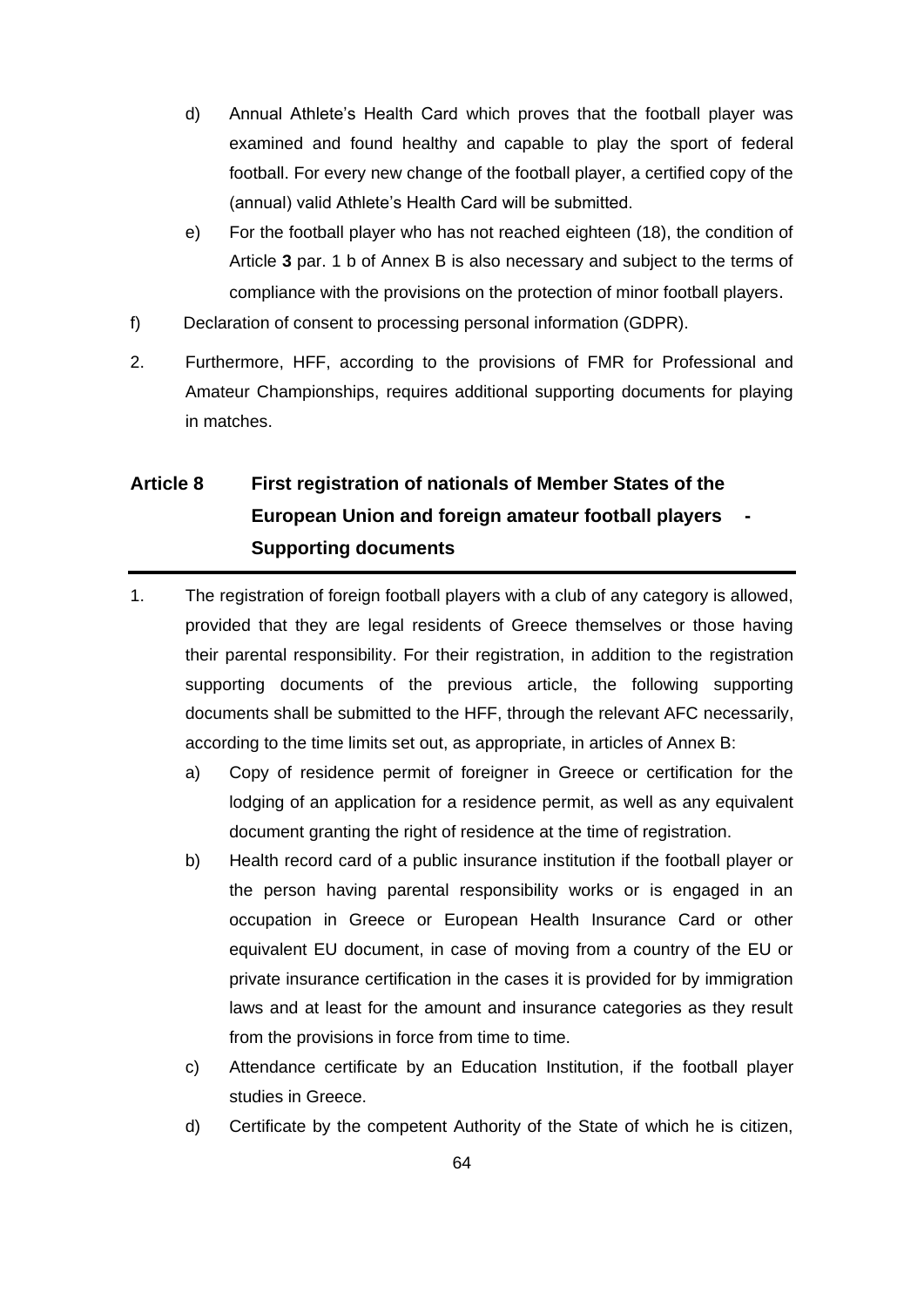d) Annual Athlete's Health Card which proves that the football player was examined and found healthy and capable to play the sport of federal football. For every new change of the football player, a certified copy of the (annual) valid Athlete's Health Card will be submitted.

e) For the football player who has not reached eighteen (18), the condition of Article **3** par. 1 b of Annex B is also necessary and subject to the terms of compliance with the provisions on the protection of minor football players.

f) Declaration of consent to processing personal information (GDPR).

2. Furthermore, HFF, according to the provisions of FMR for Professional and Amateur Championships, requires additional supporting documents for playing in matches.

## Article 8 First registration of nationals of Member States of the European Union and foreign amateur football players - Supporting documents

1. The registration of foreign football players with a club of any category is allowed, provided that they are legal residents of Greece themselves or those having their parental responsibility. For their registration, in addition to the registration supporting documents of the previous article, the following supporting documents shall be submitted to the HFF, through the relevant AFC necessarily, according to the time limits set out, as appropriate, in articles of Annex B:

   a) Copy of residence permit of foreigner in Greece or certification for the lodging of an application for a residence permit, as well as any equivalent document granting the right of residence at the time of registration.

   b) Health record card of a public insurance institution if the football player or the person having parental responsibility works or is engaged in an occupation in Greece or European Health Insurance Card or other equivalent EU document, in case of moving from a country of the EU or private insurance certification in the cases it is provided for by immigration laws and at least for the amount and insurance categories as they result from the provisions in force from time to time.

   c) Attendance certificate by an Education Institution, if the football player studies in Greece.

   d) Certificate by the competent Authority of the State of which he is citizen,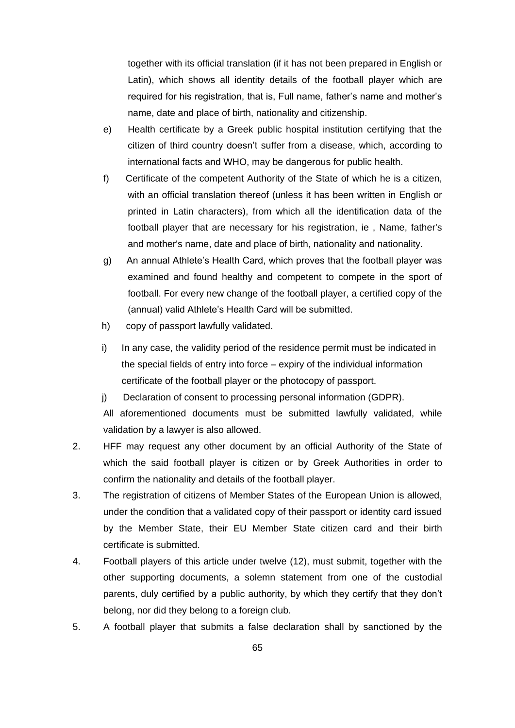together with its official translation (if it has not been prepared in English or Latin), which shows all identity details of the football player which are required for his registration, that is, Full name, father's name and mother's name, date and place of birth, nationality and citizenship.

e) Health certificate by a Greek public hospital institution certifying that the citizen of third country doesn't suffer from a disease, which, according to international facts and WHO, may be dangerous for public health.

f) Certificate of the competent Authority of the State of which he is a citizen, with an official translation thereof (unless it has been written in English or printed in Latin characters), from which all the identification data of the football player that are necessary for his registration, ie , Name, father's and mother's name, date and place of birth, nationality and nationality.

g) An annual Athlete's Health Card, which proves that the football player was examined and found healthy and competent to compete in the sport of football. For every new change of the football player, a certified copy of the (annual) valid Athlete's Health Card will be submitted.

h) copy of passport lawfully validated.

i) In any case, the validity period of the residence permit must be indicated in the special fields of entry into force – expiry of the individual information certificate of the football player or the photocopy of passport.

j) Declaration of consent to processing personal information (GDPR).

All aforementioned documents must be submitted lawfully validated, while validation by a lawyer is also allowed.

2. HFF may request any other document by an official Authority of the State of which the said football player is citizen or by Greek Authorities in order to confirm the nationality and details of the football player.

3. The registration of citizens of Member States of the European Union is allowed, under the condition that a validated copy of their passport or identity card issued by the Member State, their EU Member State citizen card and their birth certificate is submitted.

4. Football players of this article under twelve (12), must submit, together with the other supporting documents, a solemn statement from one of the custodial parents, duly certified by a public authority, by which they certify that they don't belong, nor did they belong to a foreign club.

5. A football player that submits a false declaration shall by sanctioned by the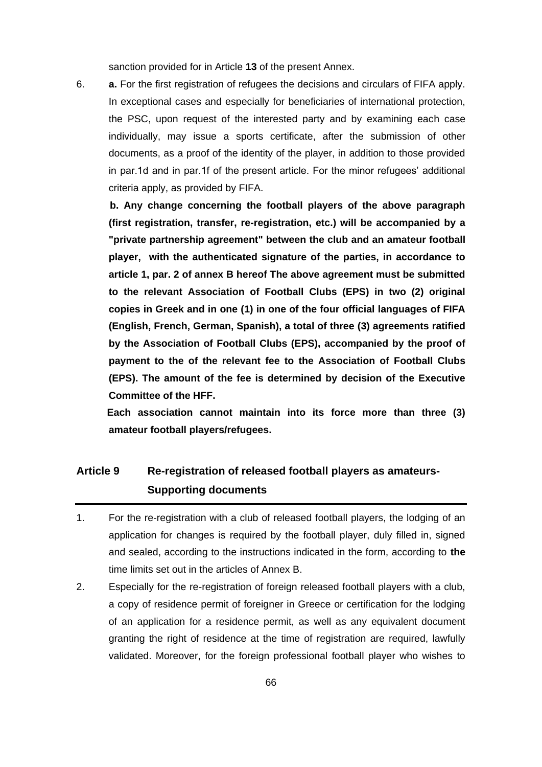sanction provided for in Article **13** of the present Annex.

6. **a.** For the first registration of refugees the decisions and circulars of FIFA apply. In exceptional cases and especially for beneficiaries of international protection, the PSC, upon request of the interested party and by examining each case individually, may issue a sports certificate, after the submission of other documents, as a proof of the identity of the player, in addition to those provided in par.1d and in par.1f of the present article. For the minor refugees' additional criteria apply, as provided by FIFA.

   **b. Any change concerning the football players of the above paragraph (first registration, transfer, re-registration, etc.) will be accompanied by a "private partnership agreement" between the club and an amateur football player, with the authenticated signature of the parties, in accordance to article 1, par. 2 of annex B hereof The above agreement must be submitted to the relevant Association of Football Clubs (EPS) in two (2) original copies in Greek and in one (1) in one of the four official languages of FIFA (English, French, German, Spanish), a total of three (3) agreements ratified by the Association of Football Clubs (EPS), accompanied by the proof of payment to the of the relevant fee to the Association of Football Clubs (EPS). The amount of the fee is determined by decision of the Executive Committee of the HFF.**

   **Each association cannot maintain into its force more than three (3) amateur football players/refugees.**

## Article 9 Re-registration of released football players as amateurs-Supporting documents

1. For the re-registration with a club of released football players, the lodging of an application for changes is required by the football player, duly filled in, signed and sealed, according to the instructions indicated in the form, according to **the** time limits set out in the articles of Annex B.
2. Especially for the re-registration of foreign released football players with a club, a copy of residence permit of foreigner in Greece or certification for the lodging of an application for a residence permit, as well as any equivalent document granting the right of residence at the time of registration are required, lawfully validated. Moreover, for the foreign professional football player who wishes to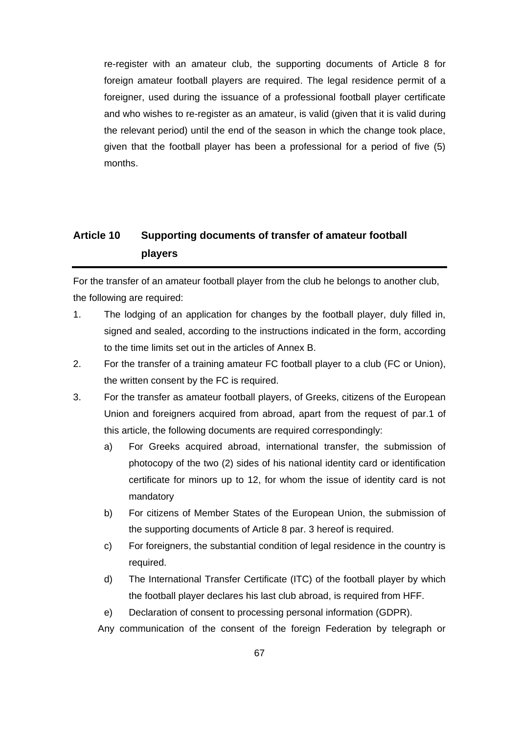re-register with an amateur club, the supporting documents of Article 8 for foreign amateur football players are required. The legal residence permit of a foreigner, used during the issuance of a professional football player certificate and who wishes to re-register as an amateur, is valid (given that it is valid during the relevant period) until the end of the season in which the change took place, given that the football player has been a professional for a period of five (5) months.

## Article 10 Supporting documents of transfer of amateur football players

For the transfer of an amateur football player from the club he belongs to another club, the following are required:

1. The lodging of an application for changes by the football player, duly filled in, signed and sealed, according to the instructions indicated in the form, according to the time limits set out in the articles of Annex B.
2. For the transfer of a training amateur FC football player to a club (FC or Union), the written consent by the FC is required.
3. For the transfer as amateur football players, of Greeks, citizens of the European Union and foreigners acquired from abroad, apart from the request of par.1 of this article, the following documents are required correspondingly:
   a) For Greeks acquired abroad, international transfer, the submission of photocopy of the two (2) sides of his national identity card or identification certificate for minors up to 12, for whom the issue of identity card is not mandatory
   b) For citizens of Member States of the European Union, the submission of the supporting documents of Article 8 par. 3 hereof is required.
   c) For foreigners, the substantial condition of legal residence in the country is required.
   d) The International Transfer Certificate (ITC) of the football player by which the football player declares his last club abroad, is required from HFF.
   e) Declaration of consent to processing personal information (GDPR).

Any communication of the consent of the foreign Federation by telegraph or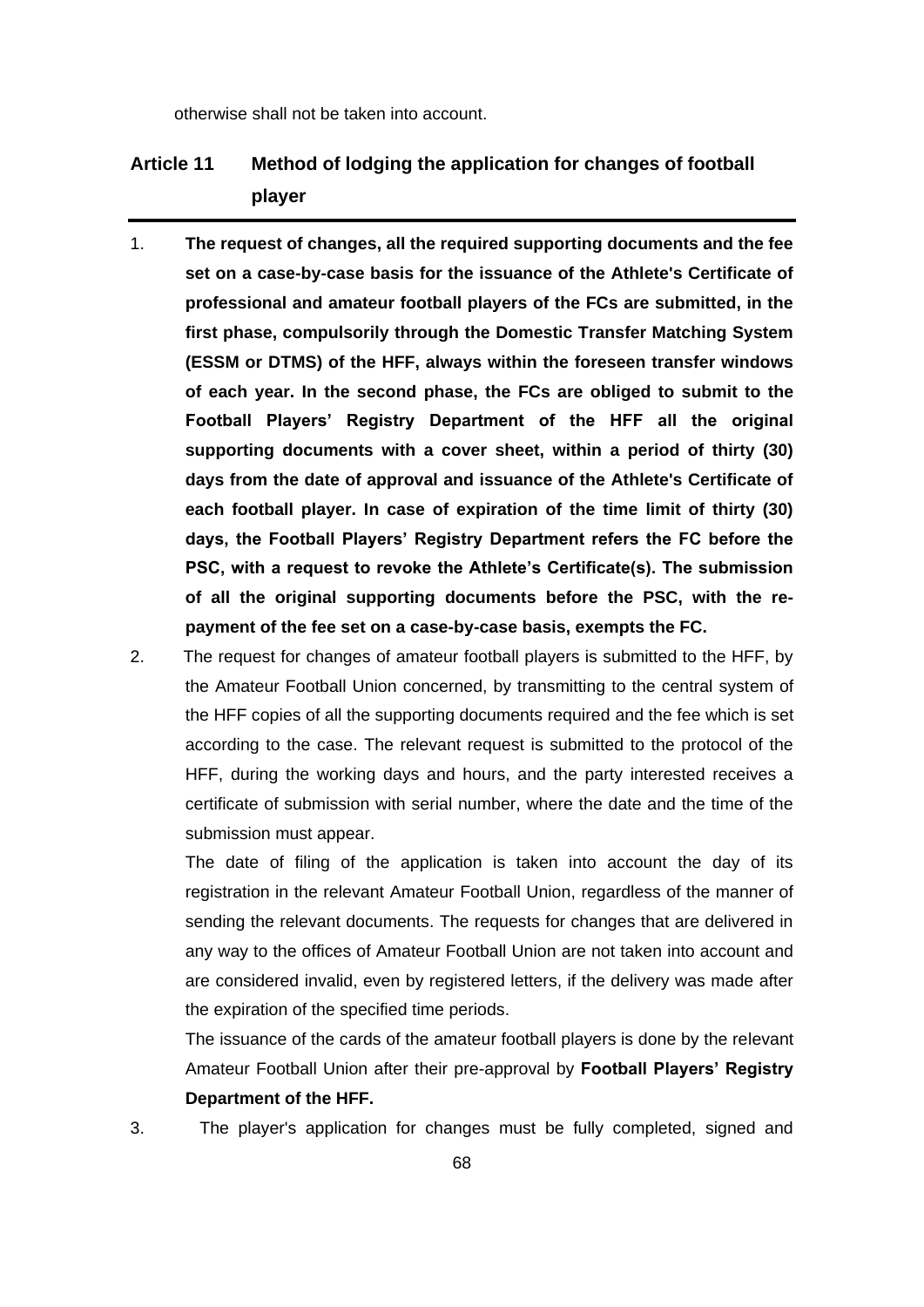otherwise shall not be taken into account.

## Article 11 Method of lodging the application for changes of football player

1. **The request of changes, all the required supporting documents and the fee set on a case-by-case basis for the issuance of the Athlete's Certificate of professional and amateur football players of the FCs are submitted, in the first phase, compulsorily through the Domestic Transfer Matching System (ESSM or DTMS) of the HFF, always within the foreseen transfer windows of each year. In the second phase, the FCs are obliged to submit to the Football Players' Registry Department of the HFF all the original supporting documents with a cover sheet, within a period of thirty (30) days from the date of approval and issuance of the Athlete's Certificate of each football player. In case of expiration of the time limit of thirty (30) days, the Football Players' Registry Department refers the FC before the PSC, with a request to revoke the Athlete's Certificate(s). The submission of all the original supporting documents before the PSC, with the re-payment of the fee set on a case-by-case basis, exempts the FC.**

2. The request for changes of amateur football players is submitted to the HFF, by the Amateur Football Union concerned, by transmitting to the central system of the HFF copies of all the supporting documents required and the fee which is set according to the case. The relevant request is submitted to the protocol of the HFF, during the working days and hours, and the party interested receives a certificate of submission with serial number, where the date and the time of the submission must appear.

   The date of filing of the application is taken into account the day of its registration in the relevant Amateur Football Union, regardless of the manner of sending the relevant documents. The requests for changes that are delivered in any way to the offices of Amateur Football Union are not taken into account and are considered invalid, even by registered letters, if the delivery was made after the expiration of the specified time periods.

   The issuance of the cards of the amateur football players is done by the relevant Amateur Football Union after their pre-approval by **Football Players' Registry Department of the HFF.**

3. The player's application for changes must be fully completed, signed and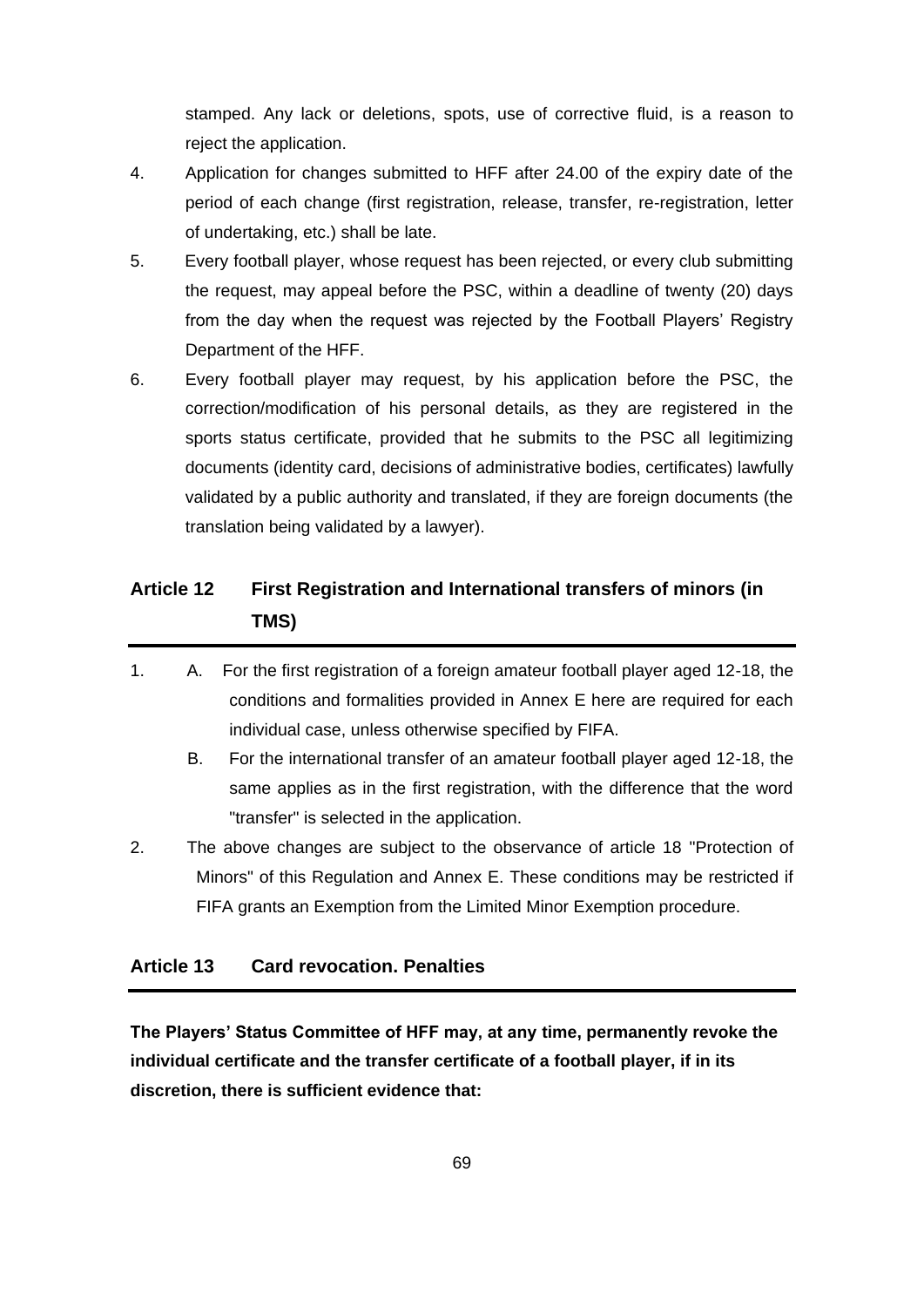stamped. Any lack or deletions, spots, use of corrective fluid, is a reason to reject the application.

4. Application for changes submitted to HFF after 24.00 of the expiry date of the period of each change (first registration, release, transfer, re-registration, letter of undertaking, etc.) shall be late.
5. Every football player, whose request has been rejected, or every club submitting the request, may appeal before the PSC, within a deadline of twenty (20) days from the day when the request was rejected by the Football Players' Registry Department of the HFF.
6. Every football player may request, by his application before the PSC, the correction/modification of his personal details, as they are registered in the sports status certificate, provided that he submits to the PSC all legitimizing documents (identity card, decisions of administrative bodies, certificates) lawfully validated by a public authority and translated, if they are foreign documents (the translation being validated by a lawyer).

## Article 12 First Registration and International transfers of minors (in TMS)

1. A. For the first registration of a foreign amateur football player aged 12-18, the conditions and formalities provided in Annex E here are required for each individual case, unless otherwise specified by FIFA.

   B. For the international transfer of an amateur football player aged 12-18, the same applies as in the first registration, with the difference that the word "transfer" is selected in the application.
2. The above changes are subject to the observance of article 18 "Protection of Minors" of this Regulation and Annex E. These conditions may be restricted if FIFA grants an Exemption from the Limited Minor Exemption procedure.

## Article 13 Card revocation. Penalties

**The Players' Status Committee of HFF may, at any time, permanently revoke the individual certificate and the transfer certificate of a football player, if in its discretion, there is sufficient evidence that:**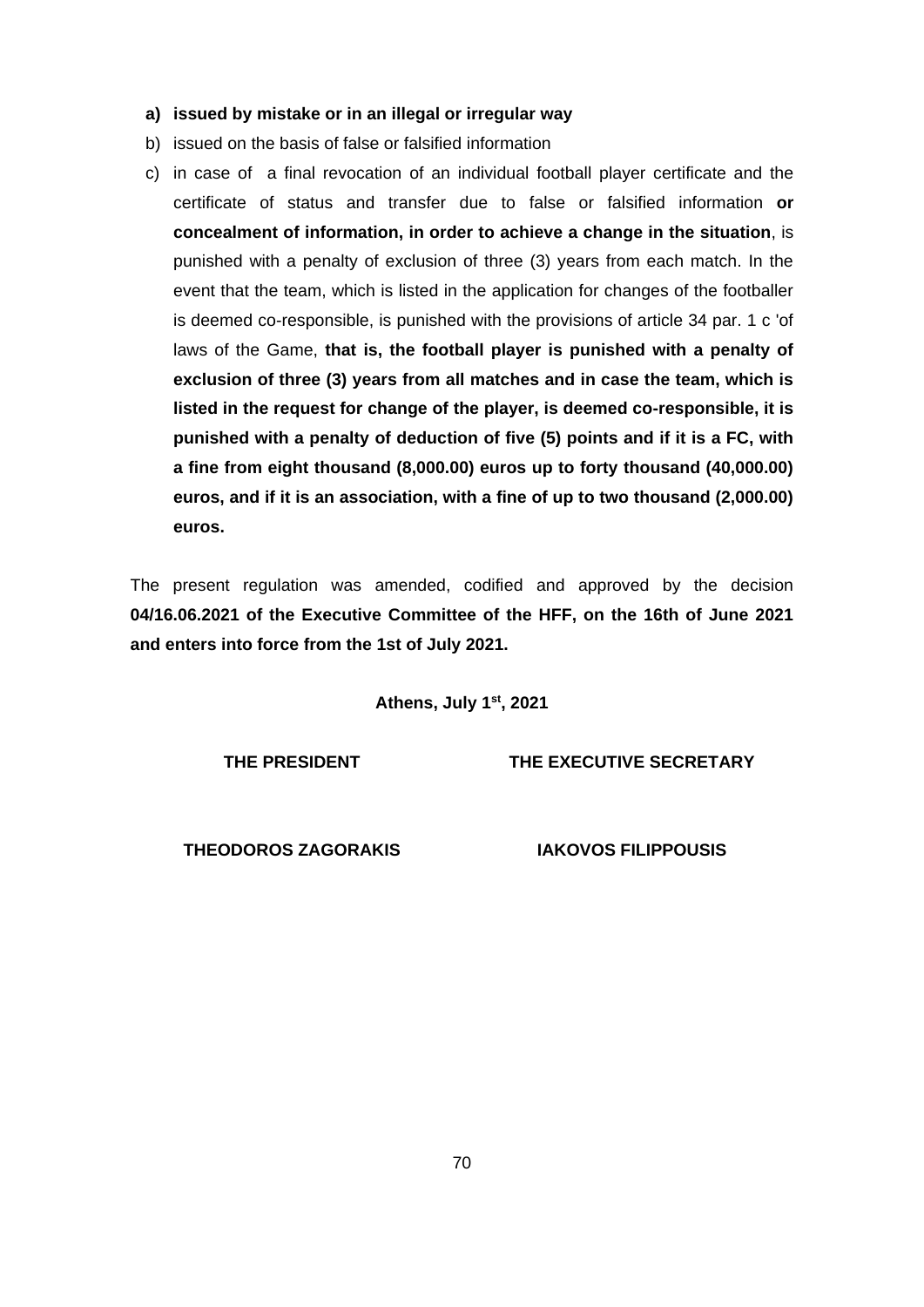**a) issued by mistake or in an illegal or irregular way**

b) issued on the basis of false or falsified information

c) in case of a final revocation of an individual football player certificate and the certificate of status and transfer due to false or falsified information **or concealment of information, in order to achieve a change in the situation**, is punished with a penalty of exclusion of three (3) years from each match. In the event that the team, which is listed in the application for changes of the footballer is deemed co-responsible, is punished with the provisions of article 34 par. 1 c 'of laws of the Game, **that is, the football player is punished with a penalty of exclusion of three (3) years from all matches and in case the team, which is listed in the request for change of the player, is deemed co-responsible, it is punished with a penalty of deduction of five (5) points and if it is a FC, with a fine from eight thousand (8,000.00) euros up to forty thousand (40,000.00) euros, and if it is an association, with a fine of up to two thousand (2,000.00) euros.**

The present regulation was amended, codified and approved by the decision **04/16.06.2021 of the Executive Committee of the HFF, on the 16th of June 2021 and enters into force from the 1st of July 2021.**

**Athens, July 1st, 2021**

**THE PRESIDENT** **THE EXECUTIVE SECRETARY**

**THEODOROS ZAGORAKIS** **IAKOVOS FILIPPOUSIS**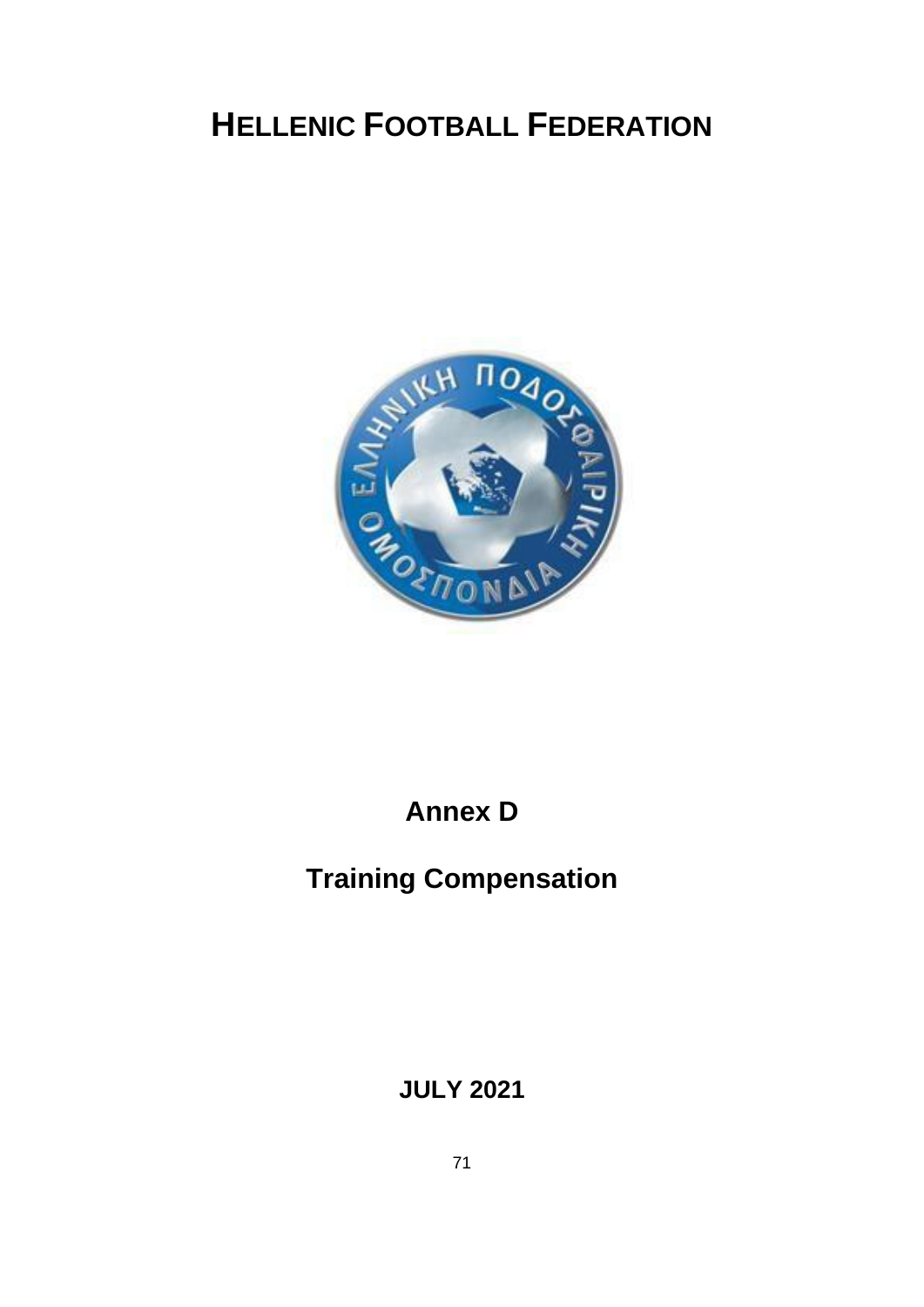# HELLENIC FOOTBALL FEDERATION

## Annex D

## Training Compensation

**JULY 2021**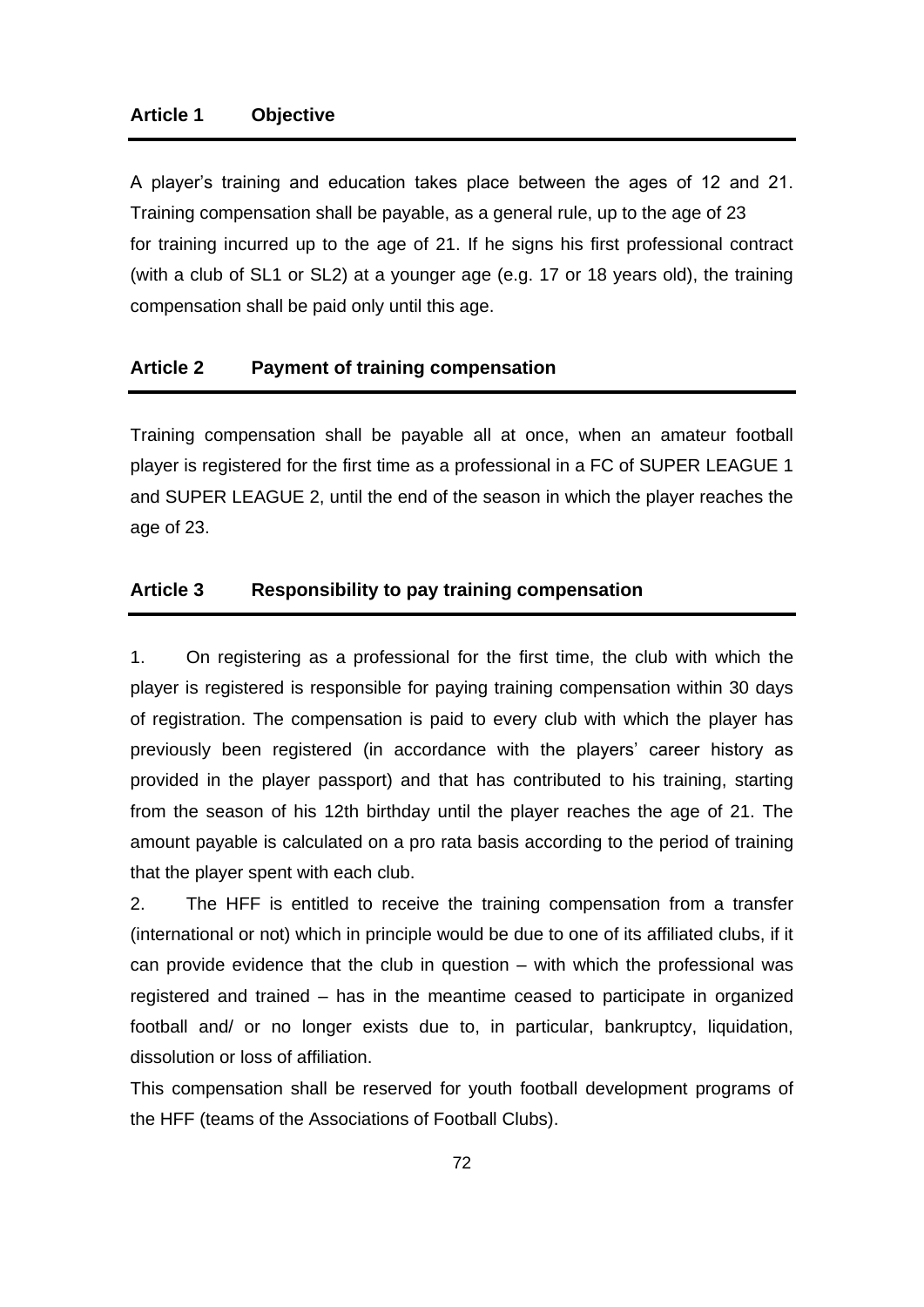## Article 1 Objective

A player's training and education takes place between the ages of 12 and 21. Training compensation shall be payable, as a general rule, up to the age of 23 for training incurred up to the age of 21. If he signs his first professional contract (with a club of SL1 or SL2) at a younger age (e.g. 17 or 18 years old), the training compensation shall be paid only until this age.

## Article 2 Payment of training compensation

Training compensation shall be payable all at once, when an amateur football player is registered for the first time as a professional in a FC of SUPER LEAGUE 1 and SUPER LEAGUE 2, until the end of the season in which the player reaches the age of 23.

## Article 3 Responsibility to pay training compensation

1. On registering as a professional for the first time, the club with which the player is registered is responsible for paying training compensation within 30 days of registration. The compensation is paid to every club with which the player has previously been registered (in accordance with the players' career history as provided in the player passport) and that has contributed to his training, starting from the season of his 12th birthday until the player reaches the age of 21. The amount payable is calculated on a pro rata basis according to the period of training that the player spent with each club.

2. The HFF is entitled to receive the training compensation from a transfer (international or not) which in principle would be due to one of its affiliated clubs, if it can provide evidence that the club in question – with which the professional was registered and trained – has in the meantime ceased to participate in organized football and/ or no longer exists due to, in particular, bankruptcy, liquidation, dissolution or loss of affiliation.

This compensation shall be reserved for youth football development programs of the HFF (teams of the Associations of Football Clubs).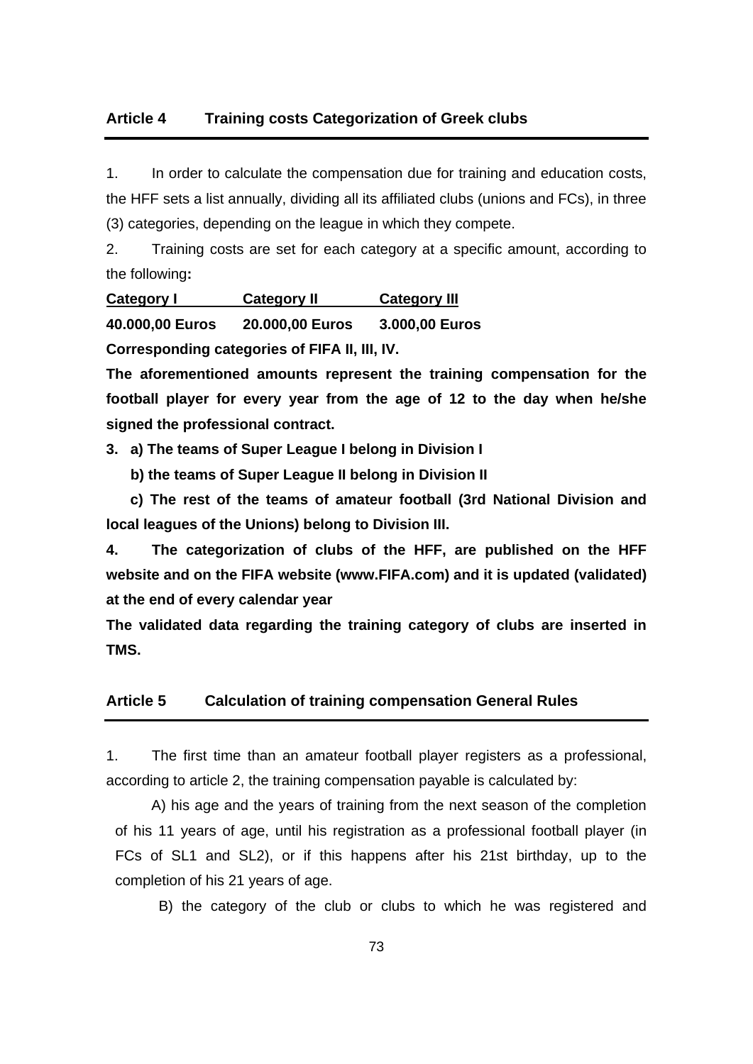## Article 4 Training costs Categorization of Greek clubs

1. In order to calculate the compensation due for training and education costs, the HFF sets a list annually, dividing all its affiliated clubs (unions and FCs), in three (3) categories, depending on the league in which they compete.

2. Training costs are set for each category at a specific amount, according to the following**:**

| Category I | Category II | Category III |
|---|---|---|
| **40.000,00 Euros** | **20.000,00 Euros** | **3.000,00 Euros** |

**Corresponding categories of FIFA II, III, IV.**

**The aforementioned amounts represent the training compensation for the football player for every year from the age of 12 to the day when he/she signed the professional contract.**

**3. a) The teams of Super League I belong in Division I**

**b) the teams of Super League II belong in Division II**

**c) The rest of the teams of amateur football (3rd National Division and local leagues of the Unions) belong to Division III.**

**4. The categorization of clubs of the HFF, are published on the HFF website and on the FIFA website (www.FIFA.com) and it is updated (validated) at the end of every calendar year**

**The validated data regarding the training category of clubs are inserted in TMS.**

## Article 5 Calculation of training compensation General Rules

1. The first time than an amateur football player registers as a professional, according to article 2, the training compensation payable is calculated by:

A) his age and the years of training from the next season of the completion of his 11 years of age, until his registration as a professional football player (in FCs of SL1 and SL2), or if this happens after his 21st birthday, up to the completion of his 21 years of age.

B) the category of the club or clubs to which he was registered and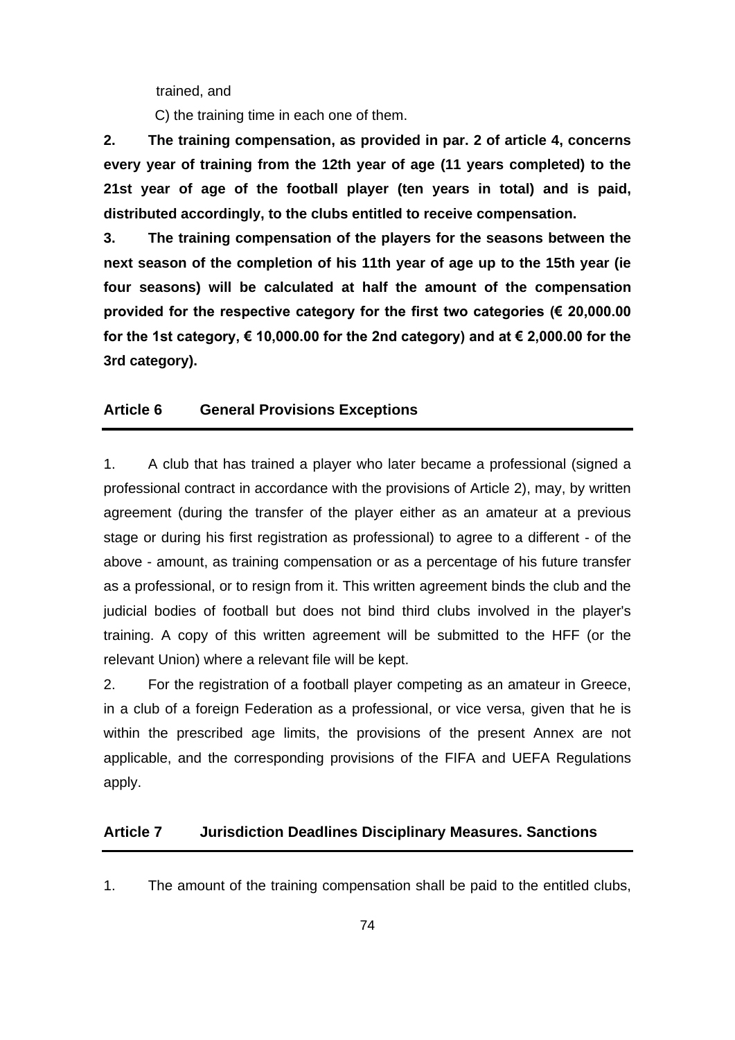trained, and

C) the training time in each one of them.

**2. The training compensation, as provided in par. 2 of article 4, concerns every year of training from the 12th year of age (11 years completed) to the 21st year of age of the football player (ten years in total) and is paid, distributed accordingly, to the clubs entitled to receive compensation.**

**3. The training compensation of the players for the seasons between the next season of the completion of his 11th year of age up to the 15th year (ie four seasons) will be calculated at half the amount of the compensation provided for the respective category for the first two categories (€ 20,000.00 for the 1st category, € 10,000.00 for the 2nd category) and at € 2,000.00 for the 3rd category).**

## Article 6 General Provisions Exceptions

1. A club that has trained a player who later became a professional (signed a professional contract in accordance with the provisions of Article 2), may, by written agreement (during the transfer of the player either as an amateur at a previous stage or during his first registration as professional) to agree to a different - of the above - amount, as training compensation or as a percentage of his future transfer as a professional, or to resign from it. This written agreement binds the club and the judicial bodies of football but does not bind third clubs involved in the player's training. A copy of this written agreement will be submitted to the HFF (or the relevant Union) where a relevant file will be kept.

2. For the registration of a football player competing as an amateur in Greece, in a club of a foreign Federation as a professional, or vice versa, given that he is within the prescribed age limits, the provisions of the present Annex are not applicable, and the corresponding provisions of the FIFA and UEFA Regulations apply.

## Article 7 Jurisdiction Deadlines Disciplinary Measures. Sanctions

1. The amount of the training compensation shall be paid to the entitled clubs,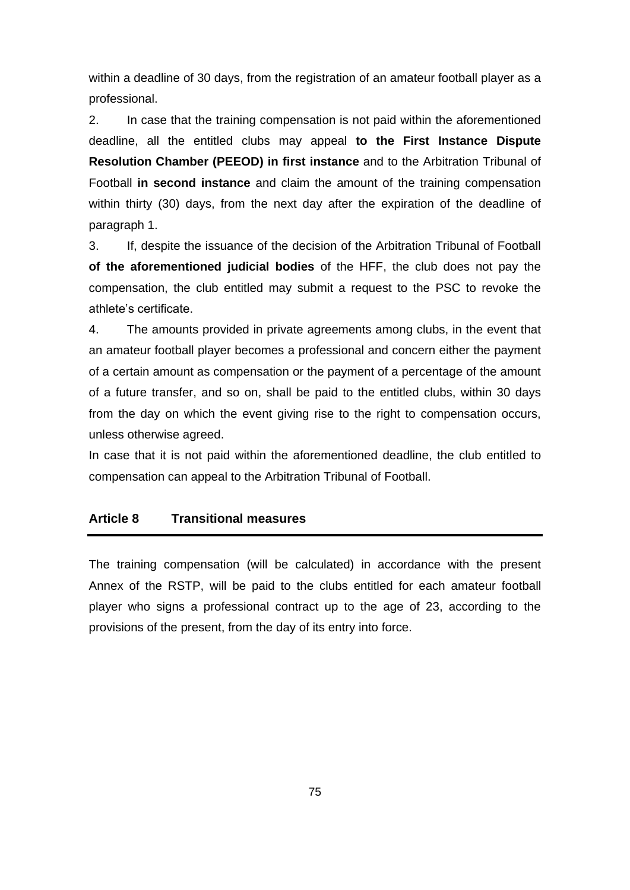within a deadline of 30 days, from the registration of an amateur football player as a professional.

2. In case that the training compensation is not paid within the aforementioned deadline, all the entitled clubs may appeal **to the First Instance Dispute Resolution Chamber (PEEOD) in first instance** and to the Arbitration Tribunal of Football **in second instance** and claim the amount of the training compensation within thirty (30) days, from the next day after the expiration of the deadline of paragraph 1.

3. If, despite the issuance of the decision of the Arbitration Tribunal of Football **of the aforementioned judicial bodies** of the HFF, the club does not pay the compensation, the club entitled may submit a request to the PSC to revoke the athlete's certificate.

4. The amounts provided in private agreements among clubs, in the event that an amateur football player becomes a professional and concern either the payment of a certain amount as compensation or the payment of a percentage of the amount of a future transfer, and so on, shall be paid to the entitled clubs, within 30 days from the day on which the event giving rise to the right to compensation occurs, unless otherwise agreed.

In case that it is not paid within the aforementioned deadline, the club entitled to compensation can appeal to the Arbitration Tribunal of Football.

## Article 8 Transitional measures

The training compensation (will be calculated) in accordance with the present Annex of the RSTP, will be paid to the clubs entitled for each amateur football player who signs a professional contract up to the age of 23, according to the provisions of the present, from the day of its entry into force.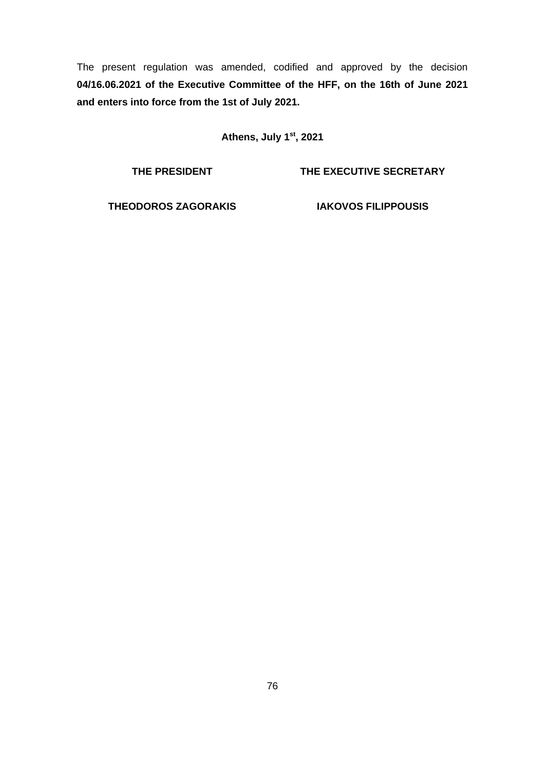The present regulation was amended, codified and approved by the decision **04/16.06.2021 of the Executive Committee of the HFF, on the 16th of June 2021 and enters into force from the 1st of July 2021.**

**Athens, July 1st, 2021**

| **THE PRESIDENT** | **THE EXECUTIVE SECRETARY** |
| --- | --- |
| **THEODOROS ZAGORAKIS** | **IAKOVOS FILIPPOUSIS** |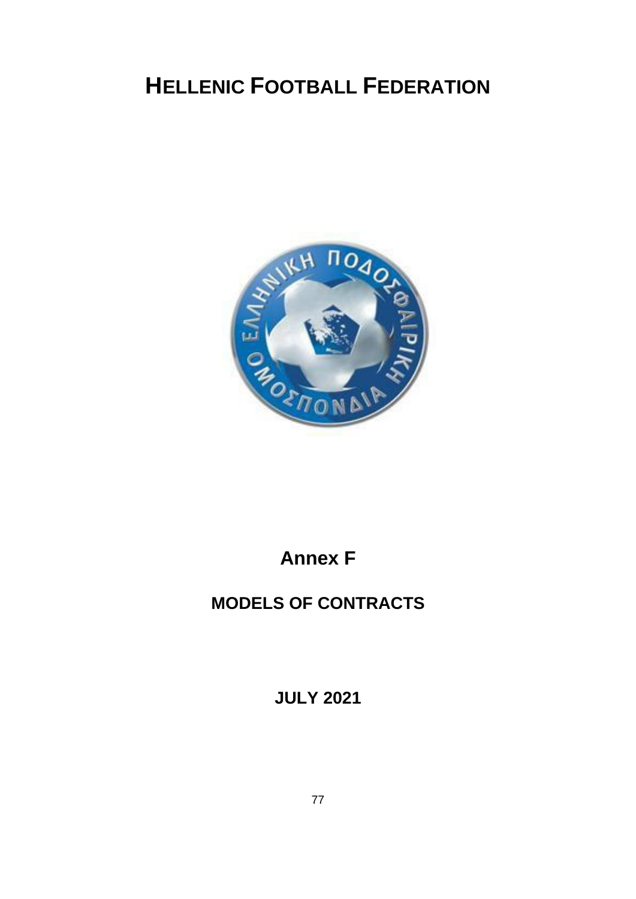# HELLENIC FOOTBALL FEDERATION

## Annex F

## MODELS OF CONTRACTS

### JULY 2021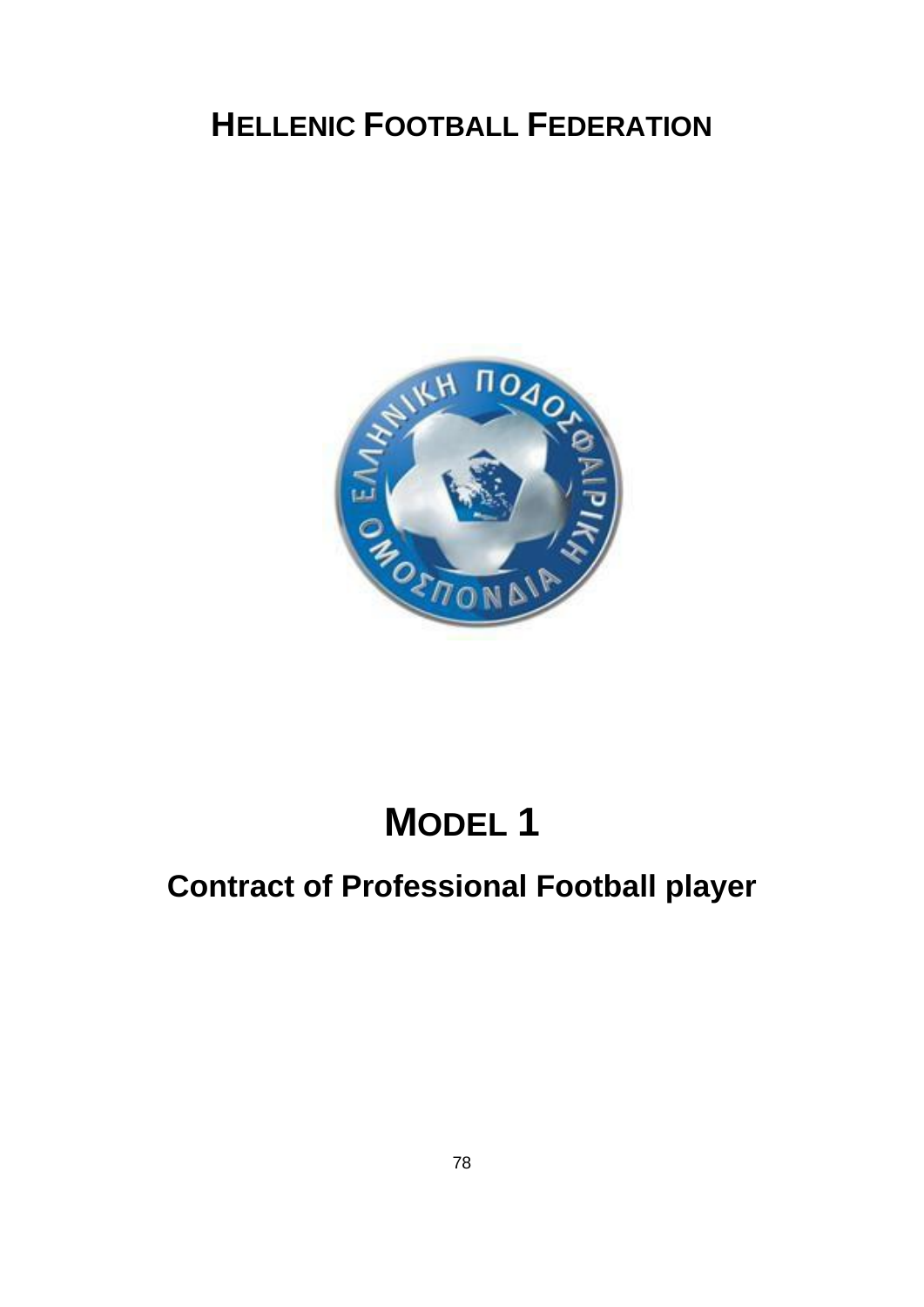# HELLENIC FOOTBALL FEDERATION

# MODEL 1

## Contract of Professional Football player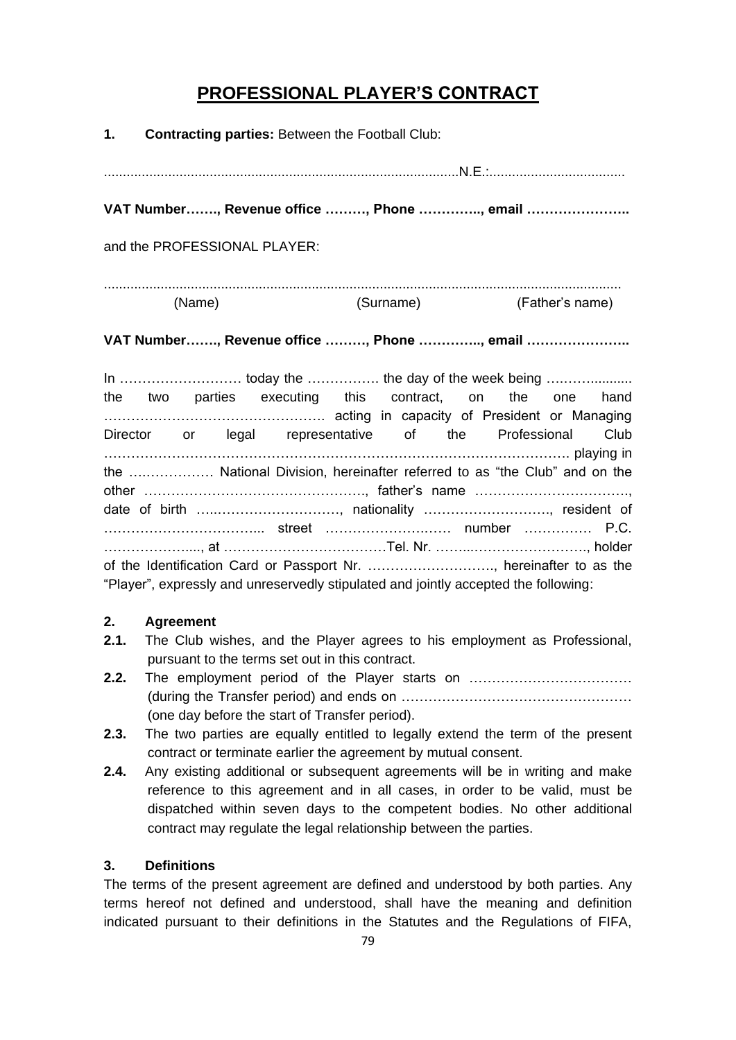# PROFESSIONAL PLAYER'S CONTRACT

**1. Contracting parties:** Between the Football Club:

..............................................................................................N.E.:....................................

**VAT Number……., Revenue office ………, Phone ………….., email …………………..**

and the PROFESSIONAL PLAYER:

..........................................................................................................................................

(Name) (Surname) (Father's name)

**VAT Number……., Revenue office ………, Phone ………….., email …………………..**

In ……………………… today the ……………. the day of the week being ……............ the two parties executing this contract, on the one hand …………………………………………. acting in capacity of President or Managing Director or legal representative of the Professional Club ……………………………………………………………………………………….. playing in the ………………. National Division, hereinafter referred to as "the Club" and on the other …………………………………………., father's name ……………………………, date of birth ……………………………, nationality ………………………, resident of …………………………….... street ……………………… number …………… P.C. ………………...., at ………………………………Tel. Nr. ……..……………………., holder of the Identification Card or Passport Nr. ………………………., hereinafter to as the "Player", expressly and unreservedly stipulated and jointly accepted the following:

**2. Agreement**

**2.1.** The Club wishes, and the Player agrees to his employment as Professional, pursuant to the terms set out in this contract.

**2.2.** The employment period of the Player starts on ……………………………… (during the Transfer period) and ends on …………………………………………… (one day before the start of Transfer period).

**2.3.** The two parties are equally entitled to legally extend the term of the present contract or terminate earlier the agreement by mutual consent.

**2.4.** Any existing additional or subsequent agreements will be in writing and make reference to this agreement and in all cases, in order to be valid, must be dispatched within seven days to the competent bodies. No other additional contract may regulate the legal relationship between the parties.

**3. Definitions**

The terms of the present agreement are defined and understood by both parties. Any terms hereof not defined and understood, shall have the meaning and definition indicated pursuant to their definitions in the Statutes and the Regulations of FIFA,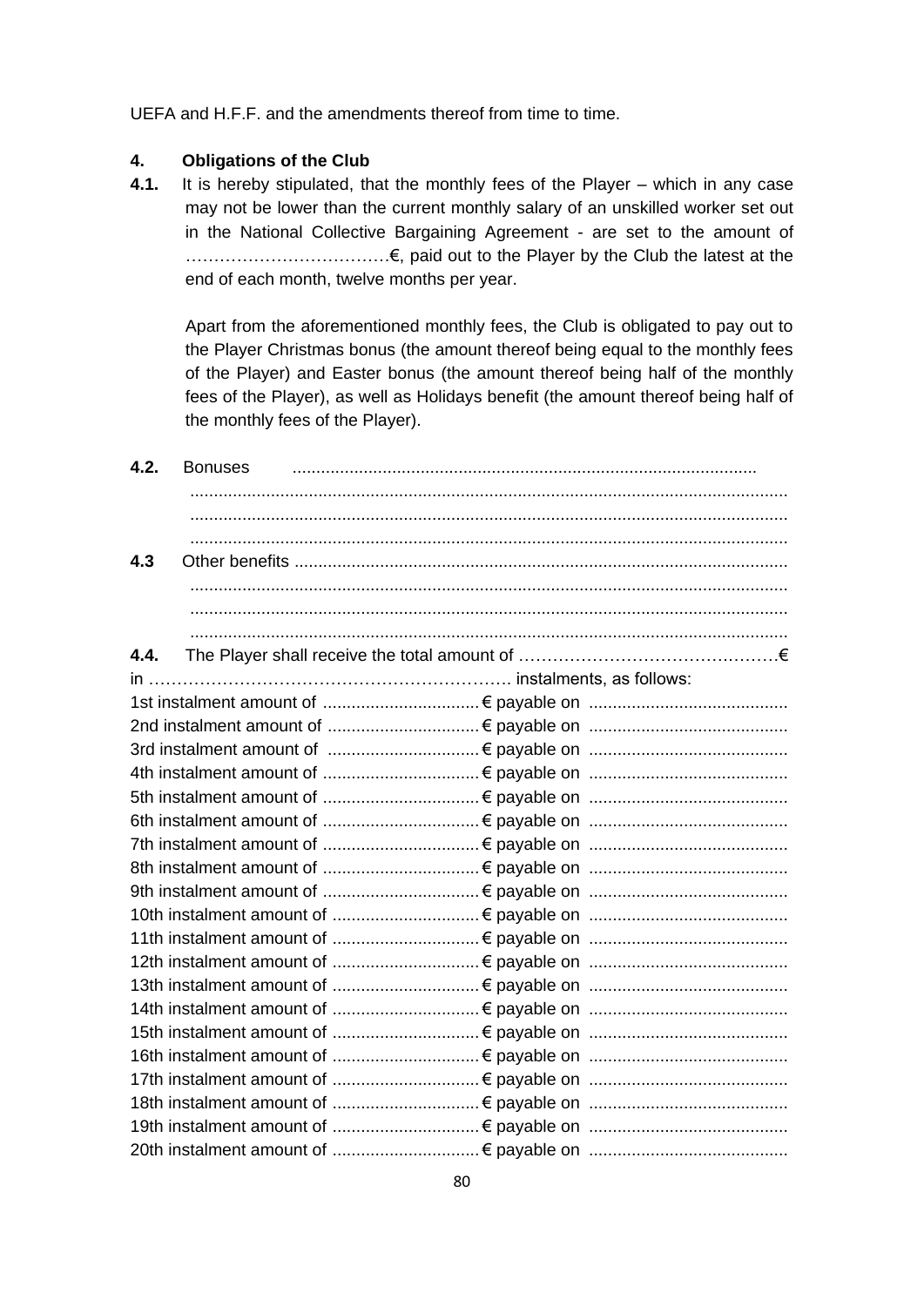UEFA and H.F.F. and the amendments thereof from time to time.

**4. Obligations of the Club**

**4.1.** It is hereby stipulated, that the monthly fees of the Player – which in any case may not be lower than the current monthly salary of an unskilled worker set out in the National Collective Bargaining Agreement - are set to the amount of ………………………………€, paid out to the Player by the Club the latest at the end of each month, twelve months per year.

Apart from the aforementioned monthly fees, the Club is obligated to pay out to the Player Christmas bonus (the amount thereof being equal to the monthly fees of the Player) and Easter bonus (the amount thereof being half of the monthly fees of the Player), as well as Holidays benefit (the amount thereof being half of the monthly fees of the Player).

**4.2.** Bonuses ..................................................................................................
..........................................................................................................................
..........................................................................................................................
..........................................................................................................................

**4.3** Other benefits .......................................................................................................
..........................................................................................................................
..........................................................................................................................
..........................................................................................................................

**4.4.** The Player shall receive the total amount of ………………………………………€ in ………………………………………………………. instalments, as follows:

1st instalment amount of .................................€ payable on ..........................................
2nd instalment amount of ................................€ payable on ..........................................
3rd instalment amount of ................................€ payable on ..........................................
4th instalment amount of .................................€ payable on ..........................................
5th instalment amount of .................................€ payable on ..........................................
6th instalment amount of .................................€ payable on ..........................................
7th instalment amount of .................................€ payable on ..........................................
8th instalment amount of .................................€ payable on ..........................................
9th instalment amount of .................................€ payable on ..........................................
10th instalment amount of ...............................€ payable on ..........................................
11th instalment amount of ...............................€ payable on ..........................................
12th instalment amount of ...............................€ payable on ..........................................
13th instalment amount of ...............................€ payable on ..........................................
14th instalment amount of ...............................€ payable on ..........................................
15th instalment amount of ...............................€ payable on ..........................................
16th instalment amount of ...............................€ payable on ..........................................
17th instalment amount of ...............................€ payable on ..........................................
18th instalment amount of ...............................€ payable on ..........................................
19th instalment amount of ...............................€ payable on ..........................................
20th instalment amount of ...............................€ payable on ..........................................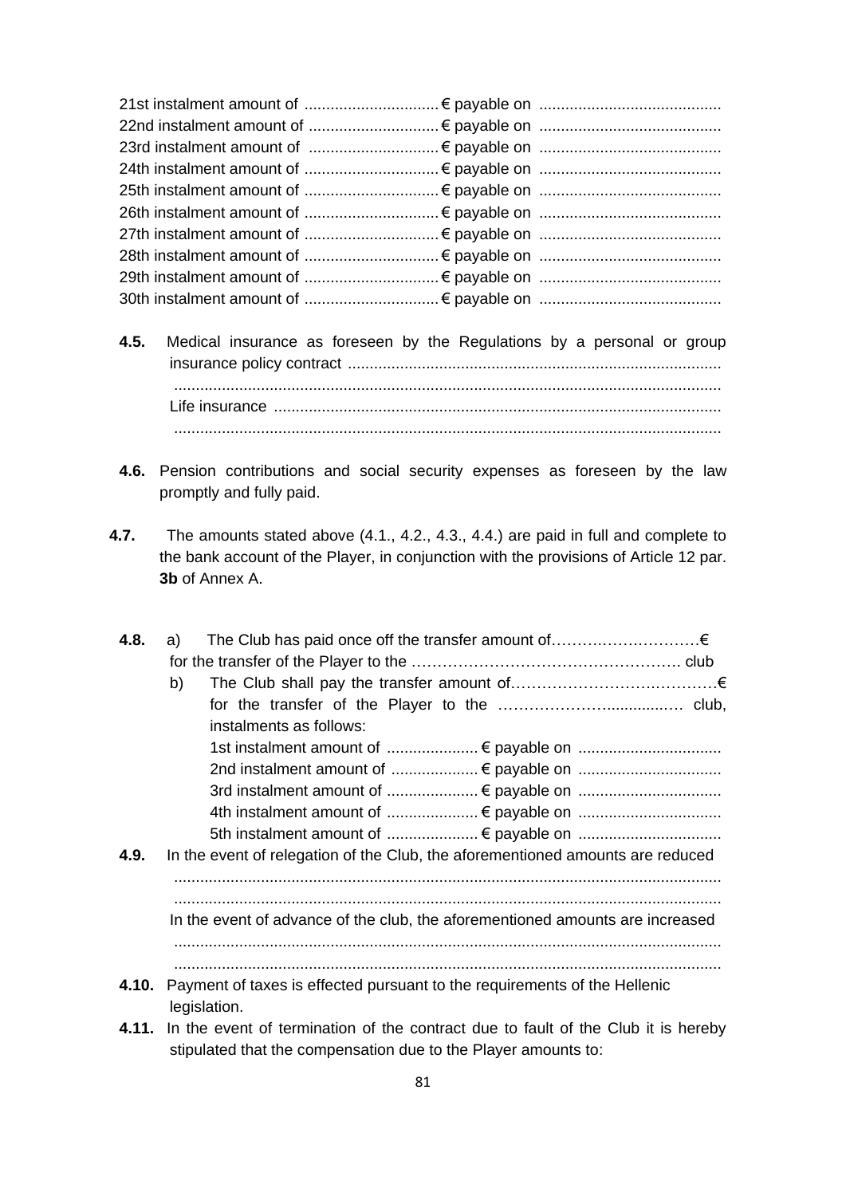21st instalment amount of ............................... € payable on ..........................................
22nd instalment amount of .............................. € payable on ..........................................
23rd instalment amount of .............................. € payable on ..........................................
24th instalment amount of ............................... € payable on ..........................................
25th instalment amount of ............................... € payable on ..........................................
26th instalment amount of ............................... € payable on ..........................................
27th instalment amount of ............................... € payable on ..........................................
28th instalment amount of ............................... € payable on ..........................................
29th instalment amount of ............................... € payable on ..........................................
30th instalment amount of ............................... € payable on ..........................................

**4.5.** Medical insurance as foreseen by the Regulations by a personal or group insurance policy contract ......................................................................................
..............................................................................................................................
Life insurance .......................................................................................................
..............................................................................................................................

**4.6.** Pension contributions and social security expenses as foreseen by the law promptly and fully paid.

**4.7.** The amounts stated above (4.1., 4.2., 4.3., 4.4.) are paid in full and complete to the bank account of the Player, in conjunction with the provisions of Article 12 par. **3b** of Annex A.

**4.8.** a) The Club has paid once off the transfer amount of……………………….€ for the transfer of the Player to the ……………………………………………. club

b) The Club shall pay the transfer amount of………………………..………€ for the transfer of the Player to the …………………............… club, instalments as follows:

1st instalment amount of ..................... € payable on .................................
2nd instalment amount of .................... € payable on .................................
3rd instalment amount of ..................... € payable on .................................
4th instalment amount of ..................... € payable on .................................
5th instalment amount of ..................... € payable on .................................

**4.9.** In the event of relegation of the Club, the aforementioned amounts are reduced
..............................................................................................................................
..............................................................................................................................
In the event of advance of the club, the aforementioned amounts are increased
..............................................................................................................................
..............................................................................................................................

**4.10.** Payment of taxes is effected pursuant to the requirements of the Hellenic legislation.

**4.11.** In the event of termination of the contract due to fault of the Club it is hereby stipulated that the compensation due to the Player amounts to: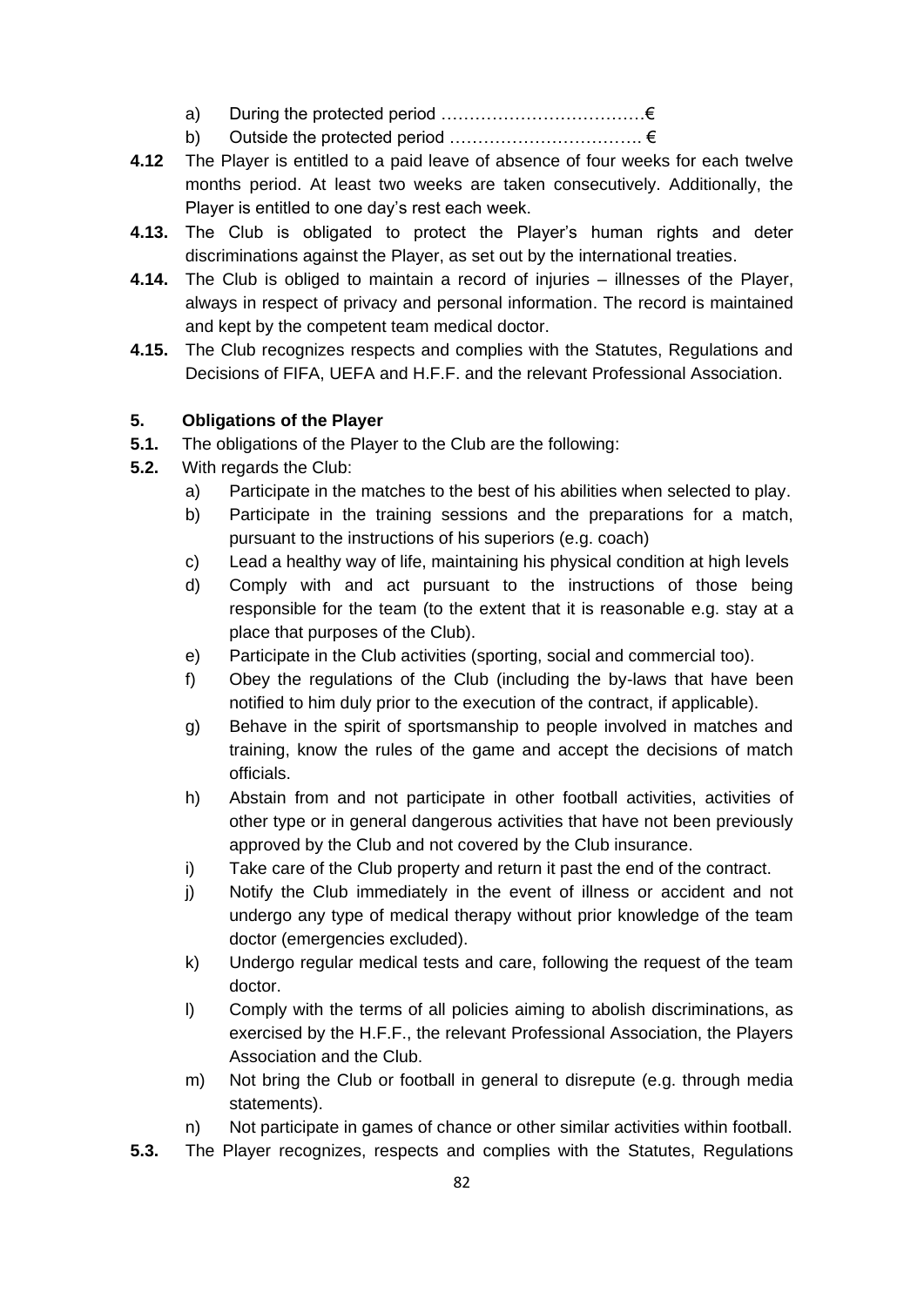a) During the protected period ………………………………€

b) Outside the protected period …………………………….. €

**4.12** The Player is entitled to a paid leave of absence of four weeks for each twelve months period. At least two weeks are taken consecutively. Additionally, the Player is entitled to one day's rest each week.

**4.13.** The Club is obligated to protect the Player's human rights and deter discriminations against the Player, as set out by the international treaties.

**4.14.** The Club is obliged to maintain a record of injuries – illnesses of the Player, always in respect of privacy and personal information. The record is maintained and kept by the competent team medical doctor.

**4.15.** The Club recognizes respects and complies with the Statutes, Regulations and Decisions of FIFA, UEFA and H.F.F. and the relevant Professional Association.

**5. Obligations of the Player**

**5.1.** The obligations of the Player to the Club are the following:

**5.2.** With regards the Club:

a) Participate in the matches to the best of his abilities when selected to play.

b) Participate in the training sessions and the preparations for a match, pursuant to the instructions of his superiors (e.g. coach)

c) Lead a healthy way of life, maintaining his physical condition at high levels

d) Comply with and act pursuant to the instructions of those being responsible for the team (to the extent that it is reasonable e.g. stay at a place that purposes of the Club).

e) Participate in the Club activities (sporting, social and commercial too).

f) Obey the regulations of the Club (including the by-laws that have been notified to him duly prior to the execution of the contract, if applicable).

g) Behave in the spirit of sportsmanship to people involved in matches and training, know the rules of the game and accept the decisions of match officials.

h) Abstain from and not participate in other football activities, activities of other type or in general dangerous activities that have not been previously approved by the Club and not covered by the Club insurance.

i) Take care of the Club property and return it past the end of the contract.

j) Notify the Club immediately in the event of illness or accident and not undergo any type of medical therapy without prior knowledge of the team doctor (emergencies excluded).

k) Undergo regular medical tests and care, following the request of the team doctor.

l) Comply with the terms of all policies aiming to abolish discriminations, as exercised by the H.F.F., the relevant Professional Association, the Players Association and the Club.

m) Not bring the Club or football in general to disrepute (e.g. through media statements).

n) Not participate in games of chance or other similar activities within football.

**5.3.** The Player recognizes, respects and complies with the Statutes, Regulations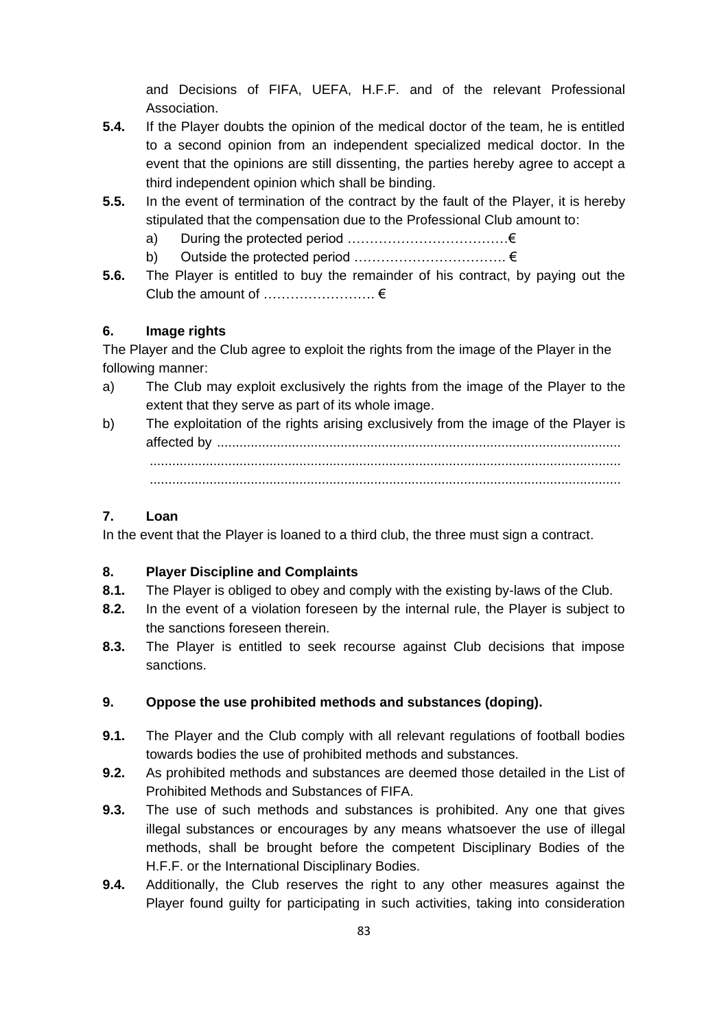and Decisions of FIFA, UEFA, H.F.F. and of the relevant Professional Association.

**5.4.** If the Player doubts the opinion of the medical doctor of the team, he is entitled to a second opinion from an independent specialized medical doctor. In the event that the opinions are still dissenting, the parties hereby agree to accept a third independent opinion which shall be binding.

**5.5.** In the event of termination of the contract by the fault of the Player, it is hereby stipulated that the compensation due to the Professional Club amount to:

a) During the protected period ………………………………€

b) Outside the protected period ……………………………. €

**5.6.** The Player is entitled to buy the remainder of his contract, by paying out the Club the amount of ……………………. €

### 6. Image rights

The Player and the Club agree to exploit the rights from the image of the Player in the following manner:

a) The Club may exploit exclusively the rights from the image of the Player to the extent that they serve as part of its whole image.

b) The exploitation of the rights arising exclusively from the image of the Player is affected by ..........................................................................................................
.............................................................................................................................
.............................................................................................................................

### 7. Loan

In the event that the Player is loaned to a third club, the three must sign a contract.

### 8. Player Discipline and Complaints

**8.1.** The Player is obliged to obey and comply with the existing by-laws of the Club.

**8.2.** In the event of a violation foreseen by the internal rule, the Player is subject to the sanctions foreseen therein.

**8.3.** The Player is entitled to seek recourse against Club decisions that impose sanctions.

### 9. Oppose the use prohibited methods and substances (doping).

**9.1.** The Player and the Club comply with all relevant regulations of football bodies towards bodies the use of prohibited methods and substances.

**9.2.** As prohibited methods and substances are deemed those detailed in the List of Prohibited Methods and Substances of FIFA.

**9.3.** The use of such methods and substances is prohibited. Any one that gives illegal substances or encourages by any means whatsoever the use of illegal methods, shall be brought before the competent Disciplinary Bodies of the H.F.F. or the International Disciplinary Bodies.

**9.4.** Additionally, the Club reserves the right to any other measures against the Player found guilty for participating in such activities, taking into consideration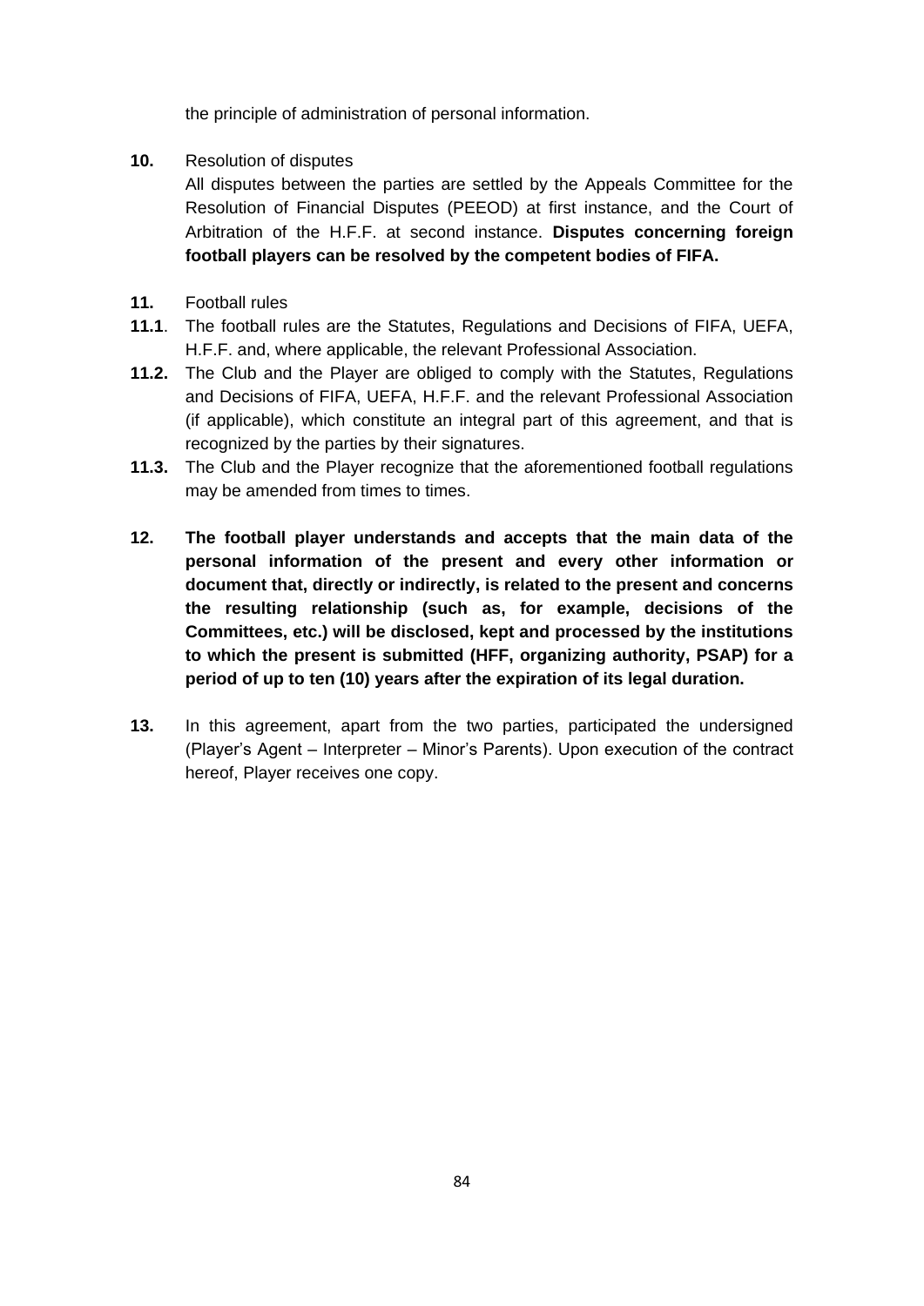the principle of administration of personal information.

**10.** Resolution of disputes

All disputes between the parties are settled by the Appeals Committee for the Resolution of Financial Disputes (PEEOD) at first instance, and the Court of Arbitration of the H.F.F. at second instance. **Disputes concerning foreign football players can be resolved by the competent bodies of FIFA.**

**11.** Football rules

**11.1**. The football rules are the Statutes, Regulations and Decisions of FIFA, UEFA, H.F.F. and, where applicable, the relevant Professional Association.

**11.2.** The Club and the Player are obliged to comply with the Statutes, Regulations and Decisions of FIFA, UEFA, H.F.F. and the relevant Professional Association (if applicable), which constitute an integral part of this agreement, and that is recognized by the parties by their signatures.

**11.3.** The Club and the Player recognize that the aforementioned football regulations may be amended from times to times.

**12. The football player understands and accepts that the main data of the personal information of the present and every other information or document that, directly or indirectly, is related to the present and concerns the resulting relationship (such as, for example, decisions of the Committees, etc.) will be disclosed, kept and processed by the institutions to which the present is submitted (HFF, organizing authority, PSAP) for a period of up to ten (10) years after the expiration of its legal duration.**

**13.** In this agreement, apart from the two parties, participated the undersigned (Player's Agent – Interpreter – Minor's Parents). Upon execution of the contract hereof, Player receives one copy.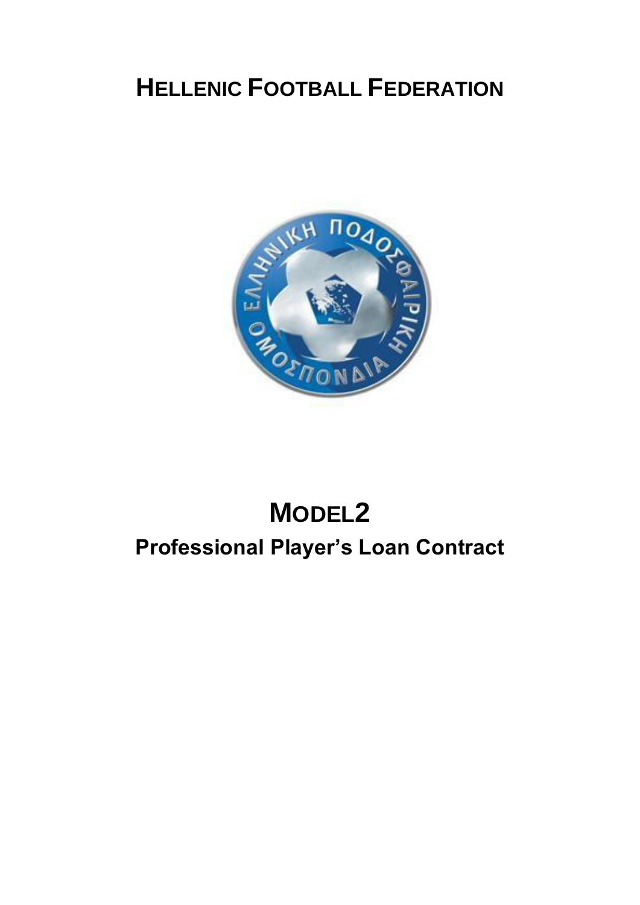# HELLENIC FOOTBALL FEDERATION

# MODEL2

## Professional Player's Loan Contract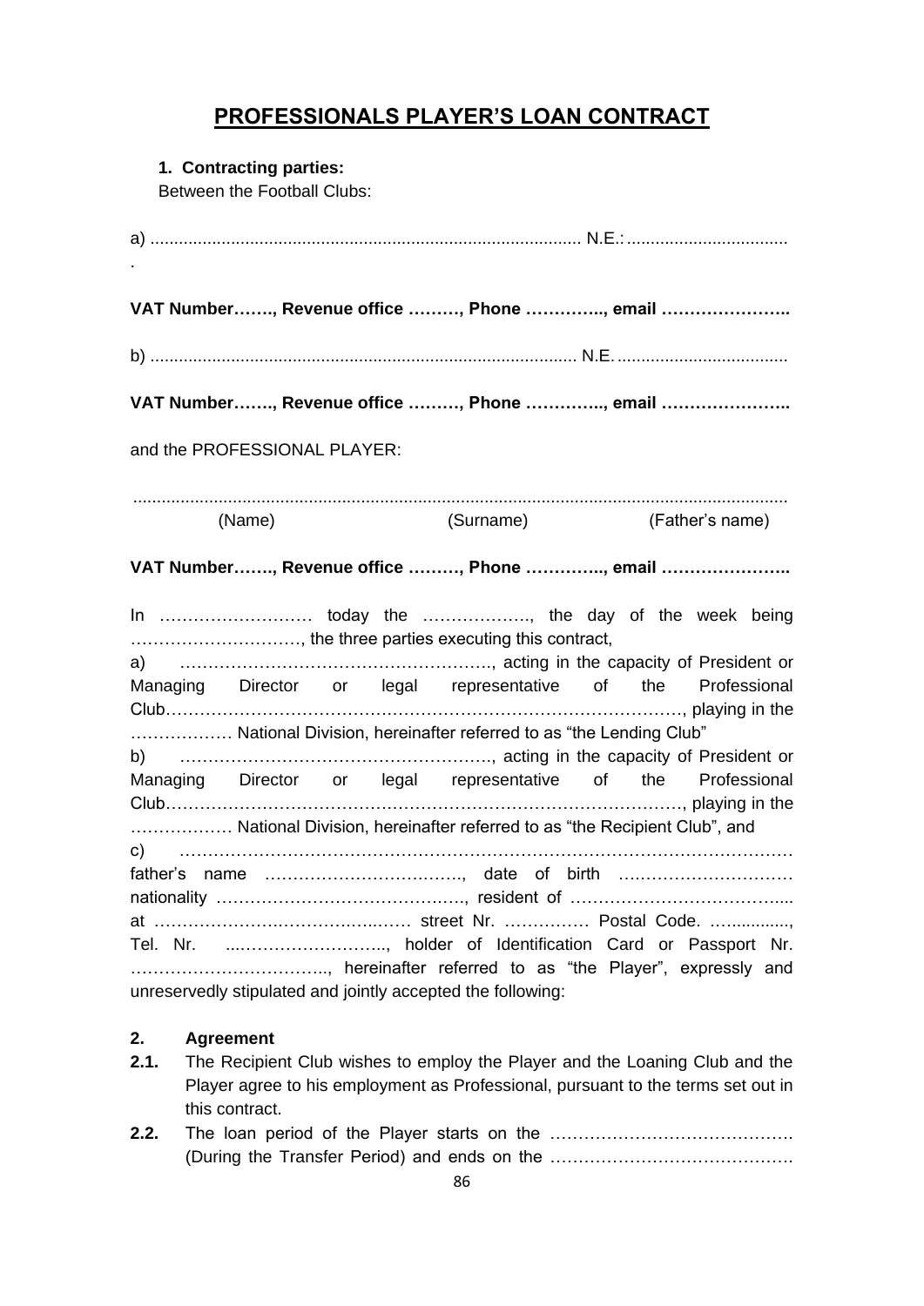# PROFESSIONALS PLAYER'S LOAN CONTRACT

**1. Contracting parties:**

Between the Football Clubs:

a) ........................................................................................ N.E.: ..................................
.

**VAT Number……., Revenue office ………, Phone ………….., email …………………..**

b) ........................................................................................ N.E. ...................................

**VAT Number……., Revenue office ………, Phone ………….., email …………………..**

and the PROFESSIONAL PLAYER:

.........................................................................................................................................

(Name) (Surname) (Father's name)

**VAT Number……., Revenue office ………, Phone ………….., email …………………..**

In ……………………… today the ………………., the day of the week being …………………………, the three parties executing this contract,

a) ………………………………………………., acting in the capacity of President or Managing Director or legal representative of the Professional Club……………………………………………………………………………, playing in the ……………… National Division, hereinafter referred to as "the Lending Club"

b) ………………………………………………., acting in the capacity of President or Managing Director or legal representative of the Professional Club……………………………………………………………………………, playing in the ……………… National Division, hereinafter referred to as "the Recipient Club", and

c) ………………………………………………………………………………………………
father's name ……………………………., date of birth …………………………
nationality ……………………………………., resident of ………………………………...
at ……………………………………… street Nr. …………… Postal Code. ……..........,
Tel. Nr. ...…………………….., holder of Identification Card or Passport Nr. …………………………….., hereinafter referred to as "the Player", expressly and unreservedly stipulated and jointly accepted the following:

**2. Agreement**

**2.1.** The Recipient Club wishes to employ the Player and the Loaning Club and the Player agree to his employment as Professional, pursuant to the terms set out in this contract.

**2.2.** The loan period of the Player starts on the ……………………………………. (During the Transfer Period) and ends on the …………………………………….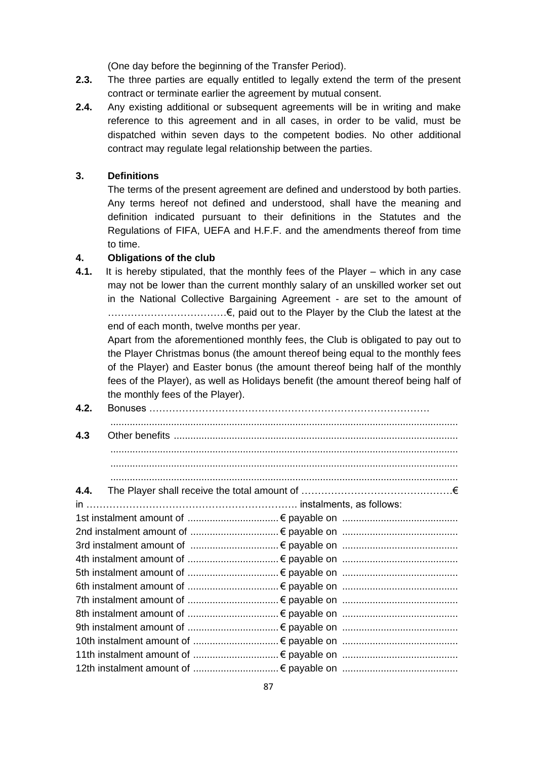(One day before the beginning of the Transfer Period).

**2.3.** The three parties are equally entitled to legally extend the term of the present contract or terminate earlier the agreement by mutual consent.

**2.4.** Any existing additional or subsequent agreements will be in writing and make reference to this agreement and in all cases, in order to be valid, must be dispatched within seven days to the competent bodies. No other additional contract may regulate legal relationship between the parties.

**3. Definitions**

The terms of the present agreement are defined and understood by both parties. Any terms hereof not defined and understood, shall have the meaning and definition indicated pursuant to their definitions in the Statutes and the Regulations of FIFA, UEFA and H.F.F. and the amendments thereof from time to time.

**4. Obligations of the club**

**4.1.** It is hereby stipulated, that the monthly fees of the Player – which in any case may not be lower than the current monthly salary of an unskilled worker set out in the National Collective Bargaining Agreement - are set to the amount of ………………………………€, paid out to the Player by the Club the latest at the end of each month, twelve months per year.

Apart from the aforementioned monthly fees, the Club is obligated to pay out to the Player Christmas bonus (the amount thereof being equal to the monthly fees of the Player) and Easter bonus (the amount thereof being half of the monthly fees of the Player), as well as Holidays benefit (the amount thereof being half of the monthly fees of the Player).

**4.2.** Bonuses ……………………………………………………………………………
.............................................................................................................................

**4.3** Other benefits .......................................................................................................
.............................................................................................................................
.............................................................................................................................
.............................................................................................................................

**4.4.** The Player shall receive the total amount of ……………………………………€ in ……………………………………………………… instalments, as follows:

1st instalment amount of .................................€ payable on ..........................................
2nd instalment amount of ................................€ payable on ..........................................
3rd instalment amount of ................................€ payable on ..........................................
4th instalment amount of .................................€ payable on ..........................................
5th instalment amount of .................................€ payable on ..........................................
6th instalment amount of .................................€ payable on ..........................................
7th instalment amount of .................................€ payable on ..........................................
8th instalment amount of .................................€ payable on ..........................................
9th instalment amount of .................................€ payable on ..........................................
10th instalment amount of ...............................€ payable on ..........................................
11th instalment amount of ...............................€ payable on ..........................................
12th instalment amount of ...............................€ payable on ..........................................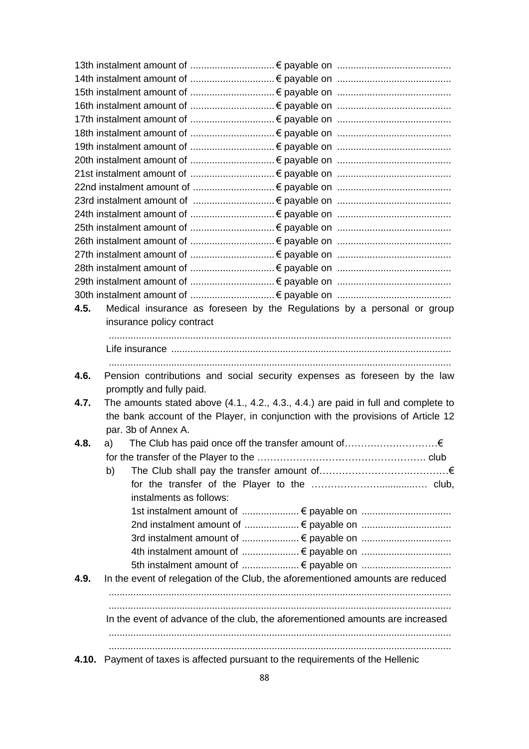13th instalment amount of ............................... € payable on ..........................................
14th instalment amount of ............................... € payable on ..........................................
15th instalment amount of ............................... € payable on ..........................................
16th instalment amount of ............................... € payable on ..........................................
17th instalment amount of ............................... € payable on ..........................................
18th instalment amount of ............................... € payable on ..........................................
19th instalment amount of ............................... € payable on ..........................................
20th instalment amount of ............................... € payable on ..........................................
21st instalment amount of ............................... € payable on ..........................................
22nd instalment amount of .............................. € payable on ..........................................
23rd instalment amount of .............................. € payable on ..........................................
24th instalment amount of ............................... € payable on ..........................................
25th instalment amount of ............................... € payable on ..........................................
26th instalment amount of ............................... € payable on ..........................................
27th instalment amount of ............................... € payable on ..........................................
28th instalment amount of ............................... € payable on ..........................................
29th instalment amount of ............................... € payable on ..........................................
30th instalment amount of ............................... € payable on ..........................................

**4.5.** Medical insurance as foreseen by the Regulations by a personal or group insurance policy contract

.............................................................................................................................

Life insurance ......................................................................................................

.............................................................................................................................

**4.6.** Pension contributions and social security expenses as foreseen by the law promptly and fully paid.

**4.7.** The amounts stated above (4.1., 4.2., 4.3., 4.4.) are paid in full and complete to the bank account of the Player, in conjunction with the provisions of Article 12 par. 3b of Annex A.

**4.8.** a) The Club has paid once off the transfer amount of……………………….€ for the transfer of the Player to the ……………………………………………. club

b) The Club shall pay the transfer amount of………………………..………€ for the transfer of the Player to the …………………............… club, instalments as follows:

1st instalment amount of ..................... € payable on .................................
2nd instalment amount of .................... € payable on .................................
3rd instalment amount of ..................... € payable on .................................
4th instalment amount of ..................... € payable on .................................
5th instalment amount of ..................... € payable on .................................

**4.9.** In the event of relegation of the Club, the aforementioned amounts are reduced

.............................................................................................................................

.............................................................................................................................

In the event of advance of the club, the aforementioned amounts are increased

.............................................................................................................................

.............................................................................................................................

**4.10.** Payment of taxes is affected pursuant to the requirements of the Hellenic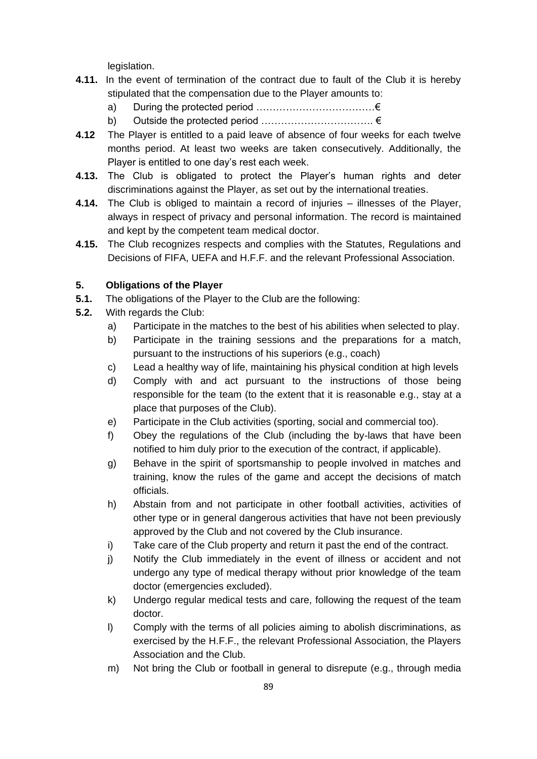legislation.

**4.11.** In the event of termination of the contract due to fault of the Club it is hereby stipulated that the compensation due to the Player amounts to:

a) During the protected period ………………………………€

b) Outside the protected period ……………………………. €

**4.12** The Player is entitled to a paid leave of absence of four weeks for each twelve months period. At least two weeks are taken consecutively. Additionally, the Player is entitled to one day's rest each week.

**4.13.** The Club is obligated to protect the Player's human rights and deter discriminations against the Player, as set out by the international treaties.

**4.14.** The Club is obliged to maintain a record of injuries – illnesses of the Player, always in respect of privacy and personal information. The record is maintained and kept by the competent team medical doctor.

**4.15.** The Club recognizes respects and complies with the Statutes, Regulations and Decisions of FIFA, UEFA and H.F.F. and the relevant Professional Association.

### 5. Obligations of the Player

**5.1.** The obligations of the Player to the Club are the following:

**5.2.** With regards the Club:

a) Participate in the matches to the best of his abilities when selected to play.

b) Participate in the training sessions and the preparations for a match, pursuant to the instructions of his superiors (e.g., coach)

c) Lead a healthy way of life, maintaining his physical condition at high levels

d) Comply with and act pursuant to the instructions of those being responsible for the team (to the extent that it is reasonable e.g., stay at a place that purposes of the Club).

e) Participate in the Club activities (sporting, social and commercial too).

f) Obey the regulations of the Club (including the by-laws that have been notified to him duly prior to the execution of the contract, if applicable).

g) Behave in the spirit of sportsmanship to people involved in matches and training, know the rules of the game and accept the decisions of match officials.

h) Abstain from and not participate in other football activities, activities of other type or in general dangerous activities that have not been previously approved by the Club and not covered by the Club insurance.

i) Take care of the Club property and return it past the end of the contract.

j) Notify the Club immediately in the event of illness or accident and not undergo any type of medical therapy without prior knowledge of the team doctor (emergencies excluded).

k) Undergo regular medical tests and care, following the request of the team doctor.

l) Comply with the terms of all policies aiming to abolish discriminations, as exercised by the H.F.F., the relevant Professional Association, the Players Association and the Club.

m) Not bring the Club or football in general to disrepute (e.g., through media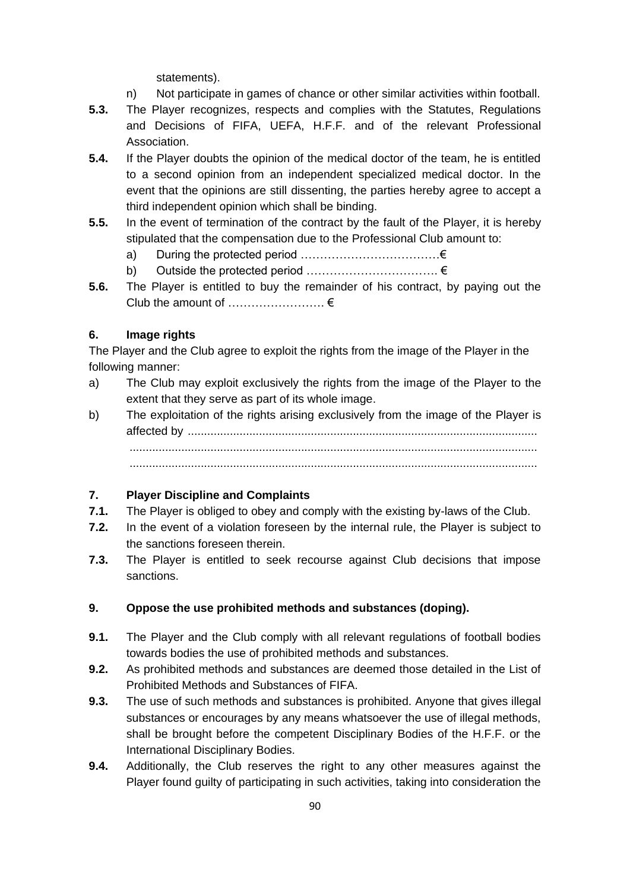statements).

n) Not participate in games of chance or other similar activities within football.

**5.3.** The Player recognizes, respects and complies with the Statutes, Regulations and Decisions of FIFA, UEFA, H.F.F. and of the relevant Professional Association.

**5.4.** If the Player doubts the opinion of the medical doctor of the team, he is entitled to a second opinion from an independent specialized medical doctor. In the event that the opinions are still dissenting, the parties hereby agree to accept a third independent opinion which shall be binding.

**5.5.** In the event of termination of the contract by the fault of the Player, it is hereby stipulated that the compensation due to the Professional Club amount to:

a) During the protected period ………………………………€

b) Outside the protected period ……………………………. €

**5.6.** The Player is entitled to buy the remainder of his contract, by paying out the Club the amount of ……………………. €

## 6. Image rights

The Player and the Club agree to exploit the rights from the image of the Player in the following manner:

a) The Club may exploit exclusively the rights from the image of the Player to the extent that they serve as part of its whole image.

b) The exploitation of the rights arising exclusively from the image of the Player is affected by .........................................................................................................
.............................................................................................................................
.............................................................................................................................

## 7. Player Discipline and Complaints

**7.1.** The Player is obliged to obey and comply with the existing by-laws of the Club.

**7.2.** In the event of a violation foreseen by the internal rule, the Player is subject to the sanctions foreseen therein.

**7.3.** The Player is entitled to seek recourse against Club decisions that impose sanctions.

## 9. Oppose the use prohibited methods and substances (doping).

**9.1.** The Player and the Club comply with all relevant regulations of football bodies towards bodies the use of prohibited methods and substances.

**9.2.** As prohibited methods and substances are deemed those detailed in the List of Prohibited Methods and Substances of FIFA.

**9.3.** The use of such methods and substances is prohibited. Anyone that gives illegal substances or encourages by any means whatsoever the use of illegal methods, shall be brought before the competent Disciplinary Bodies of the H.F.F. or the International Disciplinary Bodies.

**9.4.** Additionally, the Club reserves the right to any other measures against the Player found guilty of participating in such activities, taking into consideration the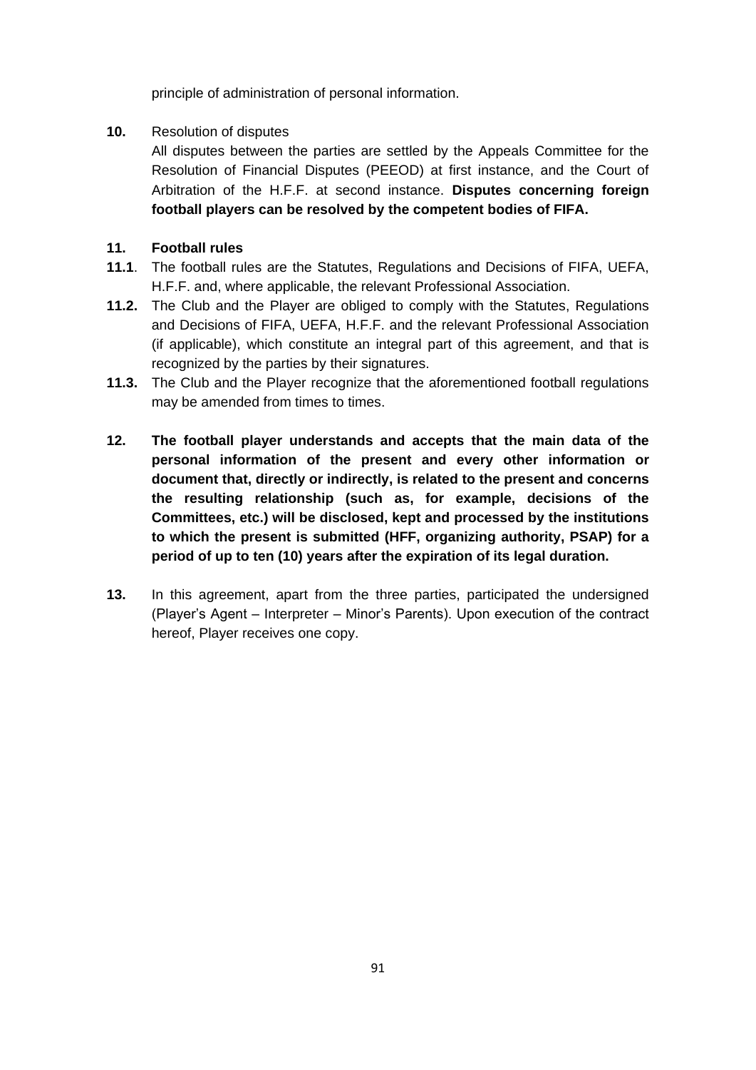principle of administration of personal information.

**10.** Resolution of disputes

All disputes between the parties are settled by the Appeals Committee for the Resolution of Financial Disputes (PEEOD) at first instance, and the Court of Arbitration of the H.F.F. at second instance. **Disputes concerning foreign football players can be resolved by the competent bodies of FIFA.**

**11. Football rules**

**11.1**. The football rules are the Statutes, Regulations and Decisions of FIFA, UEFA, H.F.F. and, where applicable, the relevant Professional Association.

**11.2.** The Club and the Player are obliged to comply with the Statutes, Regulations and Decisions of FIFA, UEFA, H.F.F. and the relevant Professional Association (if applicable), which constitute an integral part of this agreement, and that is recognized by the parties by their signatures.

**11.3.** The Club and the Player recognize that the aforementioned football regulations may be amended from times to times.

**12. The football player understands and accepts that the main data of the personal information of the present and every other information or document that, directly or indirectly, is related to the present and concerns the resulting relationship (such as, for example, decisions of the Committees, etc.) will be disclosed, kept and processed by the institutions to which the present is submitted (HFF, organizing authority, PSAP) for a period of up to ten (10) years after the expiration of its legal duration.**

**13.** In this agreement, apart from the three parties, participated the undersigned (Player's Agent – Interpreter – Minor's Parents). Upon execution of the contract hereof, Player receives one copy.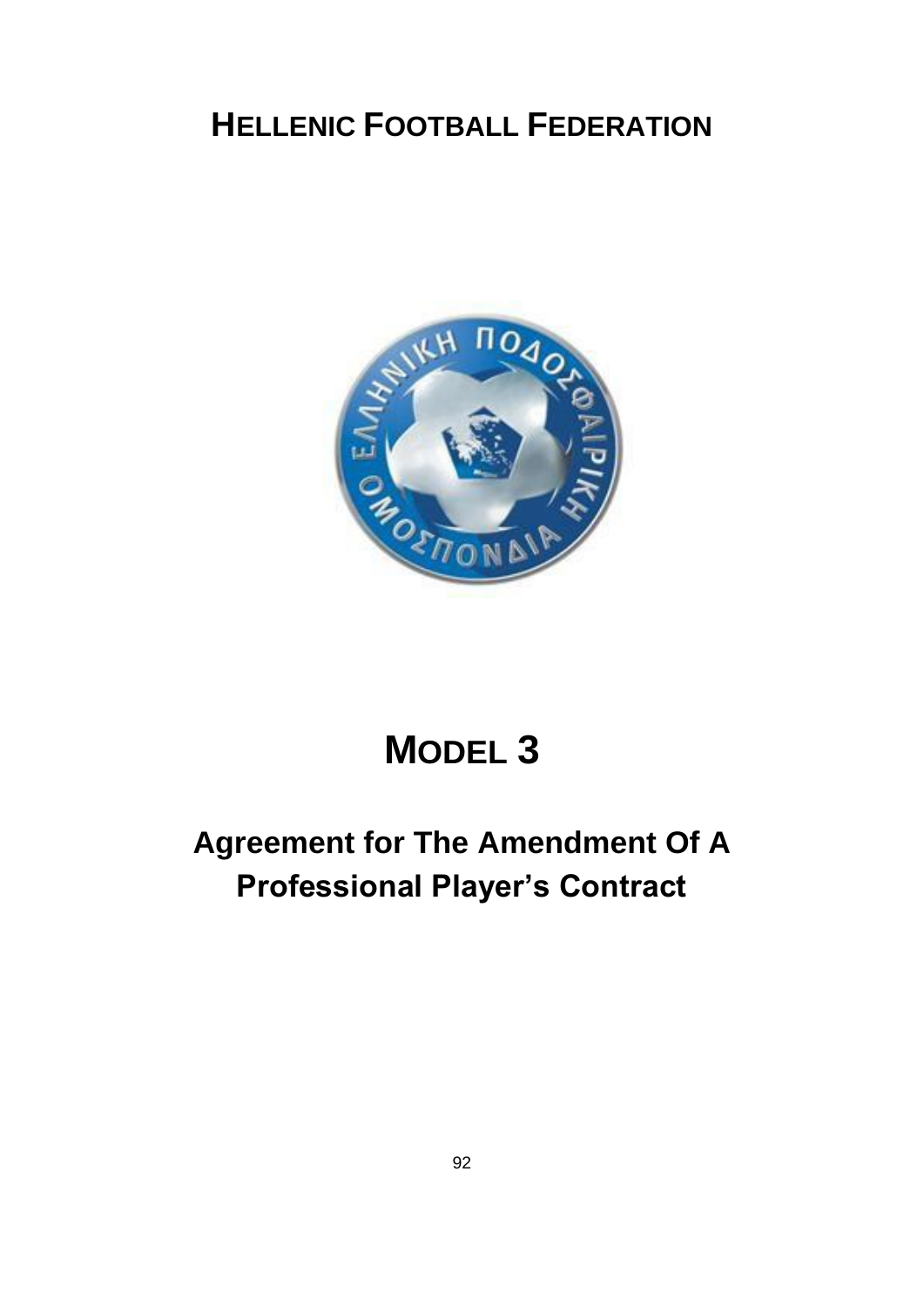# HELLENIC FOOTBALL FEDERATION

# MODEL 3

## Agreement for The Amendment Of A Professional Player's Contract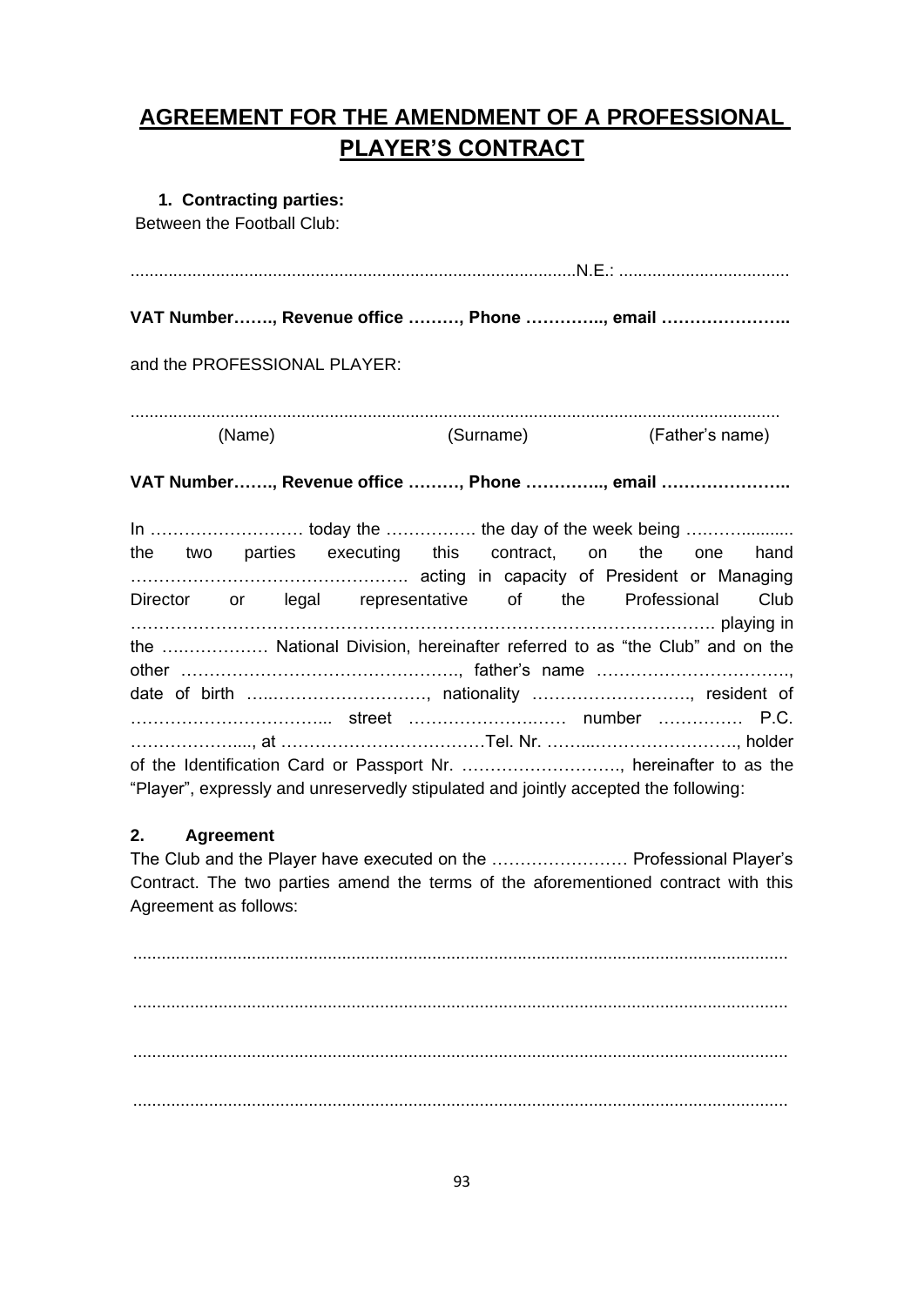# AGREEMENT FOR THE AMENDMENT OF A PROFESSIONAL PLAYER'S CONTRACT

**1. Contracting parties:**

Between the Football Club:

............................................................................................N.E.: ....................................

**VAT Number……., Revenue office ………, Phone ………….., email …………………..**

and the PROFESSIONAL PLAYER:

.......................................................................................................................................

(Name) (Surname) (Father's name)

**VAT Number……., Revenue office ………, Phone ………….., email …………………..**

In ……………………… today the ……………. the day of the week being ………........... the two parties executing this contract, on the one hand ………………………………………. acting in capacity of President or Managing Director or legal representative of the Professional Club ……………………………………………………………………………………… playing in the ……………… National Division, hereinafter referred to as "the Club" and on the other …………………………………………., father's name ……………………………, date of birth ….……………………., nationality ………………………, resident of …………………………... street ……………………… number …………… P.C. …………………..., at ………………………………Tel. Nr. ……...……………………., holder of the Identification Card or Passport Nr. ………………………., hereinafter to as the "Player", expressly and unreservedly stipulated and jointly accepted the following:

**2. Agreement**

The Club and the Player have executed on the …………………… Professional Player's Contract. The two parties amend the terms of the aforementioned contract with this Agreement as follows:

.......................................................................................................................................

.......................................................................................................................................

.......................................................................................................................................

.......................................................................................................................................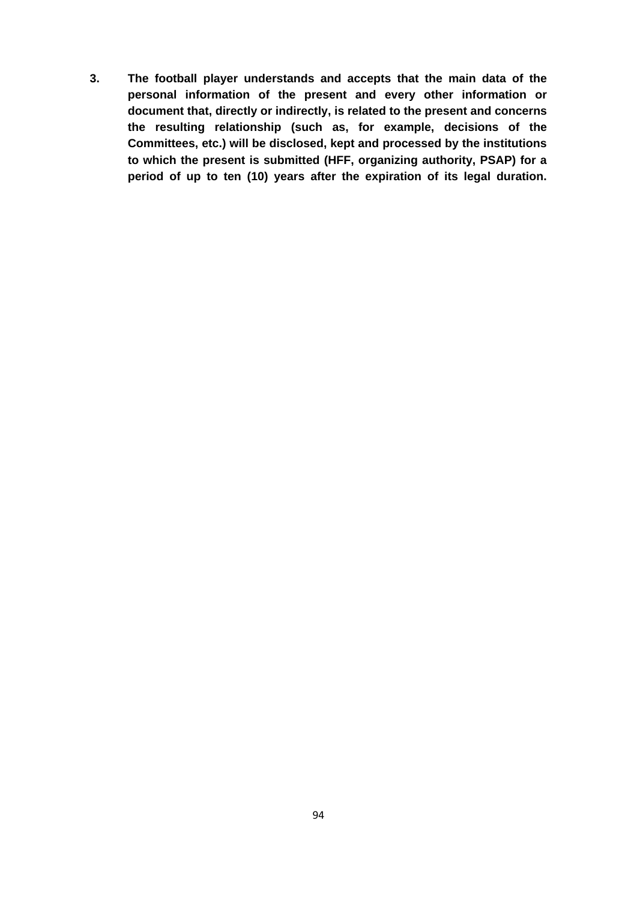3. **The football player understands and accepts that the main data of the personal information of the present and every other information or document that, directly or indirectly, is related to the present and concerns the resulting relationship (such as, for example, decisions of the Committees, etc.) will be disclosed, kept and processed by the institutions to which the present is submitted (HFF, organizing authority, PSAP) for a period of up to ten (10) years after the expiration of its legal duration.**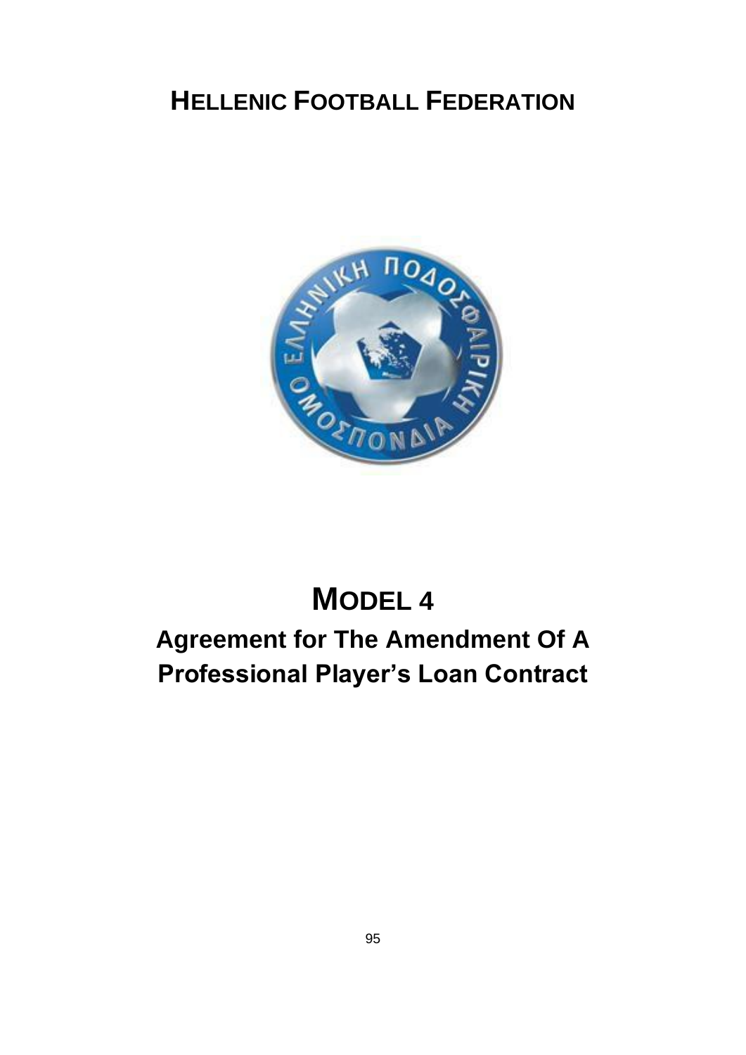# HELLENIC FOOTBALL FEDERATION

# MODEL 4

## Agreement for The Amendment Of A Professional Player's Loan Contract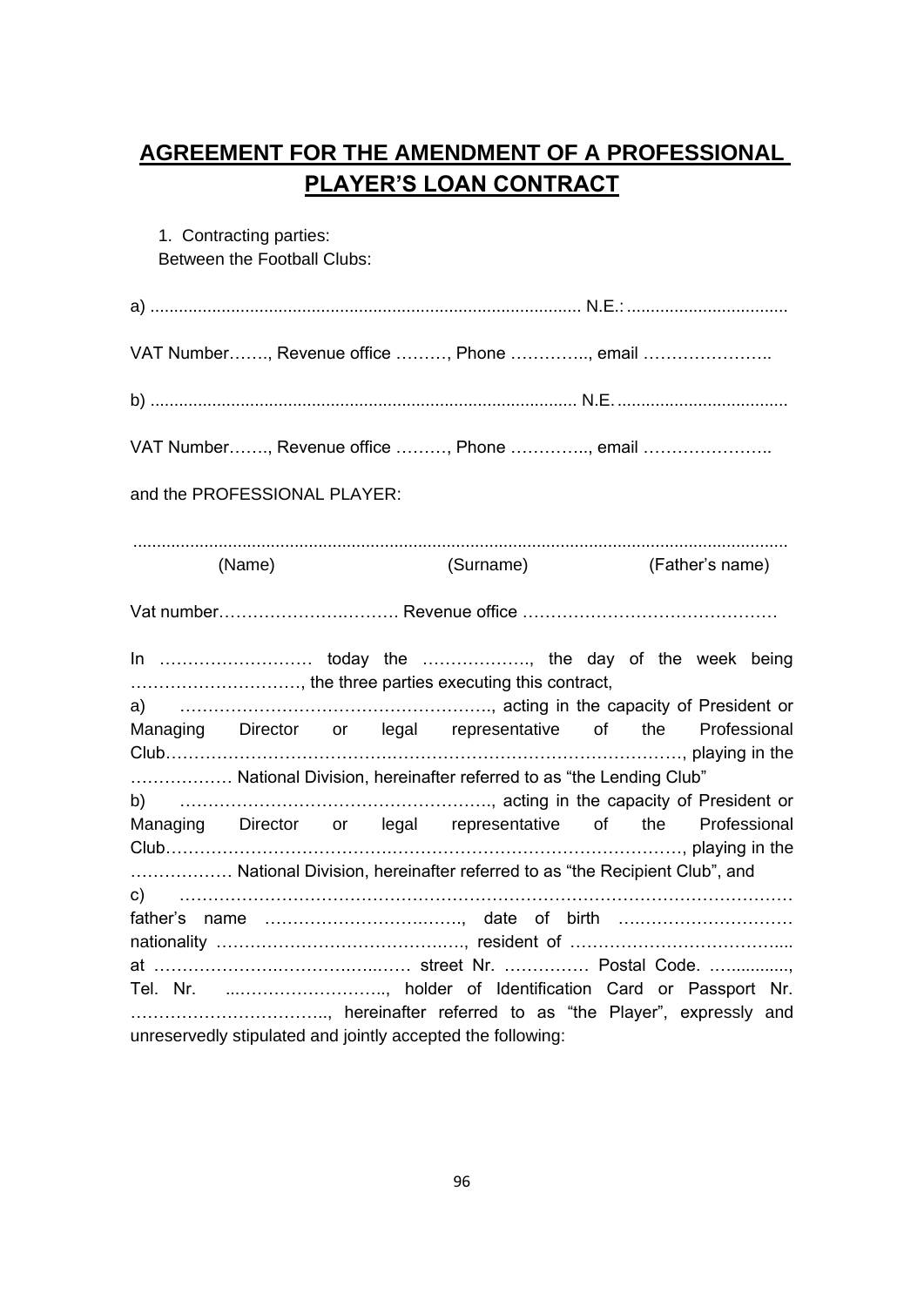# AGREEMENT FOR THE AMENDMENT OF A PROFESSIONAL PLAYER'S LOAN CONTRACT

1. Contracting parties:

Between the Football Clubs:

a) ........................................................................................ N.E.: .................................

VAT Number……., Revenue office ………, Phone …………., email …………………..

b) ....................................................................................... N.E. ...................................

VAT Number……., Revenue office ………, Phone …………., email …………………..

and the PROFESSIONAL PLAYER:

..........................................................................................................................................

(Name) (Surname) (Father's name)

Vat number……………………..……. Revenue office ……………………………………

In ……………………… today the ………………., the day of the week being …………………………, the three parties executing this contract,

a) ………………………………………………., acting in the capacity of President or Managing Director or legal representative of the Professional Club……………………………………………………………………………, playing in the ……………… National Division, hereinafter referred to as "the Lending Club"

b) ………………………………………………., acting in the capacity of President or Managing Director or legal representative of the Professional Club……………………………………………………………………………, playing in the ……………… National Division, hereinafter referred to as "the Recipient Club", and

c) ……………………………………………………………………………………………… father's name ………………………….……., date of birth ………………………… nationality ………………………………….…., resident of ………………………………... at …………………………………..…… street Nr. …………… Postal Code. ……..........., Tel. Nr. ...…………………….., holder of Identification Card or Passport Nr. …………………………….., hereinafter referred to as "the Player", expressly and unreservedly stipulated and jointly accepted the following: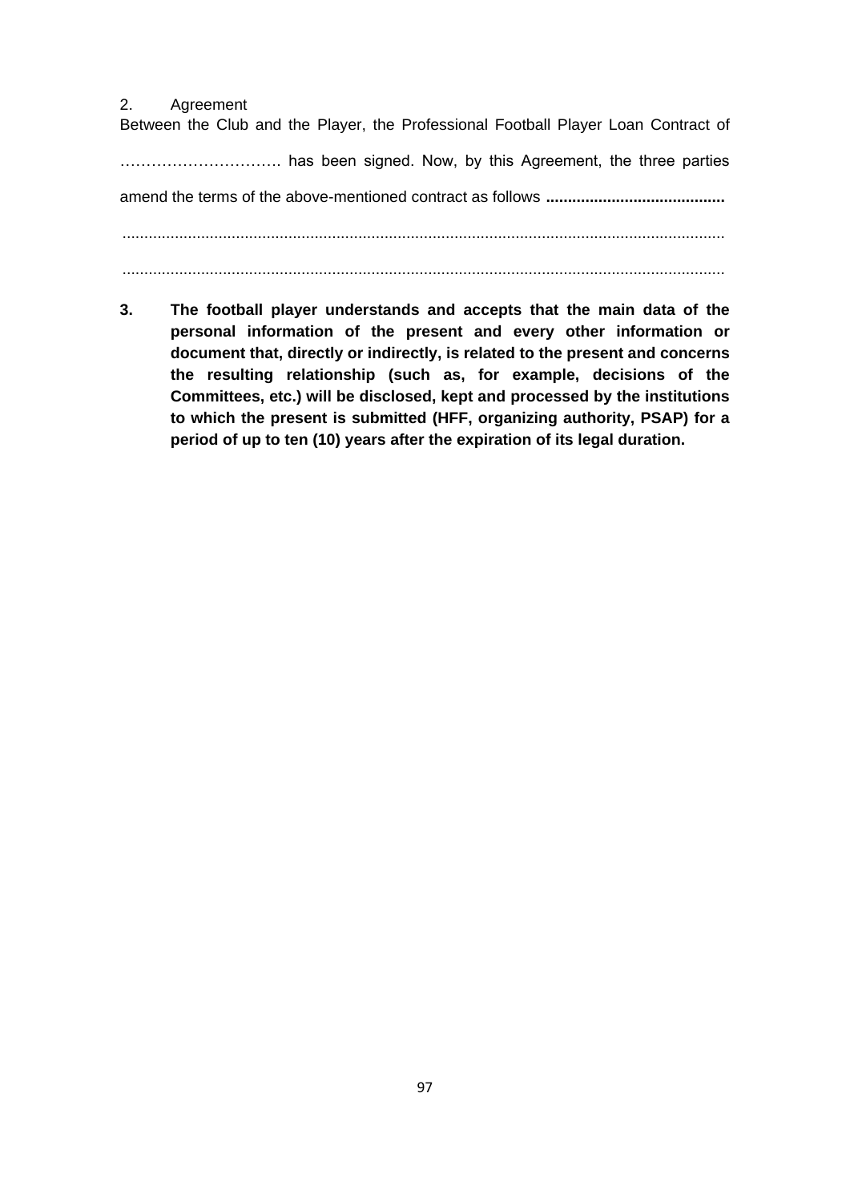2. Agreement

Between the Club and the Player, the Professional Football Player Loan Contract of ………………………… has been signed. Now, by this Agreement, the three parties amend the terms of the above-mentioned contract as follows **.........................................**

.......................................................................................................................................

.......................................................................................................................................

**3. The football player understands and accepts that the main data of the personal information of the present and every other information or document that, directly or indirectly, is related to the present and concerns the resulting relationship (such as, for example, decisions of the Committees, etc.) will be disclosed, kept and processed by the institutions to which the present is submitted (HFF, organizing authority, PSAP) for a period of up to ten (10) years after the expiration of its legal duration.**